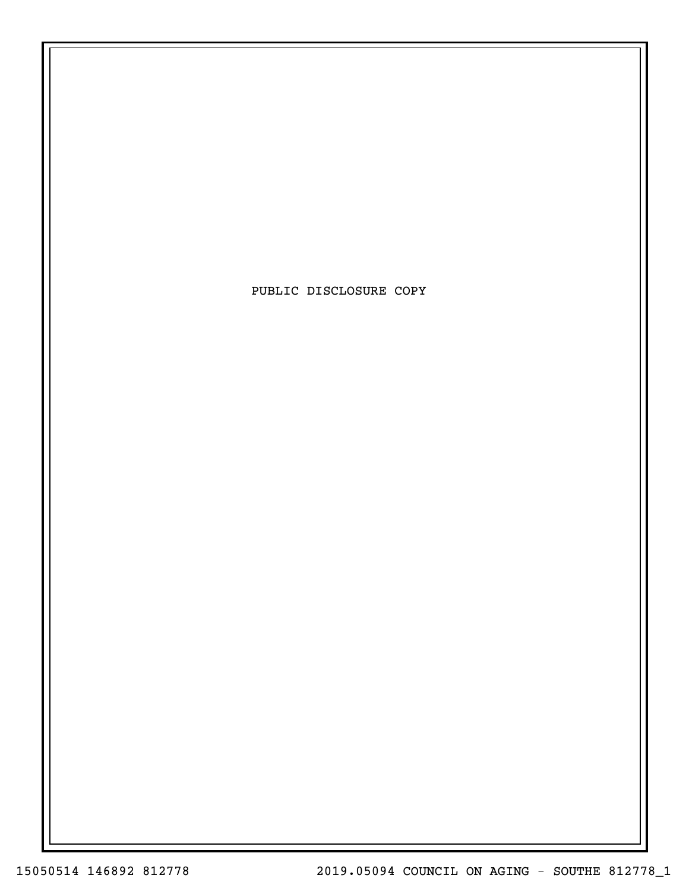PUBLIC DISCLOSURE COPY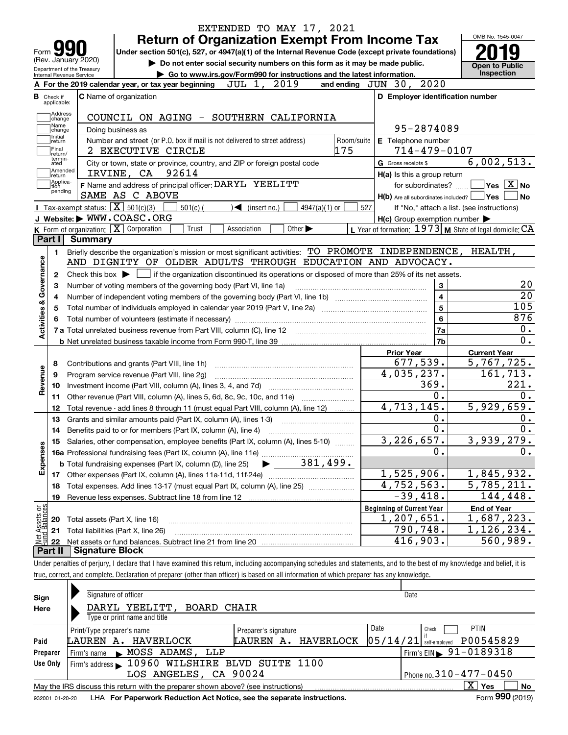EXTENDED TO MAY 17, 2021

# Form 990 — Return of Organization Exempt From Income Tax

(Rev. January 2020)

Under section 501(c), 527, or 4947(a)(1) of the Internal Revenue Code (except private foundations)

▶ Do not enter social security numbers on this form as it may be made public.

▶ Go to www.irs.gov/Form990 for instructions and the latest information.

Department of the Treasury Internal Revenue Service

OMB No. 1545-0047

**2019**

**Open to Public Inspection**

**A** For the 2019 calendar year, or tax year beginning JUL 1, 2019 and ending JUN 30, 2020

**B** Check if applicable: Address change, Name change, Initial return, Final return/terminated, Amended return, Application pending

**C** Name of organization: COUNCIL ON AGING - SOUTHERN CALIFORNIA

Doing business as

Number and street (or P.O. box if mail is not delivered to street address): 2 EXECUTIVE CIRCLE — Room/suite: 175

City or town, state or province, country, and ZIP or foreign postal code: IRVINE, CA 92614

**D** Employer identification number: 95-2874089

**E** Telephone number: 714-479-0107

**G** Gross receipts $ 6,002,513.

**F** Name and address of principal officer: DARYL YEELITT, SAME AS C ABOVE

**H(a)** Is this a group return for subordinates? ☐ Yes ☒ No

**H(b)** Are all subordinates included? ☐ Yes ☐ No — If "No," attach a list. (see instructions)

**H(c)** Group exemption number ▶

**I** Tax-exempt status: ☒ 501(c)(3) ☐ 501(c)( ) ◀ (insert no.) ☐ 4947(a)(1) or ☐ 527

**J** Website: ▶ WWW.COASC.ORG

**K** Form of organization: ☒ Corporation ☐ Trust ☐ Association ☐ Other ▶

**L** Year of formation: 1973 **M** State of legal domicile: CA

## Part I Summary

**Activities & Governance**

1. Briefly describe the organization's mission or most significant activities: TO PROMOTE INDEPENDENCE, HEALTH, AND DIGNITY OF OLDER ADULTS THROUGH EDUCATION AND ADVOCACY.
2. Check this box ▶ ☐ if the organization discontinued its operations or disposed of more than 25% of its net assets.

| | | Line | Value |
|---|---|---|---|
| 3 | Number of voting members of the governing body (Part VI, line 1a) | 3 | 20 |
| 4 | Number of independent voting members of the governing body (Part VI, line 1b) | 4 | 20 |
| 5 | Total number of individuals employed in calendar year 2019 (Part V, line 2a) | 5 | 105 |
| 6 | Total number of volunteers (estimate if necessary) | 6 | 876 |
| 7a | Total unrelated business revenue from Part VIII, column (C), line 12 | 7a | 0. |
| b | Net unrelated business taxable income from Form 990-T, line 39 | 7b | 0. |

| | | Prior Year | Current Year |
|---|---|---|---|
| **Revenue** | | | |
| 8 | Contributions and grants (Part VIII, line 1h) | 677,539. | 5,767,725. |
| 9 | Program service revenue (Part VIII, line 2g) | 4,035,237. | 161,713. |
| 10 | Investment income (Part VIII, column (A), lines 3, 4, and 7d) | 369. | 221. |
| 11 | Other revenue (Part VIII, column (A), lines 5, 6d, 8c, 9c, 10c, and 11e) | 0. | 0. |
| 12 | Total revenue - add lines 8 through 11 (must equal Part VIII, column (A), line 12) | 4,713,145. | 5,929,659. |
| **Expenses** | | | |
| 13 | Grants and similar amounts paid (Part IX, column (A), lines 1-3) | 0. | 0. |
| 14 | Benefits paid to or for members (Part IX, column (A), line 4) | 0. | 0. |
| 15 | Salaries, other compensation, employee benefits (Part IX, column (A), lines 5-10) | 3,226,657. | 3,939,279. |
| 16a | Professional fundraising fees (Part IX, column (A), line 11e) | 0. | 0. |
| b | Total fundraising expenses (Part IX, column (D), line 25) ▶ 381,499. | | |
| 17 | Other expenses (Part IX, column (A), lines 11a-11d, 11f-24e) | 1,525,906. | 1,845,932. |
| 18 | Total expenses. Add lines 13-17 (must equal Part IX, column (A), line 25) | 4,752,563. | 5,785,211. |
| 19 | Revenue less expenses. Subtract line 18 from line 12 | -39,418. | 144,448. |

| **Net Assets or Fund Balances** | | Beginning of Current Year | End of Year |
|---|---|---|---|
| 20 | Total assets (Part X, line 16) | 1,207,651. | 1,687,223. |
| 21 | Total liabilities (Part X, line 26) | 790,748. | 1,126,234. |
| 22 | Net assets or fund balances. Subtract line 21 from line 20 | 416,903. | 560,989. |

## Part II Signature Block

Under penalties of perjury, I declare that I have examined this return, including accompanying schedules and statements, and to the best of my knowledge and belief, it is true, correct, and complete. Declaration of preparer (other than officer) is based on all information of which preparer has any knowledge.

**Sign Here**

Signature of officer — Date

DARYL YEELITT, BOARD CHAIR

Type or print name and title

**Paid Preparer Use Only**

| Print/Type preparer's name | Preparer's signature | Date | Check ☐ if self-employed | PTIN |
|---|---|---|---|---|
| LAUREN A. HAVERLOCK | LAUREN A. HAVERLOCK | 05/14/21 | | P00545829 |

Firm's name ▶ MOSS ADAMS, LLP — Firm's EIN ▶ 91-0189318

Firm's address ▶ 10960 WILSHIRE BLVD SUITE 1100, LOS ANGELES, CA 90024 — Phone no. 310-477-0450

May the IRS discuss this return with the preparer shown above? (see instructions) ☒ Yes ☐ No

932001 01-20-20 LHA For Paperwork Reduction Act Notice, see the separate instructions. Form **990** (2019)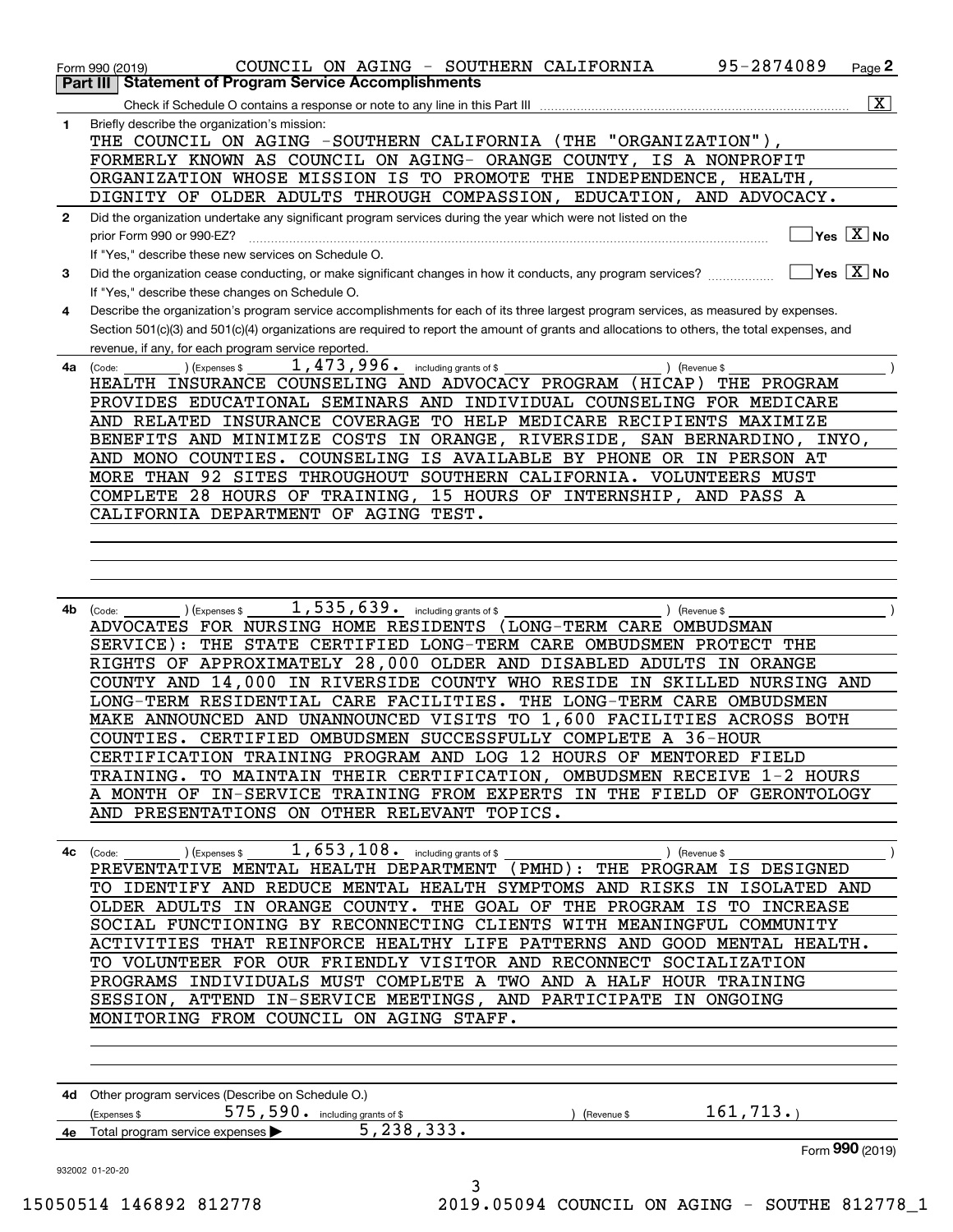Form 990 (2019) COUNCIL ON AGING - SOUTHERN CALIFORNIA 95-2874089 Page 2

## Part III Statement of Program Service Accomplishments

Check if Schedule O contains a response or note to any line in this Part III [X]

**1** Briefly describe the organization's mission:

THE COUNCIL ON AGING -SOUTHERN CALIFORNIA (THE "ORGANIZATION"), FORMERLY KNOWN AS COUNCIL ON AGING- ORANGE COUNTY, IS A NONPROFIT ORGANIZATION WHOSE MISSION IS TO PROMOTE THE INDEPENDENCE, HEALTH, DIGNITY OF OLDER ADULTS THROUGH COMPASSION, EDUCATION, AND ADVOCACY.

**2** Did the organization undertake any significant program services during the year which were not listed on the prior Form 990 or 990-EZ? [ ] Yes [X] No

If "Yes," describe these new services on Schedule O.

**3** Did the organization cease conducting, or make significant changes in how it conducts, any program services? [ ] Yes [X] No

If "Yes," describe these changes on Schedule O.

**4** Describe the organization's program service accomplishments for each of its three largest program services, as measured by expenses. Section 501(c)(3) and 501(c)(4) organizations are required to report the amount of grants and allocations to others, the total expenses, and revenue, if any, for each program service reported.

**4a** (Code: ) (Expenses $ 1,473,996. including grants of $ ) (Revenue $ )

HEALTH INSURANCE COUNSELING AND ADVOCACY PROGRAM (HICAP) THE PROGRAM PROVIDES EDUCATIONAL SEMINARS AND INDIVIDUAL COUNSELING FOR MEDICARE AND RELATED INSURANCE COVERAGE TO HELP MEDICARE RECIPIENTS MAXIMIZE BENEFITS AND MINIMIZE COSTS IN ORANGE, RIVERSIDE, SAN BERNARDINO, INYO, AND MONO COUNTIES. COUNSELING IS AVAILABLE BY PHONE OR IN PERSON AT MORE THAN 92 SITES THROUGHOUT SOUTHERN CALIFORNIA. VOLUNTEERS MUST COMPLETE 28 HOURS OF TRAINING, 15 HOURS OF INTERNSHIP, AND PASS A CALIFORNIA DEPARTMENT OF AGING TEST.

**4b** (Code: ) (Expenses $ 1,535,639. including grants of $ ) (Revenue $ )

ADVOCATES FOR NURSING HOME RESIDENTS (LONG-TERM CARE OMBUDSMAN SERVICE): THE STATE CERTIFIED LONG-TERM CARE OMBUDSMEN PROTECT THE RIGHTS OF APPROXIMATELY 28,000 OLDER AND DISABLED ADULTS IN ORANGE COUNTY AND 14,000 IN RIVERSIDE COUNTY WHO RESIDE IN SKILLED NURSING AND LONG-TERM RESIDENTIAL CARE FACILITIES. THE LONG-TERM CARE OMBUDSMEN MAKE ANNOUNCED AND UNANNOUNCED VISITS TO 1,600 FACILITIES ACROSS BOTH COUNTIES. CERTIFIED OMBUDSMEN SUCCESSFULLY COMPLETE A 36-HOUR CERTIFICATION TRAINING PROGRAM AND LOG 12 HOURS OF MENTORED FIELD TRAINING. TO MAINTAIN THEIR CERTIFICATION, OMBUDSMEN RECEIVE 1-2 HOURS A MONTH OF IN-SERVICE TRAINING FROM EXPERTS IN THE FIELD OF GERONTOLOGY AND PRESENTATIONS ON OTHER RELEVANT TOPICS.

**4c** (Code: ) (Expenses $ 1,653,108. including grants of $ ) (Revenue $ )

PREVENTATIVE MENTAL HEALTH DEPARTMENT (PMHD): THE PROGRAM IS DESIGNED TO IDENTIFY AND REDUCE MENTAL HEALTH SYMPTOMS AND RISKS IN ISOLATED AND OLDER ADULTS IN ORANGE COUNTY. THE GOAL OF THE PROGRAM IS TO INCREASE SOCIAL FUNCTIONING BY RECONNECTING CLIENTS WITH MEANINGFUL COMMUNITY ACTIVITIES THAT REINFORCE HEALTHY LIFE PATTERNS AND GOOD MENTAL HEALTH. TO VOLUNTEER FOR OUR FRIENDLY VISITOR AND RECONNECT SOCIALIZATION PROGRAMS INDIVIDUALS MUST COMPLETE A TWO AND A HALF HOUR TRAINING SESSION, ATTEND IN-SERVICE MEETINGS, AND PARTICIPATE IN ONGOING MONITORING FROM COUNCIL ON AGING STAFF.

**4d** Other program services (Describe on Schedule O.)

(Expenses $ 575,590. including grants of $ ) (Revenue $ 161,713.)

**4e** Total program service expenses ▶ 5,238,333.

Form **990** (2019)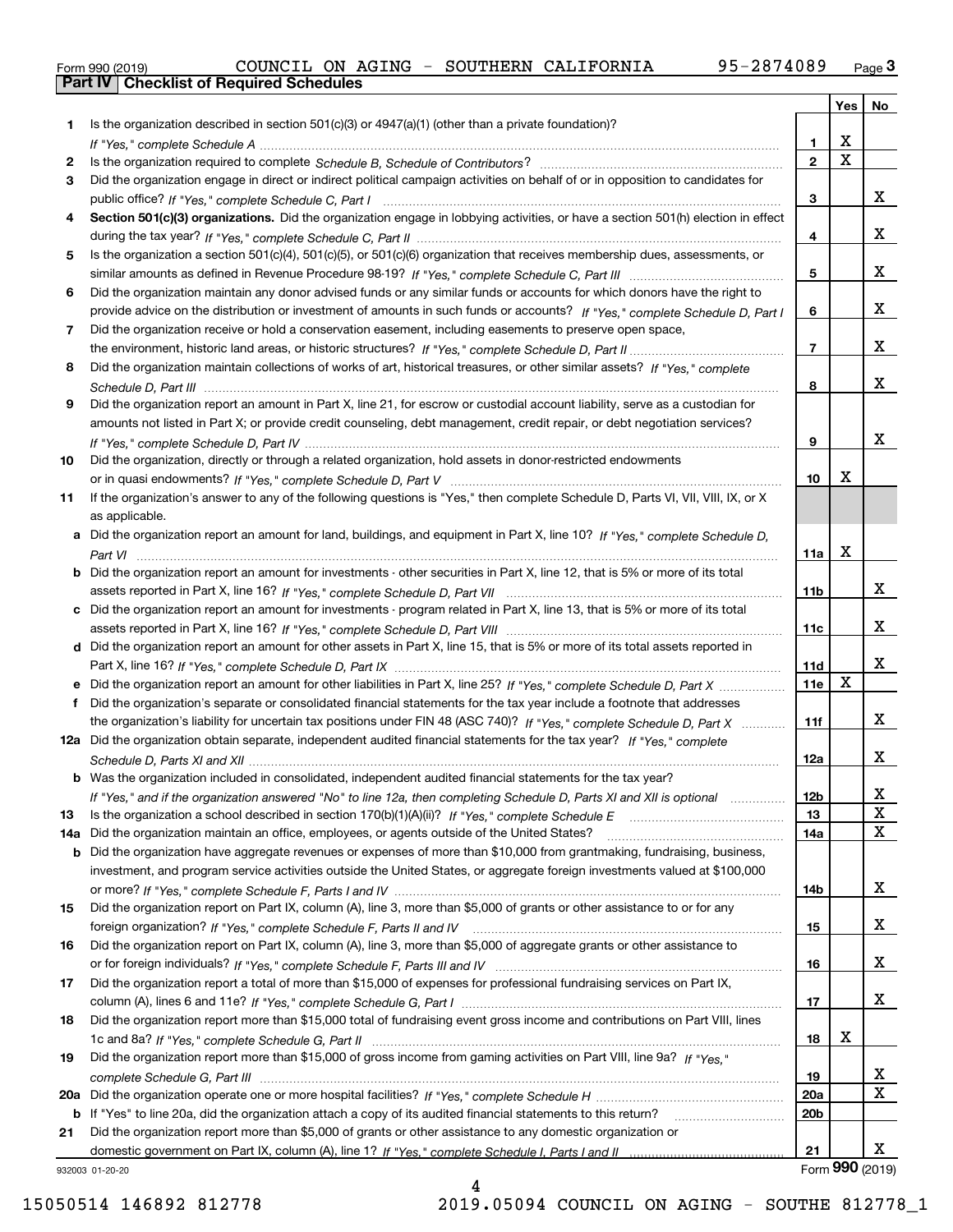Form 990 (2019) COUNCIL ON AGING - SOUTHERN CALIFORNIA 95-2874089

## Part IV Checklist of Required Schedules

| | | | Yes | No |
|---|---|---|---|---|
| 1 | Is the organization described in section 501(c)(3) or 4947(a)(1) (other than a private foundation)? *If "Yes," complete Schedule A* | 1 | X | |
| 2 | Is the organization required to complete *Schedule B, Schedule of Contributors*? | 2 | X | |
| 3 | Did the organization engage in direct or indirect political campaign activities on behalf of or in opposition to candidates for public office? *If "Yes," complete Schedule C, Part I* | 3 | | X |
| 4 | **Section 501(c)(3) organizations.** Did the organization engage in lobbying activities, or have a section 501(h) election in effect during the tax year? *If "Yes," complete Schedule C, Part II* | 4 | | X |
| 5 | Is the organization a section 501(c)(4), 501(c)(5), or 501(c)(6) organization that receives membership dues, assessments, or similar amounts as defined in Revenue Procedure 98-19? *If "Yes," complete Schedule C, Part III* | 5 | | X |
| 6 | Did the organization maintain any donor advised funds or any similar funds or accounts for which donors have the right to provide advice on the distribution or investment of amounts in such funds or accounts? *If "Yes," complete Schedule D, Part I* | 6 | | X |
| 7 | Did the organization receive or hold a conservation easement, including easements to preserve open space, the environment, historic land areas, or historic structures? *If "Yes," complete Schedule D, Part II* | 7 | | X |
| 8 | Did the organization maintain collections of works of art, historical treasures, or other similar assets? *If "Yes," complete Schedule D, Part III* | 8 | | X |
| 9 | Did the organization report an amount in Part X, line 21, for escrow or custodial account liability, serve as a custodian for amounts not listed in Part X; or provide credit counseling, debt management, credit repair, or debt negotiation services? *If "Yes," complete Schedule D, Part IV* | 9 | | X |
| 10 | Did the organization, directly or through a related organization, hold assets in donor-restricted endowments or in quasi endowments? *If "Yes," complete Schedule D, Part V* | 10 | X | |
| 11 | If the organization's answer to any of the following questions is "Yes," then complete Schedule D, Parts VI, VII, VIII, IX, or X as applicable. | | | |
| a | Did the organization report an amount for land, buildings, and equipment in Part X, line 10? *If "Yes," complete Schedule D, Part VI* | 11a | X | |
| b | Did the organization report an amount for investments - other securities in Part X, line 12, that is 5% or more of its total assets reported in Part X, line 16? *If "Yes," complete Schedule D, Part VII* | 11b | | X |
| c | Did the organization report an amount for investments - program related in Part X, line 13, that is 5% or more of its total assets reported in Part X, line 16? *If "Yes," complete Schedule D, Part VIII* | 11c | | X |
| d | Did the organization report an amount for other assets in Part X, line 15, that is 5% or more of its total assets reported in Part X, line 16? *If "Yes," complete Schedule D, Part IX* | 11d | | X |
| e | Did the organization report an amount for other liabilities in Part X, line 25? *If "Yes," complete Schedule D, Part X* | 11e | X | |
| f | Did the organization's separate or consolidated financial statements for the tax year include a footnote that addresses the organization's liability for uncertain tax positions under FIN 48 (ASC 740)? *If "Yes," complete Schedule D, Part X* | 11f | | X |
| 12a | Did the organization obtain separate, independent audited financial statements for the tax year? *If "Yes," complete Schedule D, Parts XI and XII* | 12a | | X |
| b | Was the organization included in consolidated, independent audited financial statements for the tax year? *If "Yes," and if the organization answered "No" to line 12a, then completing Schedule D, Parts XI and XII is optional* | 12b | | X |
| 13 | Is the organization a school described in section 170(b)(1)(A)(ii)? *If "Yes," complete Schedule E* | 13 | | X |
| 14a | Did the organization maintain an office, employees, or agents outside of the United States? | 14a | | X |
| b | Did the organization have aggregate revenues or expenses of more than $10,000 from grantmaking, fundraising, business, investment, and program service activities outside the United States, or aggregate foreign investments valued at $100,000 or more? *If "Yes," complete Schedule F, Parts I and IV* | 14b | | X |
| 15 | Did the organization report on Part IX, column (A), line 3, more than $5,000 of grants or other assistance to or for any foreign organization? *If "Yes," complete Schedule F, Parts II and IV* | 15 | | X |
| 16 | Did the organization report on Part IX, column (A), line 3, more than $5,000 of aggregate grants or other assistance to or for foreign individuals? *If "Yes," complete Schedule F, Parts III and IV* | 16 | | X |
| 17 | Did the organization report a total of more than $15,000 of expenses for professional fundraising services on Part IX, column (A), lines 6 and 11e? *If "Yes," complete Schedule G, Part I* | 17 | | X |
| 18 | Did the organization report more than $15,000 total of fundraising event gross income and contributions on Part VIII, lines 1c and 8a? *If "Yes," complete Schedule G, Part II* | 18 | X | |
| 19 | Did the organization report more than $15,000 of gross income from gaming activities on Part VIII, line 9a? *If "Yes," complete Schedule G, Part III* | 19 | | X |
| 20a | Did the organization operate one or more hospital facilities? *If "Yes," complete Schedule H* | 20a | | X |
| b | If "Yes" to line 20a, did the organization attach a copy of its audited financial statements to this return? | 20b | | |
| 21 | Did the organization report more than $5,000 of grants or other assistance to any domestic organization or domestic government on Part IX, column (A), line 1? *If "Yes," complete Schedule I, Parts I and II* | 21 | | X |

932003 01-20-20 Form **990** (2019)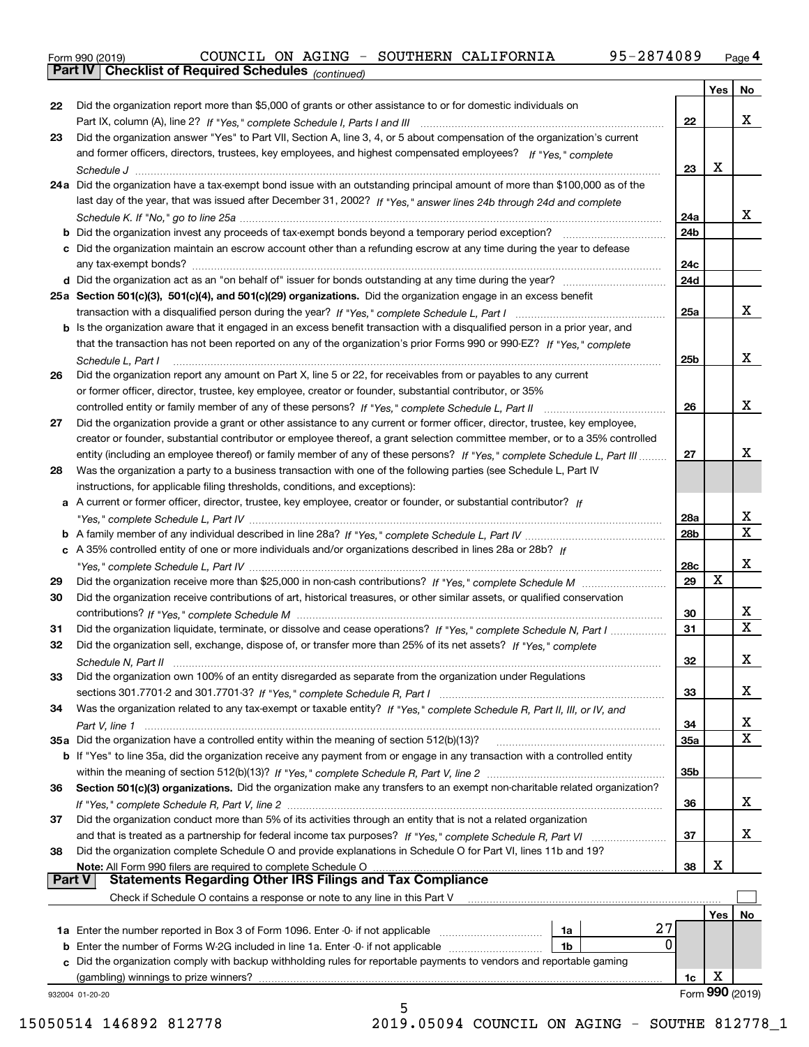Form 990 (2019) COUNCIL ON AGING - SOUTHERN CALIFORNIA 95-2874089 Page 4

**Part IV Checklist of Required Schedules** *(continued)*

| | | | Yes | No |
|---|---|---|---|---|
| 22 | Did the organization report more than $5,000 of grants or other assistance to or for domestic individuals on Part IX, column (A), line 2? *If "Yes," complete Schedule I, Parts I and III* | 22 | | X |
| 23 | Did the organization answer "Yes" to Part VII, Section A, line 3, 4, or 5 about compensation of the organization's current and former officers, directors, trustees, key employees, and highest compensated employees? *If "Yes," complete Schedule J* | 23 | X | |
| 24a | Did the organization have a tax-exempt bond issue with an outstanding principal amount of more than $100,000 as of the last day of the year, that was issued after December 31, 2002? *If "Yes," answer lines 24b through 24d and complete Schedule K. If "No," go to line 25a* | 24a | | X |
| b | Did the organization invest any proceeds of tax-exempt bonds beyond a temporary period exception? | 24b | | |
| c | Did the organization maintain an escrow account other than a refunding escrow at any time during the year to defease any tax-exempt bonds? | 24c | | |
| d | Did the organization act as an "on behalf of" issuer for bonds outstanding at any time during the year? | 24d | | |
| 25a | **Section 501(c)(3), 501(c)(4), and 501(c)(29) organizations.** Did the organization engage in an excess benefit transaction with a disqualified person during the year? *If "Yes," complete Schedule L, Part I* | 25a | | X |
| b | Is the organization aware that it engaged in an excess benefit transaction with a disqualified person in a prior year, and that the transaction has not been reported on any of the organization's prior Forms 990 or 990-EZ? *If "Yes," complete Schedule L, Part I* | 25b | | X |
| 26 | Did the organization report any amount on Part X, line 5 or 22, for receivables from or payables to any current or former officer, director, trustee, key employee, creator or founder, substantial contributor, or 35% controlled entity or family member of any of these persons? *If "Yes," complete Schedule L, Part II* | 26 | | X |
| 27 | Did the organization provide a grant or other assistance to any current or former officer, director, trustee, key employee, creator or founder, substantial contributor or employee thereof, a grant selection committee member, or to a 35% controlled entity (including an employee thereof) or family member of any of these persons? *If "Yes," complete Schedule L, Part III* | 27 | | X |
| 28 | Was the organization a party to a business transaction with one of the following parties (see Schedule L, Part IV instructions, for applicable filing thresholds, conditions, and exceptions): | | | |
| a | A current or former officer, director, trustee, key employee, creator or founder, or substantial contributor? *If "Yes," complete Schedule L, Part IV* | 28a | | X |
| b | A family member of any individual described in line 28a? *If "Yes," complete Schedule L, Part IV* | 28b | | X |
| c | A 35% controlled entity of one or more individuals and/or organizations described in lines 28a or 28b? *If "Yes," complete Schedule L, Part IV* | 28c | | X |
| 29 | Did the organization receive more than $25,000 in non-cash contributions? *If "Yes," complete Schedule M* | 29 | X | |
| 30 | Did the organization receive contributions of art, historical treasures, or other similar assets, or qualified conservation contributions? *If "Yes," complete Schedule M* | 30 | | X |
| 31 | Did the organization liquidate, terminate, or dissolve and cease operations? *If "Yes," complete Schedule N, Part I* | 31 | | X |
| 32 | Did the organization sell, exchange, dispose of, or transfer more than 25% of its net assets? *If "Yes," complete Schedule N, Part II* | 32 | | X |
| 33 | Did the organization own 100% of an entity disregarded as separate from the organization under Regulations sections 301.7701-2 and 301.7701-3? *If "Yes," complete Schedule R, Part I* | 33 | | X |
| 34 | Was the organization related to any tax-exempt or taxable entity? *If "Yes," complete Schedule R, Part II, III, or IV, and Part V, line 1* | 34 | | X |
| 35a | Did the organization have a controlled entity within the meaning of section 512(b)(13)? | 35a | | X |
| b | If "Yes" to line 35a, did the organization receive any payment from or engage in any transaction with a controlled entity within the meaning of section 512(b)(13)? *If "Yes," complete Schedule R, Part V, line 2* | 35b | | |
| 36 | **Section 501(c)(3) organizations.** Did the organization make any transfers to an exempt non-charitable related organization? *If "Yes," complete Schedule R, Part V, line 2* | 36 | | X |
| 37 | Did the organization conduct more than 5% of its activities through an entity that is not a related organization and that is treated as a partnership for federal income tax purposes? *If "Yes," complete Schedule R, Part VI* | 37 | | X |
| 38 | Did the organization complete Schedule O and provide explanations in Schedule O for Part VI, lines 11b and 19? **Note:** All Form 990 filers are required to complete Schedule O | 38 | X | |

**Part V Statements Regarding Other IRS Filings and Tax Compliance**

Check if Schedule O contains a response or note to any line in this Part V ☐

| | | | | | Yes | No |
|---|---|---|---|---|---|---|
| 1a | Enter the number reported in Box 3 of Form 1096. Enter -0- if not applicable | 1a | 27 | | | |
| b | Enter the number of Forms W-2G included in line 1a. Enter -0- if not applicable | 1b | 0 | | | |
| c | Did the organization comply with backup withholding rules for reportable payments to vendors and reportable gaming (gambling) winnings to prize winners? | | | 1c | X | |

932004 01-20-20 Form **990** (2019)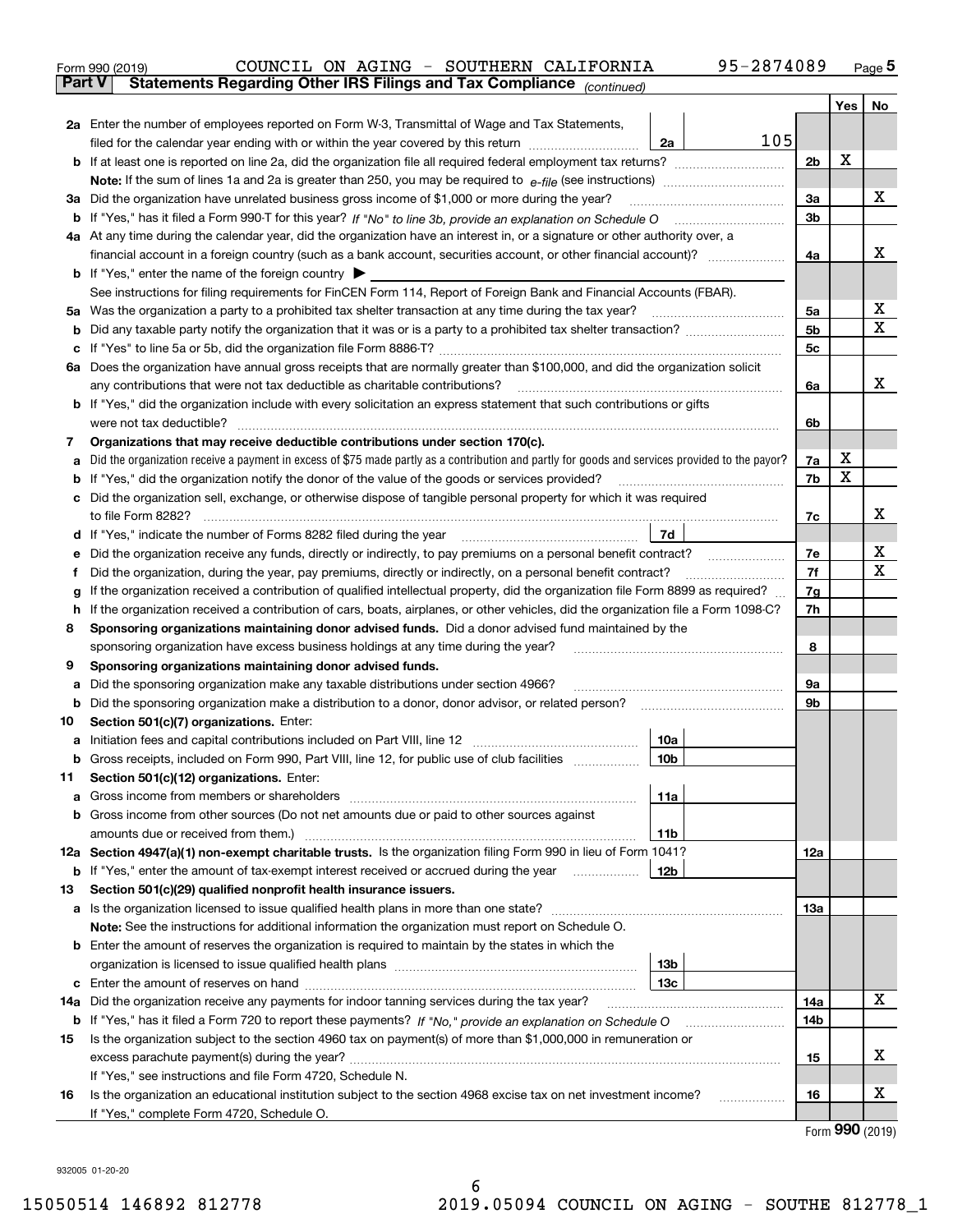Form 990 (2019) COUNCIL ON AGING - SOUTHERN CALIFORNIA 95-2874089 Page **5**

## Part V Statements Regarding Other IRS Filings and Tax Compliance *(continued)*

| | | | | Yes | No |
|---|---|---|---|---|---|
| **2a** | Enter the number of employees reported on Form W-3, Transmittal of Wage and Tax Statements, filed for the calendar year ending with or within the year covered by this return | 2a 105 | | | |
| **b** | If at least one is reported on line 2a, did the organization file all required federal employment tax returns? | | 2b | X | |
| | **Note:** If the sum of lines 1a and 2a is greater than 250, you may be required to *e-file* (see instructions) | | | | |
| **3a** | Did the organization have unrelated business gross income of $1,000 or more during the year? | | 3a | | X |
| **b** | If "Yes," has it filed a Form 990-T for this year? *If "No" to line 3b, provide an explanation on Schedule O* | | 3b | | |
| **4a** | At any time during the calendar year, did the organization have an interest in, or a signature or other authority over, a financial account in a foreign country (such as a bank account, securities account, or other financial account)? | | 4a | | X |
| **b** | If "Yes," enter the name of the foreign country ▶ | | | | |
| | See instructions for filing requirements for FinCEN Form 114, Report of Foreign Bank and Financial Accounts (FBAR). | | | | |
| **5a** | Was the organization a party to a prohibited tax shelter transaction at any time during the tax year? | | 5a | | X |
| **b** | Did any taxable party notify the organization that it was or is a party to a prohibited tax shelter transaction? | | 5b | | X |
| **c** | If "Yes" to line 5a or 5b, did the organization file Form 8886-T? | | 5c | | |
| **6a** | Does the organization have annual gross receipts that are normally greater than $100,000, and did the organization solicit any contributions that were not tax deductible as charitable contributions? | | 6a | | X |
| **b** | If "Yes," did the organization include with every solicitation an express statement that such contributions or gifts were not tax deductible? | | 6b | | |
| **7** | **Organizations that may receive deductible contributions under section 170(c).** | | | | |
| **a** | Did the organization receive a payment in excess of $75 made partly as a contribution and partly for goods and services provided to the payor? | | 7a | X | |
| **b** | If "Yes," did the organization notify the donor of the value of the goods or services provided? | | 7b | X | |
| **c** | Did the organization sell, exchange, or otherwise dispose of tangible personal property for which it was required to file Form 8282? | | 7c | | X |
| **d** | If "Yes," indicate the number of Forms 8282 filed during the year | 7d | | | |
| **e** | Did the organization receive any funds, directly or indirectly, to pay premiums on a personal benefit contract? | | 7e | | X |
| **f** | Did the organization, during the year, pay premiums, directly or indirectly, on a personal benefit contract? | | 7f | | X |
| **g** | If the organization received a contribution of qualified intellectual property, did the organization file Form 8899 as required? | | 7g | | |
| **h** | If the organization received a contribution of cars, boats, airplanes, or other vehicles, did the organization file a Form 1098-C? | | 7h | | |
| **8** | **Sponsoring organizations maintaining donor advised funds.** Did a donor advised fund maintained by the sponsoring organization have excess business holdings at any time during the year? | | 8 | | |
| **9** | **Sponsoring organizations maintaining donor advised funds.** | | | | |
| **a** | Did the sponsoring organization make any taxable distributions under section 4966? | | 9a | | |
| **b** | Did the sponsoring organization make a distribution to a donor, donor advisor, or related person? | | 9b | | |
| **10** | **Section 501(c)(7) organizations.** Enter: | | | | |
| **a** | Initiation fees and capital contributions included on Part VIII, line 12 | 10a | | | |
| **b** | Gross receipts, included on Form 990, Part VIII, line 12, for public use of club facilities | 10b | | | |
| **11** | **Section 501(c)(12) organizations.** Enter: | | | | |
| **a** | Gross income from members or shareholders | 11a | | | |
| **b** | Gross income from other sources (Do not net amounts due or paid to other sources against amounts due or received from them.) | 11b | | | |
| **12a** | **Section 4947(a)(1) non-exempt charitable trusts.** Is the organization filing Form 990 in lieu of Form 1041? | | 12a | | |
| **b** | If "Yes," enter the amount of tax-exempt interest received or accrued during the year | 12b | | | |
| **13** | **Section 501(c)(29) qualified nonprofit health insurance issuers.** | | | | |
| **a** | Is the organization licensed to issue qualified health plans in more than one state? | | 13a | | |
| | **Note:** See the instructions for additional information the organization must report on Schedule O. | | | | |
| **b** | Enter the amount of reserves the organization is required to maintain by the states in which the organization is licensed to issue qualified health plans | 13b | | | |
| **c** | Enter the amount of reserves on hand | 13c | | | |
| **14a** | Did the organization receive any payments for indoor tanning services during the tax year? | | 14a | | X |
| **b** | If "Yes," has it filed a Form 720 to report these payments? *If "No," provide an explanation on Schedule O* | | 14b | | |
| **15** | Is the organization subject to the section 4960 tax on payment(s) of more than $1,000,000 in remuneration or excess parachute payment(s) during the year? | | 15 | | X |
| | If "Yes," see instructions and file Form 4720, Schedule N. | | | | |
| **16** | Is the organization an educational institution subject to the section 4968 excise tax on net investment income? | | 16 | | X |
| | If "Yes," complete Form 4720, Schedule O. | | | | |

Form **990** (2019)

932005 01-20-20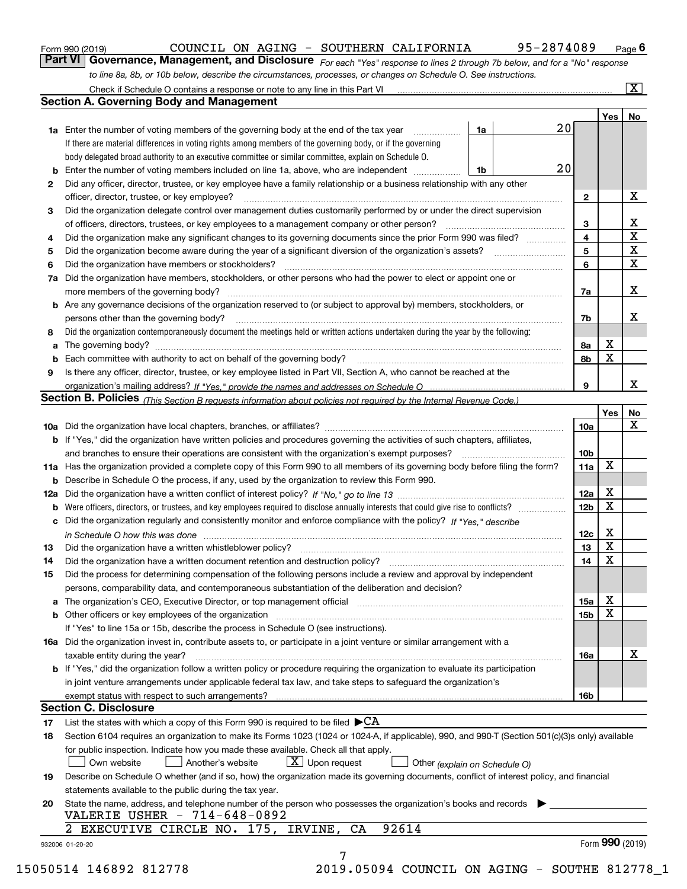Form 990 (2019) COUNCIL ON AGING - SOUTHERN CALIFORNIA 95-2874089 Page 6

**Part VI Governance, Management, and Disclosure** *For each "Yes" response to lines 2 through 7b below, and for a "No" response to line 8a, 8b, or 10b below, describe the circumstances, processes, or changes on Schedule O. See instructions.*

Check if Schedule O contains a response or note to any line in this Part VI ..... [X]

## Section A. Governing Body and Management

| | | | | Yes | No |
|---|---|---|---|---|---|
| **1a** | Enter the number of voting members of the governing body at the end of the tax year ..... **1a** 20 If there are material differences in voting rights among members of the governing body, or if the governing body delegated broad authority to an executive committee or similar committee, explain on Schedule O. | | | | |
| **b** | Enter the number of voting members included on line 1a, above, who are independent ..... **1b** 20 | | | | |
| **2** | Did any officer, director, trustee, or key employee have a family relationship or a business relationship with any other officer, director, trustee, or key employee? | | **2** | | X |
| **3** | Did the organization delegate control over management duties customarily performed by or under the direct supervision of officers, directors, trustees, or key employees to a management company or other person? | | **3** | | X |
| **4** | Did the organization make any significant changes to its governing documents since the prior Form 990 was filed? | | **4** | | X |
| **5** | Did the organization become aware during the year of a significant diversion of the organization's assets? | | **5** | | X |
| **6** | Did the organization have members or stockholders? | | **6** | | X |
| **7a** | Did the organization have members, stockholders, or other persons who had the power to elect or appoint one or more members of the governing body? | | **7a** | | X |
| **b** | Are any governance decisions of the organization reserved to (or subject to approval by) members, stockholders, or persons other than the governing body? | | **7b** | | X |
| **8** | Did the organization contemporaneously document the meetings held or written actions undertaken during the year by the following: | | | | |
| **a** | The governing body? | | **8a** | X | |
| **b** | Each committee with authority to act on behalf of the governing body? | | **8b** | X | |
| **9** | Is there any officer, director, trustee, or key employee listed in Part VII, Section A, who cannot be reached at the organization's mailing address? *If "Yes," provide the names and addresses on Schedule O* | | **9** | | X |

## Section B. Policies *(This Section B requests information about policies not required by the Internal Revenue Code.)*

| | | | Yes | No |
|---|---|---|---|---|
| **10a** | Did the organization have local chapters, branches, or affiliates? | **10a** | | X |
| **b** | If "Yes," did the organization have written policies and procedures governing the activities of such chapters, affiliates, and branches to ensure their operations are consistent with the organization's exempt purposes? | **10b** | | |
| **11a** | Has the organization provided a complete copy of this Form 990 to all members of its governing body before filing the form? | **11a** | X | |
| **b** | Describe in Schedule O the process, if any, used by the organization to review this Form 990. | | | |
| **12a** | Did the organization have a written conflict of interest policy? *If "No," go to line 13* | **12a** | X | |
| **b** | Were officers, directors, or trustees, and key employees required to disclose annually interests that could give rise to conflicts? | **12b** | X | |
| **c** | Did the organization regularly and consistently monitor and enforce compliance with the policy? *If "Yes," describe in Schedule O how this was done* | **12c** | X | |
| **13** | Did the organization have a written whistleblower policy? | **13** | X | |
| **14** | Did the organization have a written document retention and destruction policy? | **14** | X | |
| **15** | Did the process for determining compensation of the following persons include a review and approval by independent persons, comparability data, and contemporaneous substantiation of the deliberation and decision? | | | |
| **a** | The organization's CEO, Executive Director, or top management official | **15a** | X | |
| **b** | Other officers or key employees of the organization | **15b** | X | |
| | If "Yes" to line 15a or 15b, describe the process in Schedule O (see instructions). | | | |
| **16a** | Did the organization invest in, contribute assets to, or participate in a joint venture or similar arrangement with a taxable entity during the year? | **16a** | | X |
| **b** | If "Yes," did the organization follow a written policy or procedure requiring the organization to evaluate its participation in joint venture arrangements under applicable federal tax law, and take steps to safeguard the organization's exempt status with respect to such arrangements? | **16b** | | |

## Section C. Disclosure

**17** List the states with which a copy of this Form 990 is required to be filed ▶ CA

**18** Section 6104 requires an organization to make its Forms 1023 (1024 or 1024-A, if applicable), 990, and 990-T (Section 501(c)(3)s only) available for public inspection. Indicate how you made these available. Check all that apply.

[ ] Own website [ ] Another's website [X] Upon request [ ] Other *(explain on Schedule O)*

**19** Describe on Schedule O whether (and if so, how) the organization made its governing documents, conflict of interest policy, and financial statements available to the public during the tax year.

**20** State the name, address, and telephone number of the person who possesses the organization's books and records ▶

VALERIE USHER - 714-648-0892
2 EXECUTIVE CIRCLE NO. 175, IRVINE, CA 92614

932006 01-20-20 Form **990** (2019)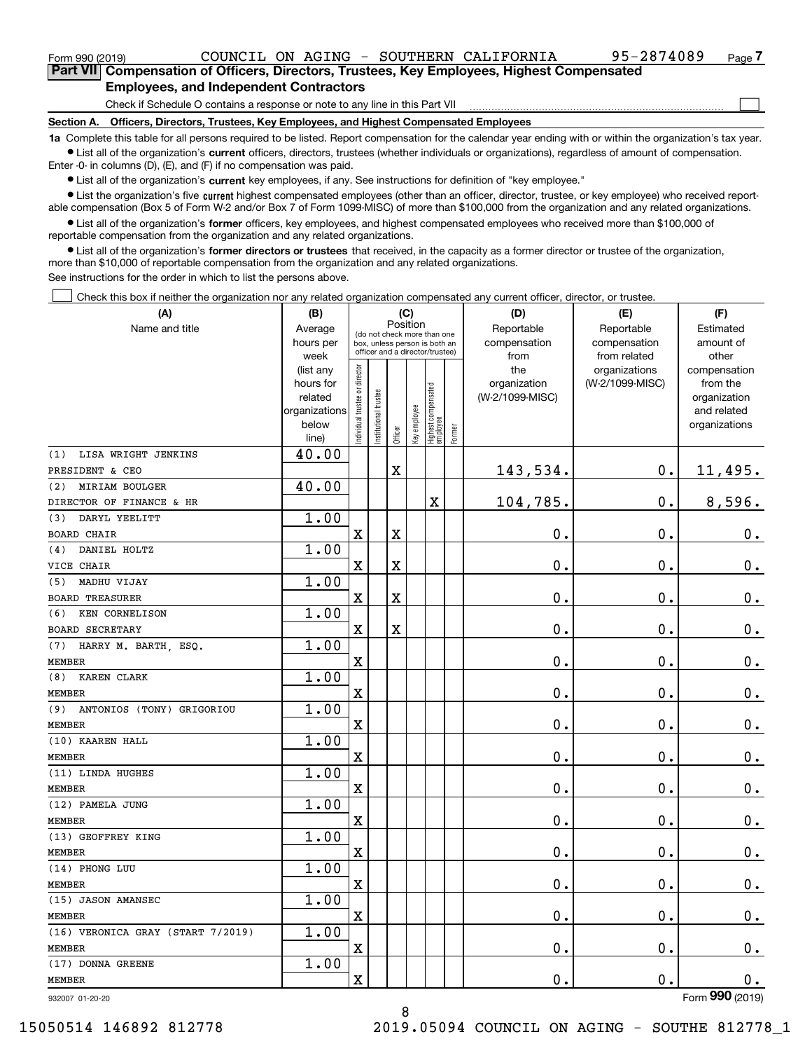Form 990 (2019) COUNCIL ON AGING - SOUTHERN CALIFORNIA 95-2874089 Page 7

## Part VII Compensation of Officers, Directors, Trustees, Key Employees, Highest Compensated Employees, and Independent Contractors

Check if Schedule O contains a response or note to any line in this Part VII ☐

### Section A. Officers, Directors, Trustees, Key Employees, and Highest Compensated Employees

**1a** Complete this table for all persons required to be listed. Report compensation for the calendar year ending with or within the organization's tax year.

- List all of the organization's **current** officers, directors, trustees (whether individuals or organizations), regardless of amount of compensation. Enter -0- in columns (D), (E), and (F) if no compensation was paid.
- List all of the organization's **current** key employees, if any. See instructions for definition of "key employee."
- List the organization's five **current** highest compensated employees (other than an officer, director, trustee, or key employee) who received reportable compensation (Box 5 of Form W-2 and/or Box 7 of Form 1099-MISC) of more than $100,000 from the organization and any related organizations.
- List all of the organization's **former** officers, key employees, and highest compensated employees who received more than $100,000 of reportable compensation from the organization and any related organizations.
- List all of the organization's **former directors or trustees** that received, in the capacity as a former director or trustee of the organization, more than $10,000 of reportable compensation from the organization and any related organizations.

See instructions for the order in which to list the persons above.

☐ Check this box if neither the organization nor any related organization compensated any current officer, director, or trustee.

| (A) Name and title | (B) Average hours per week (list any hours for related organizations below line) | (C) Position: Individual trustee or director | Institutional trustee | Officer | Key employee | Highest compensated employee | Former | (D) Reportable compensation from the organization (W-2/1099-MISC) | (E) Reportable compensation from related organizations (W-2/1099-MISC) | (F) Estimated amount of other compensation from the organization and related organizations |
|---|---|---|---|---|---|---|---|---|---|---|
| (1) LISA WRIGHT JENKINS<br>PRESIDENT & CEO | 40.00 | | | X | | | | 143,534. | 0. | 11,495. |
| (2) MIRIAM BOULGER<br>DIRECTOR OF FINANCE & HR | 40.00 | | | | | X | | 104,785. | 0. | 8,596. |
| (3) DARYL YEELITT<br>BOARD CHAIR | 1.00 | X | | X | | | | 0. | 0. | 0. |
| (4) DANIEL HOLTZ<br>VICE CHAIR | 1.00 | X | | X | | | | 0. | 0. | 0. |
| (5) MADHU VIJAY<br>BOARD TREASURER | 1.00 | X | | X | | | | 0. | 0. | 0. |
| (6) KEN CORNELISON<br>BOARD SECRETARY | 1.00 | X | | X | | | | 0. | 0. | 0. |
| (7) HARRY M. BARTH, ESQ.<br>MEMBER | 1.00 | X | | | | | | 0. | 0. | 0. |
| (8) KAREN CLARK<br>MEMBER | 1.00 | X | | | | | | 0. | 0. | 0. |
| (9) ANTONIOS (TONY) GRIGORIOU<br>MEMBER | 1.00 | X | | | | | | 0. | 0. | 0. |
| (10) KAAREN HALL<br>MEMBER | 1.00 | X | | | | | | 0. | 0. | 0. |
| (11) LINDA HUGHES<br>MEMBER | 1.00 | X | | | | | | 0. | 0. | 0. |
| (12) PAMELA JUNG<br>MEMBER | 1.00 | X | | | | | | 0. | 0. | 0. |
| (13) GEOFFREY KING<br>MEMBER | 1.00 | X | | | | | | 0. | 0. | 0. |
| (14) PHONG LUU<br>MEMBER | 1.00 | X | | | | | | 0. | 0. | 0. |
| (15) JASON AMANSEC<br>MEMBER | 1.00 | X | | | | | | 0. | 0. | 0. |
| (16) VERONICA GRAY (START 7/2019)<br>MEMBER | 1.00 | X | | | | | | 0. | 0. | 0. |
| (17) DONNA GREENE<br>MEMBER | 1.00 | X | | | | | | 0. | 0. | 0. |

932007 01-20-20 Form **990** (2019)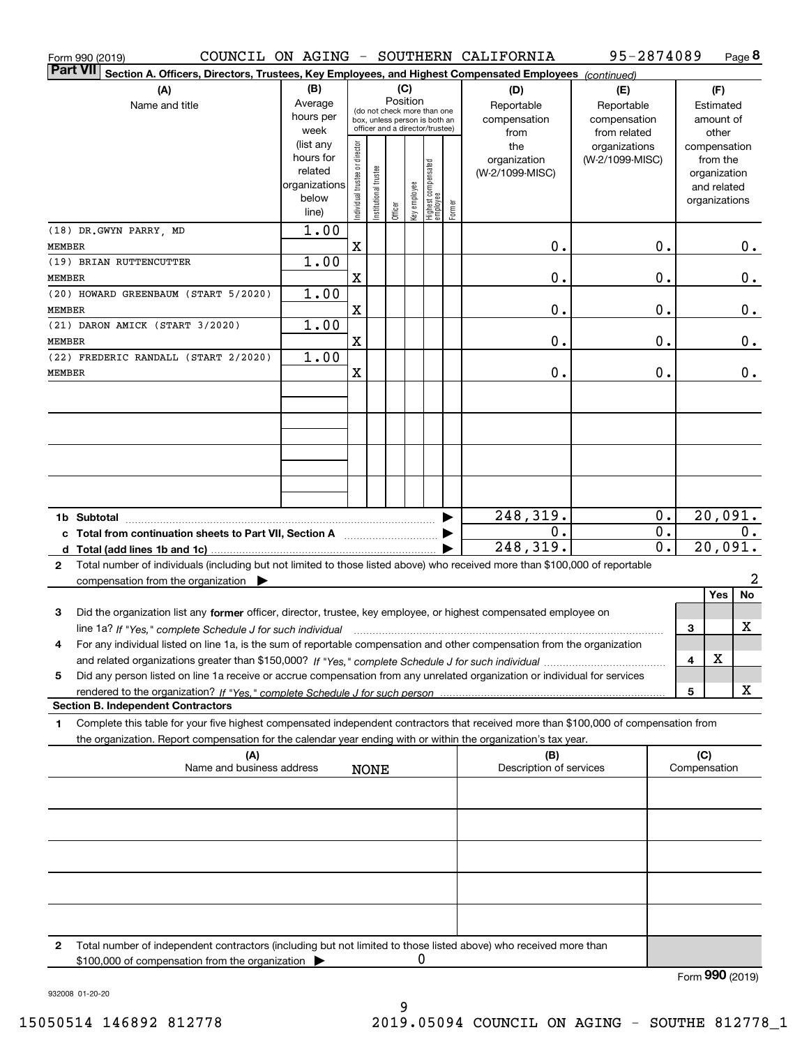Form 990 (2019) COUNCIL ON AGING - SOUTHERN CALIFORNIA 95-2874089 Page **8**

**Part VII** Section A. Officers, Directors, Trustees, Key Employees, and Highest Compensated Employees *(continued)*

| (A) Name and title | (B) Average hours per week (list any hours for related organizations below line) | (C) Position: Individual trustee or director | Institutional trustee | Officer | Key employee | Highest compensated employee | Former | (D) Reportable compensation from the organization (W-2/1099-MISC) | (E) Reportable compensation from related organizations (W-2/1099-MISC) | (F) Estimated amount of other compensation from the organization and related organizations |
|---|---|---|---|---|---|---|---|---|---|---|
| (18) DR.GWYN PARRY, MD<br>MEMBER | 1.00 | X | | | | | | 0. | 0. | 0. |
| (19) BRIAN RUTTENCUTTER<br>MEMBER | 1.00 | X | | | | | | 0. | 0. | 0. |
| (20) HOWARD GREENBAUM (START 5/2020)<br>MEMBER | 1.00 | X | | | | | | 0. | 0. | 0. |
| (21) DARON AMICK (START 3/2020)<br>MEMBER | 1.00 | X | | | | | | 0. | 0. | 0. |
| (22) FREDERIC RANDALL (START 2/2020)<br>MEMBER | 1.00 | X | | | | | | 0. | 0. | 0. |
| **1b Subtotal** | | | | | | | | 248,319. | 0. | 20,091. |
| **c Total from continuation sheets to Part VII, Section A** | | | | | | | | 0. | 0. | 0. |
| **d Total (add lines 1b and 1c)** | | | | | | | | 248,319. | 0. | 20,091. |

**2** Total number of individuals (including but not limited to those listed above) who received more than $100,000 of reportable compensation from the organization ▶ 2

| | | | Yes | No |
|---|---|---|---|---|
| **3** | Did the organization list any **former** officer, director, trustee, key employee, or highest compensated employee on line 1a? *If "Yes," complete Schedule J for such individual* | 3 | | X |
| **4** | For any individual listed on line 1a, is the sum of reportable compensation and other compensation from the organization and related organizations greater than $150,000? *If "Yes," complete Schedule J for such individual* | 4 | X | |
| **5** | Did any person listed on line 1a receive or accrue compensation from any unrelated organization or individual for services rendered to the organization? *If "Yes," complete Schedule J for such person* | 5 | | X |

**Section B. Independent Contractors**

**1** Complete this table for your five highest compensated independent contractors that received more than $100,000 of compensation from the organization. Report compensation for the calendar year ending with or within the organization's tax year.

| (A) Name and business address | (B) Description of services | (C) Compensation |
|---|---|---|
| NONE | | |
| | | |
| | | |
| | | |
| | | |

**2** Total number of independent contractors (including but not limited to those listed above) who received more than $100,000 of compensation from the organization ▶ 0

Form **990** (2019)

932008 01-20-20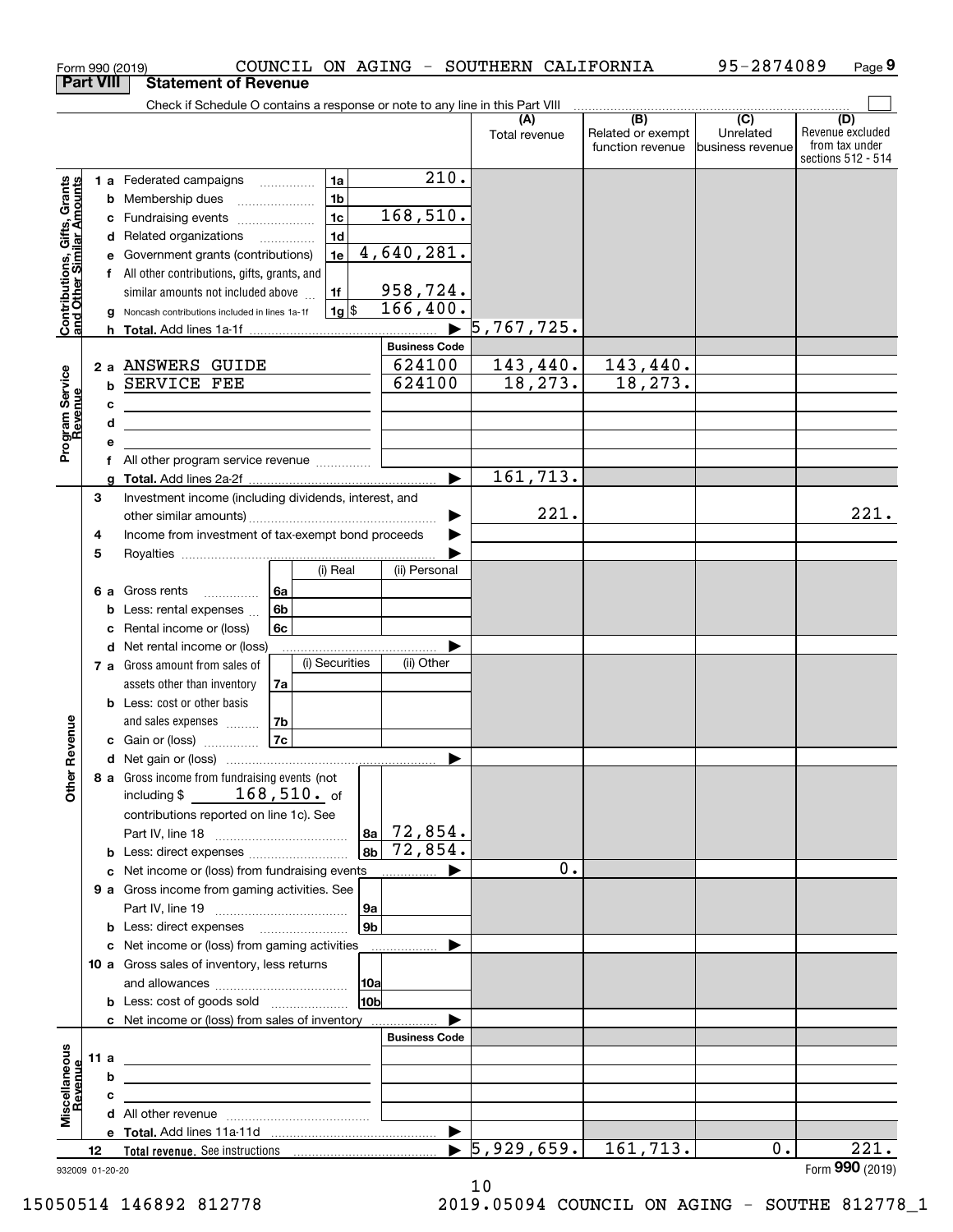Form 990 (2019) COUNCIL ON AGING - SOUTHERN CALIFORNIA 95-2874089 Page 9

## Part VIII Statement of Revenue

Check if Schedule O contains a response or note to any line in this Part VIII

| | | | | | (A) Total revenue | (B) Related or exempt function revenue | (C) Unrelated business revenue | (D) Revenue excluded from tax under sections 512 - 514 |
|---|---|---|---|---|---|---|---|---|
| **Contributions, Gifts, Grants and Other Similar Amounts** | 1 a | Federated campaigns | 1a | 210. | | | | |
| | b | Membership dues | 1b | | | | | |
| | c | Fundraising events | 1c | 168,510. | | | | |
| | d | Related organizations | 1d | | | | | |
| | e | Government grants (contributions) | 1e | 4,640,281. | | | | |
| | f | All other contributions, gifts, grants, and similar amounts not included above | 1f | 958,724. | | | | |
| | g | Noncash contributions included in lines 1a-1f | 1g $ | 166,400. | | | | |
| | h | **Total.** Add lines 1a-1f | | ▶ | 5,767,725. | | | |
| | | | | **Business Code** | | | | |
| **Program Service Revenue** | 2 a | ANSWERS GUIDE | | 624100 | 143,440. | 143,440. | | |
| | b | SERVICE FEE | | 624100 | 18,273. | 18,273. | | |
| | c | | | | | | | |
| | d | | | | | | | |
| | e | | | | | | | |
| | f | All other program service revenue | | | | | | |
| | g | **Total.** Add lines 2a-2f | | ▶ | 161,713. | | | |
| **Other Revenue** | 3 | Investment income (including dividends, interest, and other similar amounts) | | ▶ | 221. | | | 221. |
| | 4 | Income from investment of tax-exempt bond proceeds | | ▶ | | | | |
| | 5 | Royalties | | ▶ | | | | |
| | | | (i) Real | (ii) Personal | | | | |
| | 6 a | Gross rents | 6a | | | | | |
| | b | Less: rental expenses | 6b | | | | | |
| | c | Rental income or (loss) | 6c | | | | | |
| | d | Net rental income or (loss) | | ▶ | | | | |
| | | | (i) Securities | (ii) Other | | | | |
| | 7 a | Gross amount from sales of assets other than inventory | 7a | | | | | |
| | b | Less: cost or other basis and sales expenses | 7b | | | | | |
| | c | Gain or (loss) | 7c | | | | | |
| | d | Net gain or (loss) | | ▶ | | | | |
| | 8 a | Gross income from fundraising events (not including $ 168,510. of contributions reported on line 1c). See Part IV, line 18 | 8a | 72,854. | | | | |
| | b | Less: direct expenses | 8b | 72,854. | | | | |
| | c | Net income or (loss) from fundraising events | | ▶ | 0. | | | |
| | 9 a | Gross income from gaming activities. See Part IV, line 19 | 9a | | | | | |
| | b | Less: direct expenses | 9b | | | | | |
| | c | Net income or (loss) from gaming activities | | ▶ | | | | |
| | 10 a | Gross sales of inventory, less returns and allowances | 10a | | | | | |
| | b | Less: cost of goods sold | 10b | | | | | |
| | c | Net income or (loss) from sales of inventory | | ▶ | | | | |
| | | | | **Business Code** | | | | |
| **Miscellaneous Revenue** | 11 a | | | | | | | |
| | b | | | | | | | |
| | c | | | | | | | |
| | d | All other revenue | | | | | | |
| | e | **Total.** Add lines 11a-11d | | ▶ | | | | |
| | 12 | **Total revenue.** See instructions | | ▶ | 5,929,659. | 161,713. | 0. | 221. |

932009 01-20-20 Form 990 (2019)

15050514 146892 812778 2019.05094 COUNCIL ON AGING - SOUTHE 812778_1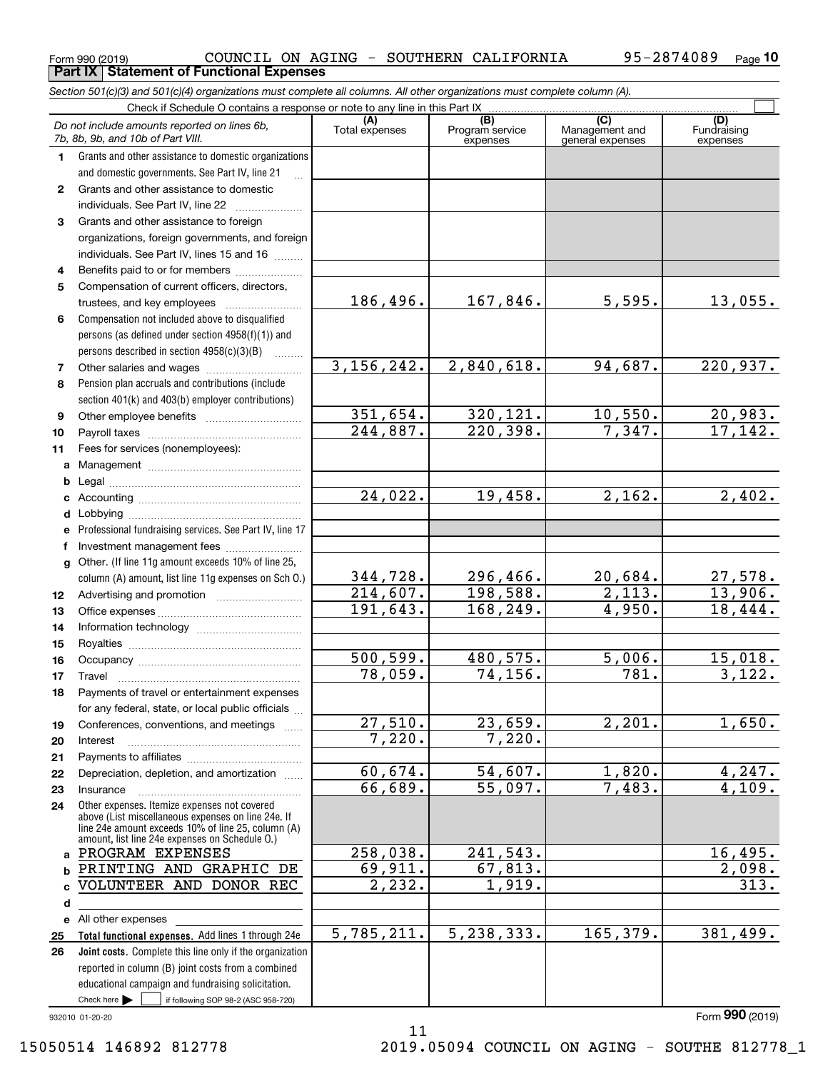Form 990 (2019) COUNCIL ON AGING - SOUTHERN CALIFORNIA 95-2874089

## Part IX Statement of Functional Expenses

*Section 501(c)(3) and 501(c)(4) organizations must complete all columns. All other organizations must complete column (A).*

Check if Schedule O contains a response or note to any line in this Part IX

| | *Do not include amounts reported on lines 6b, 7b, 8b, 9b, and 10b of Part VIII.* | (A) Total expenses | (B) Program service expenses | (C) Management and general expenses | (D) Fundraising expenses |
|---|---|---|---|---|---|
| 1 | Grants and other assistance to domestic organizations and domestic governments. See Part IV, line 21 | | | | |
| 2 | Grants and other assistance to domestic individuals. See Part IV, line 22 | | | | |
| 3 | Grants and other assistance to foreign organizations, foreign governments, and foreign individuals. See Part IV, lines 15 and 16 | | | | |
| 4 | Benefits paid to or for members | | | | |
| 5 | Compensation of current officers, directors, trustees, and key employees | 186,496. | 167,846. | 5,595. | 13,055. |
| 6 | Compensation not included above to disqualified persons (as defined under section 4958(f)(1)) and persons described in section 4958(c)(3)(B) | | | | |
| 7 | Other salaries and wages | 3,156,242. | 2,840,618. | 94,687. | 220,937. |
| 8 | Pension plan accruals and contributions (include section 401(k) and 403(b) employer contributions) | | | | |
| 9 | Other employee benefits | 351,654. | 320,121. | 10,550. | 20,983. |
| 10 | Payroll taxes | 244,887. | 220,398. | 7,347. | 17,142. |
| 11 | Fees for services (nonemployees): | | | | |
| a | Management | | | | |
| b | Legal | | | | |
| c | Accounting | 24,022. | 19,458. | 2,162. | 2,402. |
| d | Lobbying | | | | |
| e | Professional fundraising services. See Part IV, line 17 | | | | |
| f | Investment management fees | | | | |
| g | Other. (If line 11g amount exceeds 10% of line 25, column (A) amount, list line 11g expenses on Sch O.) | 344,728. | 296,466. | 20,684. | 27,578. |
| 12 | Advertising and promotion | 214,607. | 198,588. | 2,113. | 13,906. |
| 13 | Office expenses | 191,643. | 168,249. | 4,950. | 18,444. |
| 14 | Information technology | | | | |
| 15 | Royalties | | | | |
| 16 | Occupancy | 500,599. | 480,575. | 5,006. | 15,018. |
| 17 | Travel | 78,059. | 74,156. | 781. | 3,122. |
| 18 | Payments of travel or entertainment expenses for any federal, state, or local public officials | | | | |
| 19 | Conferences, conventions, and meetings | 27,510. | 23,659. | 2,201. | 1,650. |
| 20 | Interest | 7,220. | 7,220. | | |
| 21 | Payments to affiliates | | | | |
| 22 | Depreciation, depletion, and amortization | 60,674. | 54,607. | 1,820. | 4,247. |
| 23 | Insurance | 66,689. | 55,097. | 7,483. | 4,109. |
| 24 | Other expenses. Itemize expenses not covered above (List miscellaneous expenses on line 24e. If line 24e amount exceeds 10% of line 25, column (A) amount, list line 24e expenses on Schedule O.) | | | | |
| a | PROGRAM EXPENSES | 258,038. | 241,543. | | 16,495. |
| b | PRINTING AND GRAPHIC DE | 69,911. | 67,813. | | 2,098. |
| c | VOLUNTEER AND DONOR REC | 2,232. | 1,919. | | 313. |
| d | | | | | |
| e | All other expenses | | | | |
| 25 | **Total functional expenses.** Add lines 1 through 24e | 5,785,211. | 5,238,333. | 165,379. | 381,499. |
| 26 | **Joint costs.** Complete this line only if the organization reported in column (B) joint costs from a combined educational campaign and fundraising solicitation. Check here ☐ if following SOP 98-2 (ASC 958-720) | | | | |

932010 01-20-20 Form 990 (2019)

15050514 146892 812778 2019.05094 COUNCIL ON AGING - SOUTHE 812778_1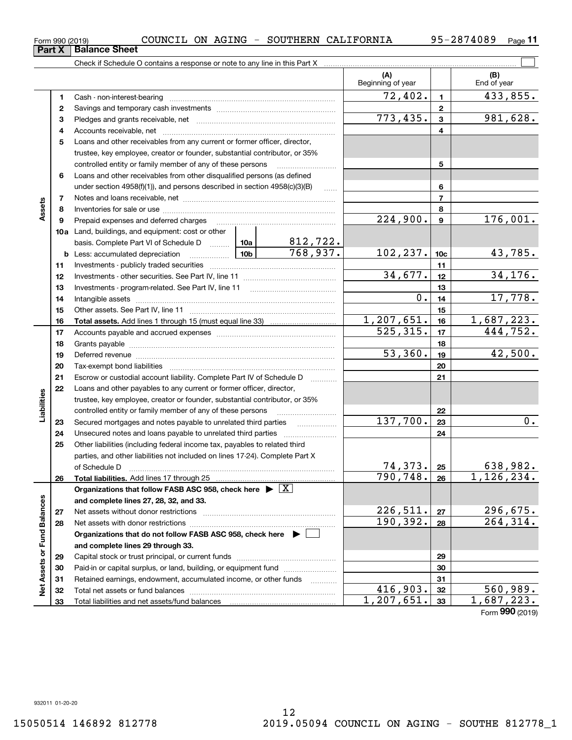Form 990 (2019) COUNCIL ON AGING - SOUTHERN CALIFORNIA 95-2874089 Page 11

## Part X Balance Sheet

Check if Schedule O contains a response or note to any line in this Part X

| Section | Line | Description | | | (A) Beginning of year | Line | (B) End of year |
|---|---|---|---|---|---|---|---|
| Assets | 1 | Cash - non-interest-bearing | | | 72,402. | 1 | 433,855. |
| | 2 | Savings and temporary cash investments | | | | 2 | |
| | 3 | Pledges and grants receivable, net | | | 773,435. | 3 | 981,628. |
| | 4 | Accounts receivable, net | | | | 4 | |
| | 5 | Loans and other receivables from any current or former officer, director, trustee, key employee, creator or founder, substantial contributor, or 35% controlled entity or family member of any of these persons | | | | 5 | |
| | 6 | Loans and other receivables from other disqualified persons (as defined under section 4958(f)(1)), and persons described in section 4958(c)(3)(B) | | | | 6 | |
| | 7 | Notes and loans receivable, net | | | | 7 | |
| | 8 | Inventories for sale or use | | | | 8 | |
| | 9 | Prepaid expenses and deferred charges | | | 224,900. | 9 | 176,001. |
| | 10a | Land, buildings, and equipment: cost or other basis. Complete Part VI of Schedule D | 10a | 812,722. | | | |
| | b | Less: accumulated depreciation | 10b | 768,937. | 102,237. | 10c | 43,785. |
| | 11 | Investments - publicly traded securities | | | | 11 | |
| | 12 | Investments - other securities. See Part IV, line 11 | | | 34,677. | 12 | 34,176. |
| | 13 | Investments - program-related. See Part IV, line 11 | | | | 13 | |
| | 14 | Intangible assets | | | 0. | 14 | 17,778. |
| | 15 | Other assets. See Part IV, line 11 | | | | 15 | |
| | 16 | **Total assets.** Add lines 1 through 15 (must equal line 33) | | | 1,207,651. | 16 | 1,687,223. |
| Liabilities | 17 | Accounts payable and accrued expenses | | | 525,315. | 17 | 444,752. |
| | 18 | Grants payable | | | | 18 | |
| | 19 | Deferred revenue | | | 53,360. | 19 | 42,500. |
| | 20 | Tax-exempt bond liabilities | | | | 20 | |
| | 21 | Escrow or custodial account liability. Complete Part IV of Schedule D | | | | 21 | |
| | 22 | Loans and other payables to any current or former officer, director, trustee, key employee, creator or founder, substantial contributor, or 35% controlled entity or family member of any of these persons | | | | 22 | |
| | 23 | Secured mortgages and notes payable to unrelated third parties | | | 137,700. | 23 | 0. |
| | 24 | Unsecured notes and loans payable to unrelated third parties | | | | 24 | |
| | 25 | Other liabilities (including federal income tax, payables to related third parties, and other liabilities not included on lines 17-24). Complete Part X of Schedule D | | | 74,373. | 25 | 638,982. |
| | 26 | **Total liabilities.** Add lines 17 through 25 | | | 790,748. | 26 | 1,126,234. |
| Net Assets or Fund Balances | | **Organizations that follow FASB ASC 958, check here** ▶ [X] **and complete lines 27, 28, 32, and 33.** | | | | | |
| | 27 | Net assets without donor restrictions | | | 226,511. | 27 | 296,675. |
| | 28 | Net assets with donor restrictions | | | 190,392. | 28 | 264,314. |
| | | **Organizations that do not follow FASB ASC 958, check here** ▶ [ ] **and complete lines 29 through 33.** | | | | | |
| | 29 | Capital stock or trust principal, or current funds | | | | 29 | |
| | 30 | Paid-in or capital surplus, or land, building, or equipment fund | | | | 30 | |
| | 31 | Retained earnings, endowment, accumulated income, or other funds | | | | 31 | |
| | 32 | Total net assets or fund balances | | | 416,903. | 32 | 560,989. |
| | 33 | Total liabilities and net assets/fund balances | | | 1,207,651. | 33 | 1,687,223. |

Form **990** (2019)

932011 01-20-20

15050514 146892 812778 2019.05094 COUNCIL ON AGING - SOUTHE 812778_1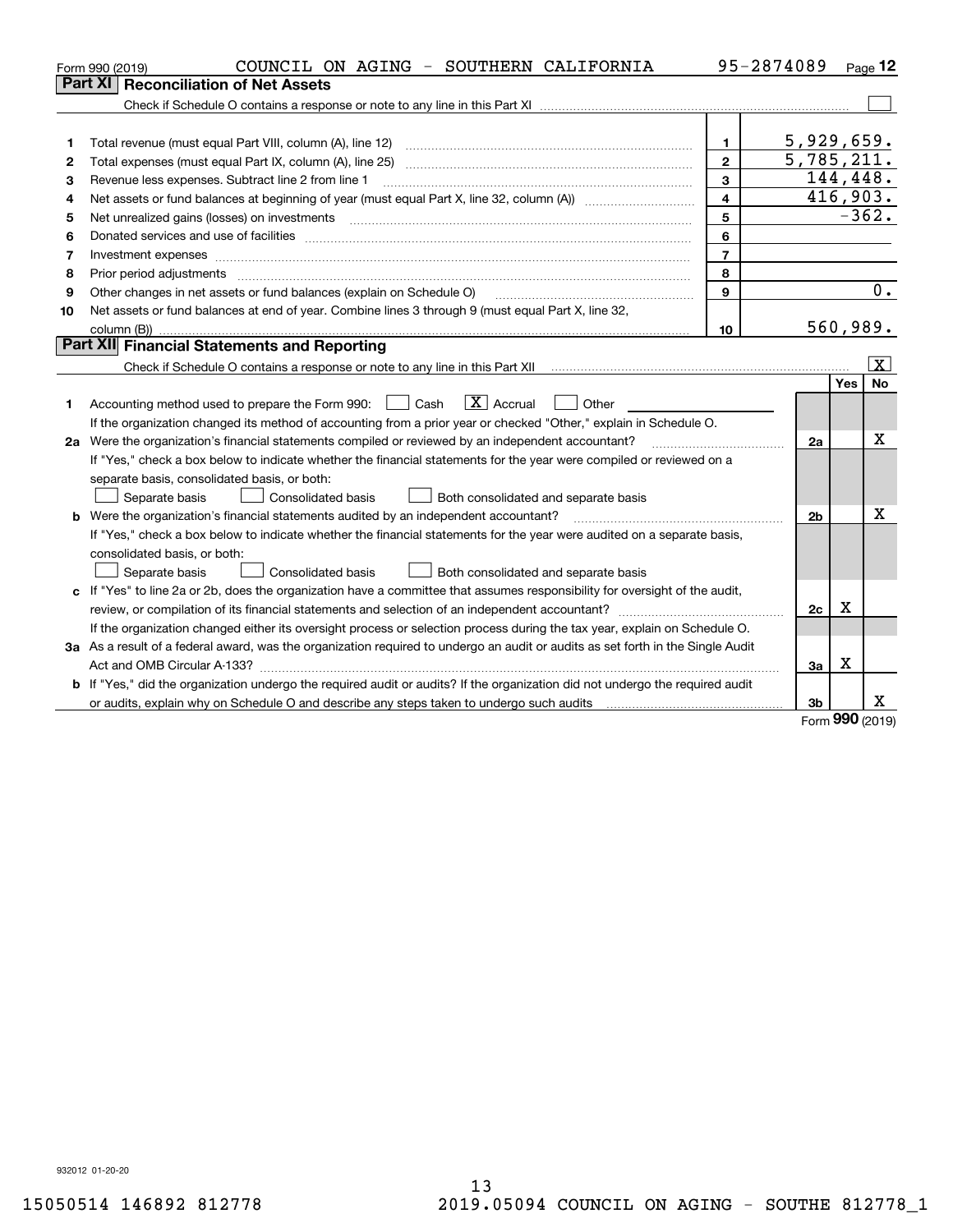Form 990 (2019) COUNCIL ON AGING - SOUTHERN CALIFORNIA 95-2874089 Page **12**

## Part XI Reconciliation of Net Assets

Check if Schedule O contains a response or note to any line in this Part XI ☐

| | | | |
|---|---|---|---|
| 1 | Total revenue (must equal Part VIII, column (A), line 12) | 1 | 5,929,659. |
| 2 | Total expenses (must equal Part IX, column (A), line 25) | 2 | 5,785,211. |
| 3 | Revenue less expenses. Subtract line 2 from line 1 | 3 | 144,448. |
| 4 | Net assets or fund balances at beginning of year (must equal Part X, line 32, column (A)) | 4 | 416,903. |
| 5 | Net unrealized gains (losses) on investments | 5 | -362. |
| 6 | Donated services and use of facilities | 6 | |
| 7 | Investment expenses | 7 | |
| 8 | Prior period adjustments | 8 | |
| 9 | Other changes in net assets or fund balances (explain on Schedule O) | 9 | 0. |
| 10 | Net assets or fund balances at end of year. Combine lines 3 through 9 (must equal Part X, line 32, column (B)) | 10 | 560,989. |

## Part XII Financial Statements and Reporting

Check if Schedule O contains a response or note to any line in this Part XII ☒

| | | | Yes | No |
|---|---|---|---|---|
| 1 | Accounting method used to prepare the Form 990: ☐ Cash ☒ Accrual ☐ Other<br>If the organization changed its method of accounting from a prior year or checked "Other," explain in Schedule O. | | | |
| 2a | Were the organization's financial statements compiled or reviewed by an independent accountant?<br>If "Yes," check a box below to indicate whether the financial statements for the year were compiled or reviewed on a separate basis, consolidated basis, or both:<br>☐ Separate basis ☐ Consolidated basis ☐ Both consolidated and separate basis | 2a | | X |
| b | Were the organization's financial statements audited by an independent accountant?<br>If "Yes," check a box below to indicate whether the financial statements for the year were audited on a separate basis, consolidated basis, or both:<br>☐ Separate basis ☐ Consolidated basis ☐ Both consolidated and separate basis | 2b | | X |
| c | If "Yes" to line 2a or 2b, does the organization have a committee that assumes responsibility for oversight of the audit, review, or compilation of its financial statements and selection of an independent accountant?<br>If the organization changed either its oversight process or selection process during the tax year, explain on Schedule O. | 2c | X | |
| 3a | As a result of a federal award, was the organization required to undergo an audit or audits as set forth in the Single Audit Act and OMB Circular A-133? | 3a | X | |
| b | If "Yes," did the organization undergo the required audit or audits? If the organization did not undergo the required audit or audits, explain why on Schedule O and describe any steps taken to undergo such audits | 3b | | X |

Form **990** (2019)

932012 01-20-20

15050514 146892 812778 2019.05094 COUNCIL ON AGING - SOUTHE 812778_1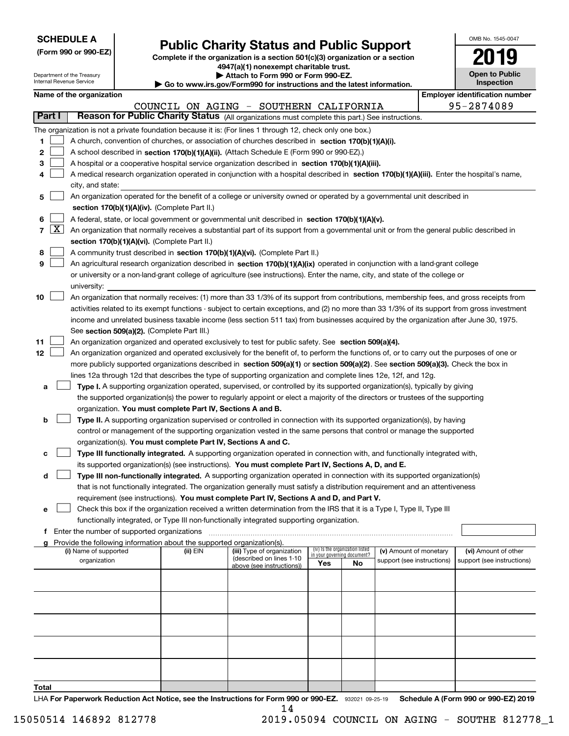**SCHEDULE A**
**(Form 990 or 990-EZ)**

Department of the Treasury
Internal Revenue Service

# Public Charity Status and Public Support

**Complete if the organization is a section 501(c)(3) organization or a section 4947(a)(1) nonexempt charitable trust.**
**▶ Attach to Form 990 or Form 990-EZ.**
**▶ Go to www.irs.gov/Form990 for instructions and the latest information.**

OMB No. 1545-0047

**2019**

**Open to Public Inspection**

**Name of the organization**: COUNCIL ON AGING - SOUTHERN CALIFORNIA

**Employer identification number**: 95-2874089

## Part I Reason for Public Charity Status (All organizations must complete this part.) See instructions.

The organization is not a private foundation because it is: (For lines 1 through 12, check only one box.)

1 [ ] A church, convention of churches, or association of churches described in **section 170(b)(1)(A)(i).**

2 [ ] A school described in **section 170(b)(1)(A)(ii).** (Attach Schedule E (Form 990 or 990-EZ).)

3 [ ] A hospital or a cooperative hospital service organization described in **section 170(b)(1)(A)(iii).**

4 [ ] A medical research organization operated in conjunction with a hospital described in **section 170(b)(1)(A)(iii).** Enter the hospital's name, city, and state:

5 [ ] An organization operated for the benefit of a college or university owned or operated by a governmental unit described in **section 170(b)(1)(A)(iv).** (Complete Part II.)

6 [ ] A federal, state, or local government or governmental unit described in **section 170(b)(1)(A)(v).**

7 [X] An organization that normally receives a substantial part of its support from a governmental unit or from the general public described in **section 170(b)(1)(A)(vi).** (Complete Part II.)

8 [ ] A community trust described in **section 170(b)(1)(A)(vi).** (Complete Part II.)

9 [ ] An agricultural research organization described in **section 170(b)(1)(A)(ix)** operated in conjunction with a land-grant college or university or a non-land-grant college of agriculture (see instructions). Enter the name, city, and state of the college or university:

10 [ ] An organization that normally receives: (1) more than 33 1/3% of its support from contributions, membership fees, and gross receipts from activities related to its exempt functions - subject to certain exceptions, and (2) no more than 33 1/3% of its support from gross investment income and unrelated business taxable income (less section 511 tax) from businesses acquired by the organization after June 30, 1975. See **section 509(a)(2).** (Complete Part III.)

11 [ ] An organization organized and operated exclusively to test for public safety. See **section 509(a)(4).**

12 [ ] An organization organized and operated exclusively for the benefit of, to perform the functions of, or to carry out the purposes of one or more publicly supported organizations described in **section 509(a)(1)** or **section 509(a)(2)**. See **section 509(a)(3).** Check the box in lines 12a through 12d that describes the type of supporting organization and complete lines 12e, 12f, and 12g.

a [ ] **Type I.** A supporting organization operated, supervised, or controlled by its supported organization(s), typically by giving the supported organization(s) the power to regularly appoint or elect a majority of the directors or trustees of the supporting organization. **You must complete Part IV, Sections A and B.**

b [ ] **Type II.** A supporting organization supervised or controlled in connection with its supported organization(s), by having control or management of the supporting organization vested in the same persons that control or manage the supported organization(s). **You must complete Part IV, Sections A and C.**

c [ ] **Type III functionally integrated.** A supporting organization operated in connection with, and functionally integrated with, its supported organization(s) (see instructions). **You must complete Part IV, Sections A, D, and E.**

d [ ] **Type III non-functionally integrated.** A supporting organization operated in connection with its supported organization(s) that is not functionally integrated. The organization generally must satisfy a distribution requirement and an attentiveness requirement (see instructions). **You must complete Part IV, Sections A and D, and Part V.**

e [ ] Check this box if the organization received a written determination from the IRS that it is a Type I, Type II, Type III functionally integrated, or Type III non-functionally integrated supporting organization.

f Enter the number of supported organizations

g Provide the following information about the supported organization(s).

| (i) Name of supported organization | (ii) EIN | (iii) Type of organization (described on lines 1-10 above (see instructions)) | (iv) Is the organization listed in your governing document? Yes | No | (v) Amount of monetary support (see instructions) | (vi) Amount of other support (see instructions) |
|---|---|---|---|---|---|---|
| | | | | | | |
| | | | | | | |
| | | | | | | |
| | | | | | | |
| | | | | | | |
| **Total** | | | | | | |

LHA **For Paperwork Reduction Act Notice, see the Instructions for Form 990 or 990-EZ.** 932021 09-25-19 **Schedule A (Form 990 or 990-EZ) 2019**

15050514 146892 812778 2019.05094 COUNCIL ON AGING - SOUTHE 812778_1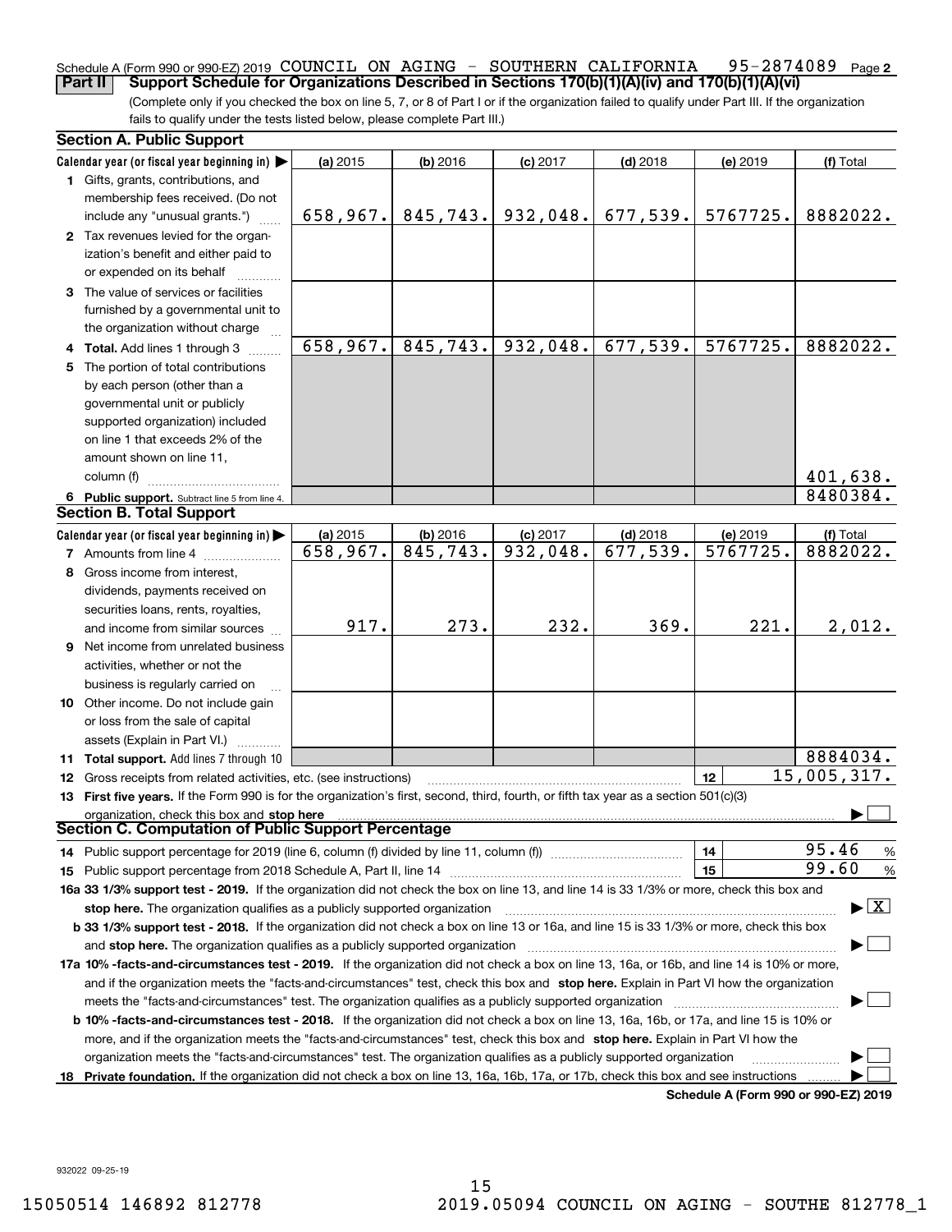Schedule A (Form 990 or 990-EZ) 2019 COUNCIL ON AGING - SOUTHERN CALIFORNIA 95-2874089 Page 2

**Part II Support Schedule for Organizations Described in Sections 170(b)(1)(A)(iv) and 170(b)(1)(A)(vi)**

(Complete only if you checked the box on line 5, 7, or 8 of Part I or if the organization failed to qualify under Part III. If the organization fails to qualify under the tests listed below, please complete Part III.)

## Section A. Public Support

| Calendar year (or fiscal year beginning in) ▶ | (a) 2015 | (b) 2016 | (c) 2017 | (d) 2018 | (e) 2019 | (f) Total |
|---|---|---|---|---|---|---|
| 1 Gifts, grants, contributions, and membership fees received. (Do not include any "unusual grants.") | 658,967. | 845,743. | 932,048. | 677,539. | 5767725. | 8882022. |
| 2 Tax revenues levied for the organization's benefit and either paid to or expended on its behalf | | | | | | |
| 3 The value of services or facilities furnished by a governmental unit to the organization without charge | | | | | | |
| 4 Total. Add lines 1 through 3 | 658,967. | 845,743. | 932,048. | 677,539. | 5767725. | 8882022. |
| 5 The portion of total contributions by each person (other than a governmental unit or publicly supported organization) included on line 1 that exceeds 2% of the amount shown on line 11, column (f) | | | | | | 401,638. |
| 6 Public support. Subtract line 5 from line 4. | | | | | | 8480384. |

## Section B. Total Support

| Calendar year (or fiscal year beginning in) ▶ | (a) 2015 | (b) 2016 | (c) 2017 | (d) 2018 | (e) 2019 | (f) Total |
|---|---|---|---|---|---|---|
| 7 Amounts from line 4 | 658,967. | 845,743. | 932,048. | 677,539. | 5767725. | 8882022. |
| 8 Gross income from interest, dividends, payments received on securities loans, rents, royalties, and income from similar sources | 917. | 273. | 232. | 369. | 221. | 2,012. |
| 9 Net income from unrelated business activities, whether or not the business is regularly carried on | | | | | | |
| 10 Other income. Do not include gain or loss from the sale of capital assets (Explain in Part VI.) | | | | | | |
| 11 Total support. Add lines 7 through 10 | | | | | | 8884034. |
| 12 Gross receipts from related activities, etc. (see instructions) | | | | | 12 | 15,005,317. |

**13 First five years.** If the Form 990 is for the organization's first, second, third, fourth, or fifth tax year as a section 501(c)(3) organization, check this box and **stop here** ▶ ☐

## Section C. Computation of Public Support Percentage

| | | |
|---|---|---|
| 14 Public support percentage for 2019 (line 6, column (f) divided by line 11, column (f)) | 14 | 95.46 % |
| 15 Public support percentage from 2018 Schedule A, Part II, line 14 | 15 | 99.60 % |

**16a 33 1/3% support test - 2019.** If the organization did not check the box on line 13, and line 14 is 33 1/3% or more, check this box and **stop here.** The organization qualifies as a publicly supported organization ▶ ☒

**b 33 1/3% support test - 2018.** If the organization did not check a box on line 13 or 16a, and line 15 is 33 1/3% or more, check this box and **stop here.** The organization qualifies as a publicly supported organization ▶ ☐

**17a 10% -facts-and-circumstances test - 2019.** If the organization did not check a box on line 13, 16a, or 16b, and line 14 is 10% or more, and if the organization meets the "facts-and-circumstances" test, check this box and **stop here.** Explain in Part VI how the organization meets the "facts-and-circumstances" test. The organization qualifies as a publicly supported organization ▶ ☐

**b 10% -facts-and-circumstances test - 2018.** If the organization did not check a box on line 13, 16a, 16b, or 17a, and line 15 is 10% or more, and if the organization meets the "facts-and-circumstances" test, check this box and **stop here.** Explain in Part VI how the organization meets the "facts-and-circumstances" test. The organization qualifies as a publicly supported organization ▶ ☐

**18 Private foundation.** If the organization did not check a box on line 13, 16a, 16b, 17a, or 17b, check this box and see instructions ▶ ☐

**Schedule A (Form 990 or 990-EZ) 2019**

932022 09-25-19

15050514 146892 812778 2019.05094 COUNCIL ON AGING - SOUTHE 812778_1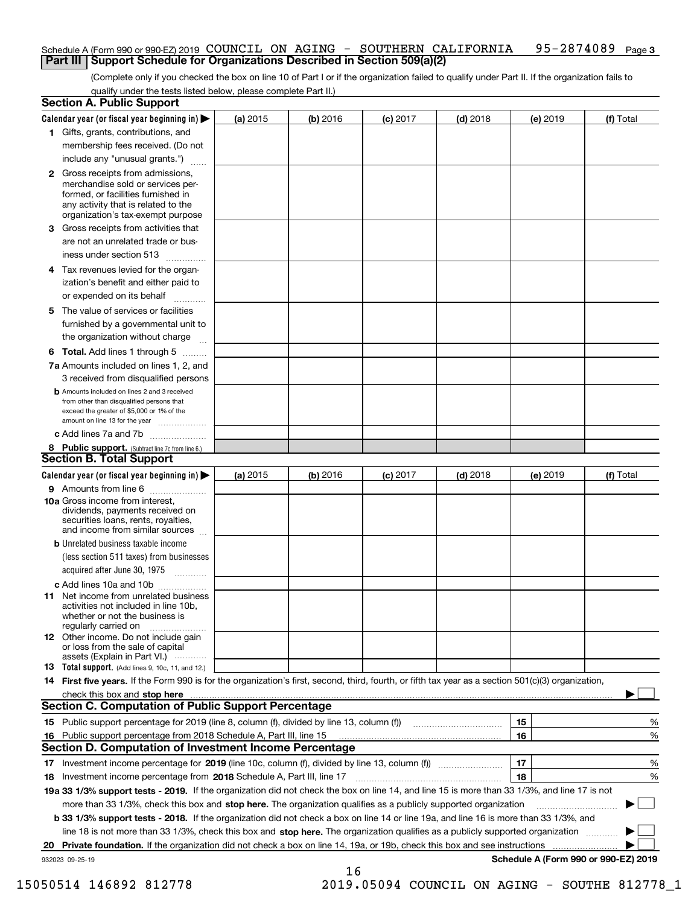Schedule A (Form 990 or 990-EZ) 2019 COUNCIL ON AGING - SOUTHERN CALIFORNIA 95-2874089 Page 3

## Part III Support Schedule for Organizations Described in Section 509(a)(2)

(Complete only if you checked the box on line 10 of Part I or if the organization failed to qualify under Part II. If the organization fails to qualify under the tests listed below, please complete Part II.)

### Section A. Public Support

| Calendar year (or fiscal year beginning in) ▶ | (a) 2015 | (b) 2016 | (c) 2017 | (d) 2018 | (e) 2019 | (f) Total |
|---|---|---|---|---|---|---|
| **1** Gifts, grants, contributions, and membership fees received. (Do not include any "unusual grants.") | | | | | | |
| **2** Gross receipts from admissions, merchandise sold or services performed, or facilities furnished in any activity that is related to the organization's tax-exempt purpose | | | | | | |
| **3** Gross receipts from activities that are not an unrelated trade or business under section 513 | | | | | | |
| **4** Tax revenues levied for the organization's benefit and either paid to or expended on its behalf | | | | | | |
| **5** The value of services or facilities furnished by a governmental unit to the organization without charge | | | | | | |
| **6 Total.** Add lines 1 through 5 | | | | | | |
| **7a** Amounts included on lines 1, 2, and 3 received from disqualified persons | | | | | | |
| **b** Amounts included on lines 2 and 3 received from other than disqualified persons that exceed the greater of $5,000 or 1% of the amount on line 13 for the year | | | | | | |
| **c** Add lines 7a and 7b | | | | | | |
| **8 Public support.** (Subtract line 7c from line 6.) | | | | | | |

### Section B. Total Support

| Calendar year (or fiscal year beginning in) ▶ | (a) 2015 | (b) 2016 | (c) 2017 | (d) 2018 | (e) 2019 | (f) Total |
|---|---|---|---|---|---|---|
| **9** Amounts from line 6 | | | | | | |
| **10a** Gross income from interest, dividends, payments received on securities loans, rents, royalties, and income from similar sources | | | | | | |
| **b** Unrelated business taxable income (less section 511 taxes) from businesses acquired after June 30, 1975 | | | | | | |
| **c** Add lines 10a and 10b | | | | | | |
| **11** Net income from unrelated business activities not included in line 10b, whether or not the business is regularly carried on | | | | | | |
| **12** Other income. Do not include gain or loss from the sale of capital assets (Explain in Part VI.) | | | | | | |
| **13 Total support.** (Add lines 9, 10c, 11, and 12.) | | | | | | |

**14 First five years.** If the Form 990 is for the organization's first, second, third, fourth, or fifth tax year as a section 501(c)(3) organization, check this box and **stop here** ▶ ☐

### Section C. Computation of Public Support Percentage

| | | | |
|---|---|---|---|
| **15** Public support percentage for 2019 (line 8, column (f), divided by line 13, column (f)) | 15 | | % |
| **16** Public support percentage from 2018 Schedule A, Part III, line 15 | 16 | | % |

### Section D. Computation of Investment Income Percentage

| | | | |
|---|---|---|---|
| **17** Investment income percentage for **2019** (line 10c, column (f), divided by line 13, column (f)) | 17 | | % |
| **18** Investment income percentage from **2018** Schedule A, Part III, line 17 | 18 | | % |

**19a 33 1/3% support tests - 2019.** If the organization did not check the box on line 14, and line 15 is more than 33 1/3%, and line 17 is not more than 33 1/3%, check this box and **stop here.** The organization qualifies as a publicly supported organization ▶ ☐

**b 33 1/3% support tests - 2018.** If the organization did not check a box on line 14 or line 19a, and line 16 is more than 33 1/3%, and line 18 is not more than 33 1/3%, check this box and **stop here.** The organization qualifies as a publicly supported organization ▶ ☐

**20 Private foundation.** If the organization did not check a box on line 14, 19a, or 19b, check this box and see instructions ▶ ☐

932023 09-25-19 **Schedule A (Form 990 or 990-EZ) 2019**

15050514 146892 812778 2019.05094 COUNCIL ON AGING - SOUTHE 812778_1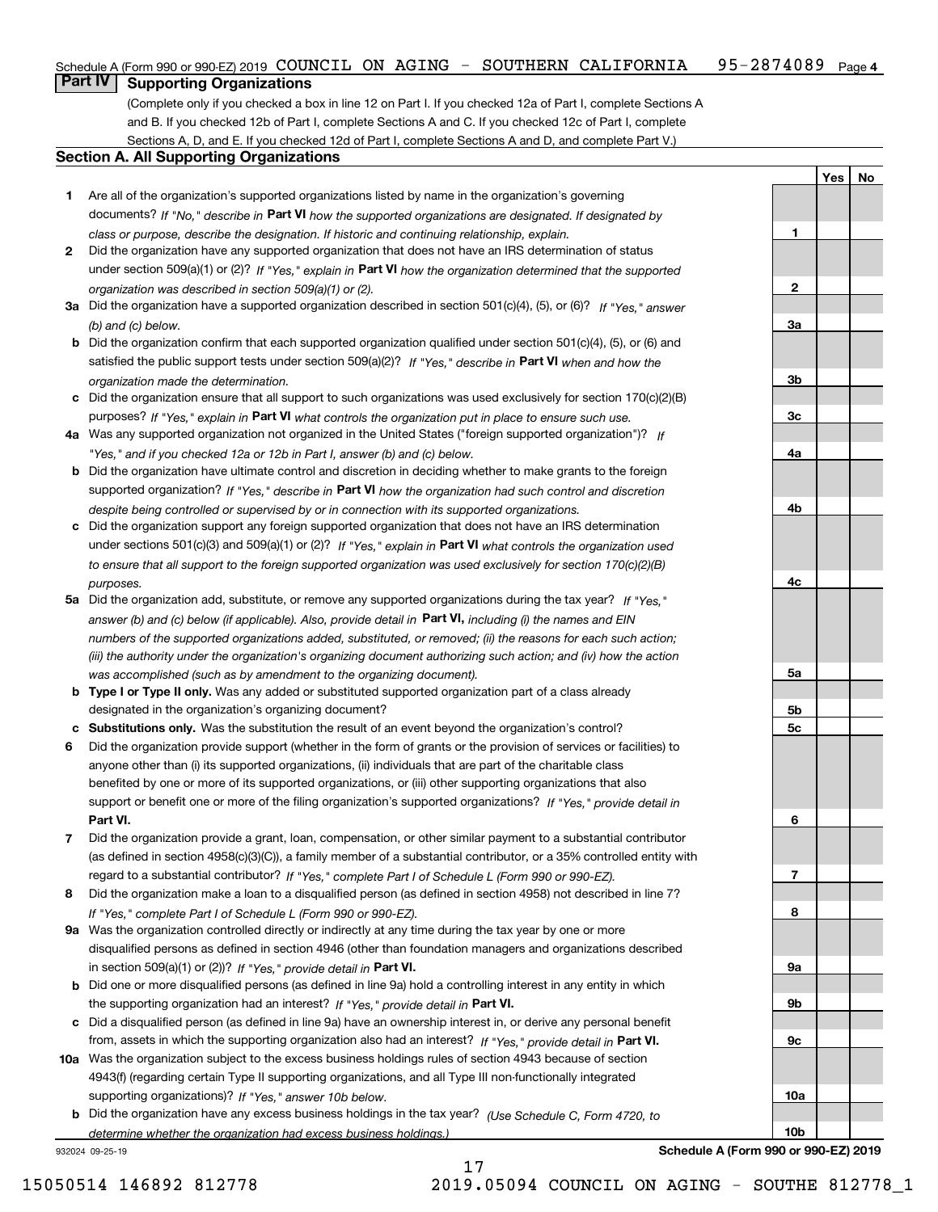Schedule A (Form 990 or 990-EZ) 2019 COUNCIL ON AGING - SOUTHERN CALIFORNIA 95-2874089 Page 4

## Part IV Supporting Organizations

(Complete only if you checked a box in line 12 on Part I. If you checked 12a of Part I, complete Sections A and B. If you checked 12b of Part I, complete Sections A and C. If you checked 12c of Part I, complete Sections A, D, and E. If you checked 12d of Part I, complete Sections A and D, and complete Part V.)

### Section A. All Supporting Organizations

| | | | Yes | No |
|---|---|---|---|---|
| **1** | Are all of the organization's supported organizations listed by name in the organization's governing documents? *If "No," describe in* **Part VI** *how the supported organizations are designated. If designated by class or purpose, describe the designation. If historic and continuing relationship, explain.* | **1** | | |
| **2** | Did the organization have any supported organization that does not have an IRS determination of status under section 509(a)(1) or (2)? *If "Yes," explain in* **Part VI** *how the organization determined that the supported organization was described in section 509(a)(1) or (2).* | **2** | | |
| **3a** | Did the organization have a supported organization described in section 501(c)(4), (5), or (6)? *If "Yes," answer (b) and (c) below.* | **3a** | | |
| **b** | Did the organization confirm that each supported organization qualified under section 501(c)(4), (5), or (6) and satisfied the public support tests under section 509(a)(2)? *If "Yes," describe in* **Part VI** *when and how the organization made the determination.* | **3b** | | |
| **c** | Did the organization ensure that all support to such organizations was used exclusively for section 170(c)(2)(B) purposes? *If "Yes," explain in* **Part VI** *what controls the organization put in place to ensure such use.* | **3c** | | |
| **4a** | Was any supported organization not organized in the United States ("foreign supported organization")? *If "Yes," and if you checked 12a or 12b in Part I, answer (b) and (c) below.* | **4a** | | |
| **b** | Did the organization have ultimate control and discretion in deciding whether to make grants to the foreign supported organization? *If "Yes," describe in* **Part VI** *how the organization had such control and discretion despite being controlled or supervised by or in connection with its supported organizations.* | **4b** | | |
| **c** | Did the organization support any foreign supported organization that does not have an IRS determination under sections 501(c)(3) and 509(a)(1) or (2)? *If "Yes," explain in* **Part VI** *what controls the organization used to ensure that all support to the foreign supported organization was used exclusively for section 170(c)(2)(B) purposes.* | **4c** | | |
| **5a** | Did the organization add, substitute, or remove any supported organizations during the tax year? *If "Yes," answer (b) and (c) below (if applicable). Also, provide detail in* **Part VI,** *including (i) the names and EIN numbers of the supported organizations added, substituted, or removed; (ii) the reasons for each such action; (iii) the authority under the organization's organizing document authorizing such action; and (iv) how the action was accomplished (such as by amendment to the organizing document).* | **5a** | | |
| **b** | **Type I or Type II only.** Was any added or substituted supported organization part of a class already designated in the organization's organizing document? | **5b** | | |
| **c** | **Substitutions only.** Was the substitution the result of an event beyond the organization's control? | **5c** | | |
| **6** | Did the organization provide support (whether in the form of grants or the provision of services or facilities) to anyone other than (i) its supported organizations, (ii) individuals that are part of the charitable class benefited by one or more of its supported organizations, or (iii) other supporting organizations that also support or benefit one or more of the filing organization's supported organizations? *If "Yes," provide detail in* **Part VI.** | **6** | | |
| **7** | Did the organization provide a grant, loan, compensation, or other similar payment to a substantial contributor (as defined in section 4958(c)(3)(C)), a family member of a substantial contributor, or a 35% controlled entity with regard to a substantial contributor? *If "Yes," complete Part I of Schedule L (Form 990 or 990-EZ).* | **7** | | |
| **8** | Did the organization make a loan to a disqualified person (as defined in section 4958) not described in line 7? *If "Yes," complete Part I of Schedule L (Form 990 or 990-EZ).* | **8** | | |
| **9a** | Was the organization controlled directly or indirectly at any time during the tax year by one or more disqualified persons as defined in section 4946 (other than foundation managers and organizations described in section 509(a)(1) or (2))? *If "Yes," provide detail in* **Part VI.** | **9a** | | |
| **b** | Did one or more disqualified persons (as defined in line 9a) hold a controlling interest in any entity in which the supporting organization had an interest? *If "Yes," provide detail in* **Part VI.** | **9b** | | |
| **c** | Did a disqualified person (as defined in line 9a) have an ownership interest in, or derive any personal benefit from, assets in which the supporting organization also had an interest? *If "Yes," provide detail in* **Part VI.** | **9c** | | |
| **10a** | Was the organization subject to the excess business holdings rules of section 4943 because of section 4943(f) (regarding certain Type II supporting organizations, and all Type III non-functionally integrated supporting organizations)? *If "Yes," answer 10b below.* | **10a** | | |
| **b** | Did the organization have any excess business holdings in the tax year? *(Use Schedule C, Form 4720, to determine whether the organization had excess business holdings.)* | **10b** | | |

932024 09-25-19 **Schedule A (Form 990 or 990-EZ) 2019**

15050514 146892 812778 2019.05094 COUNCIL ON AGING - SOUTHE 812778_1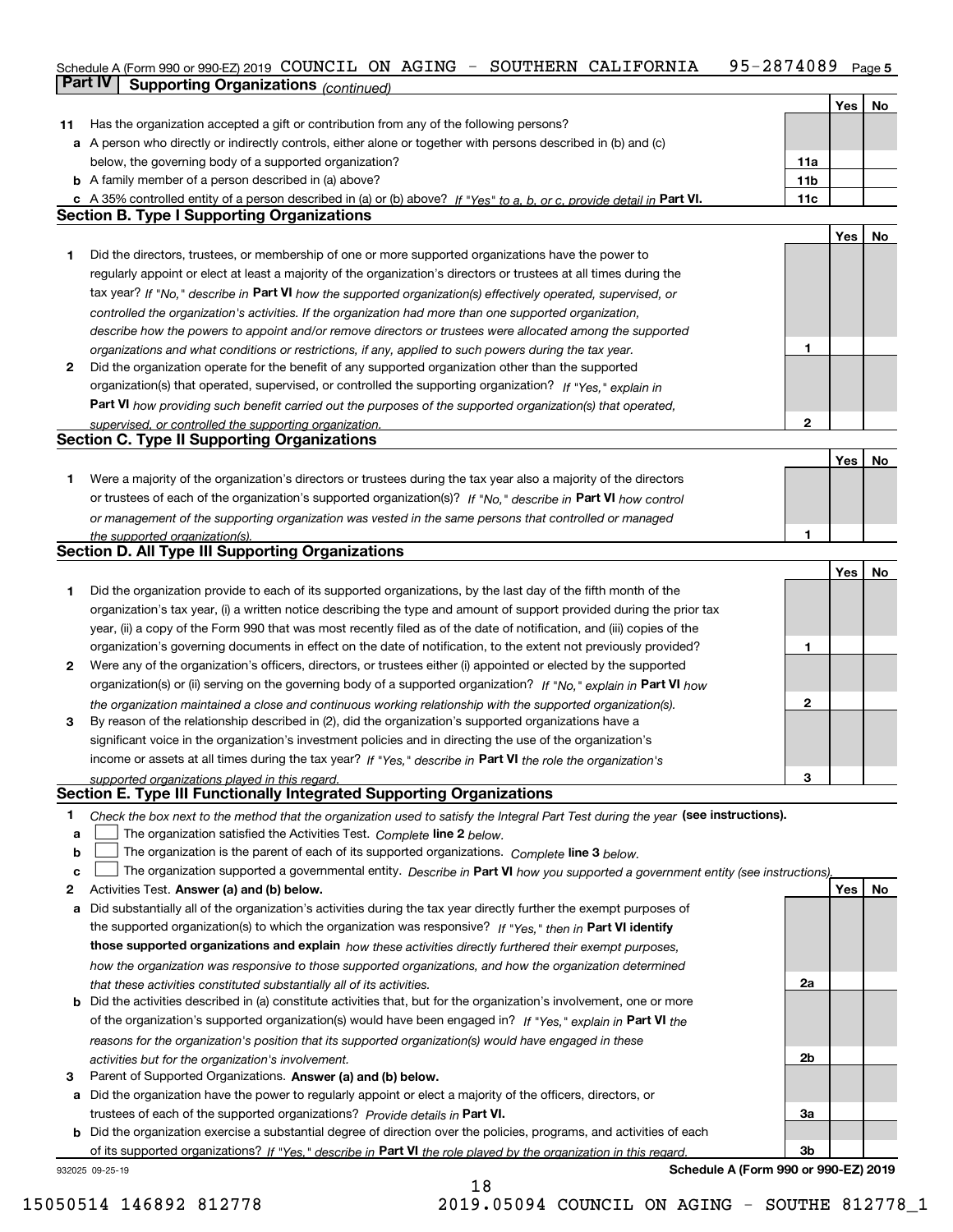Schedule A (Form 990 or 990-EZ) 2019 COUNCIL ON AGING - SOUTHERN CALIFORNIA 95-2874089 Page 5

## Part IV Supporting Organizations *(continued)*

| | | | Yes | No |
|---|---|---|---|---|
| **11** | Has the organization accepted a gift or contribution from any of the following persons? | | | |
| **a** | A person who directly or indirectly controls, either alone or together with persons described in (b) and (c) below, the governing body of a supported organization? | 11a | | |
| **b** | A family member of a person described in (a) above? | 11b | | |
| **c** | A 35% controlled entity of a person described in (a) or (b) above? *If "Yes" to a, b, or c, provide detail in* **Part VI.** | 11c | | |

### Section B. Type I Supporting Organizations

| | | | Yes | No |
|---|---|---|---|---|
| **1** | Did the directors, trustees, or membership of one or more supported organizations have the power to regularly appoint or elect at least a majority of the organization's directors or trustees at all times during the tax year? *If "No," describe in* **Part VI** *how the supported organization(s) effectively operated, supervised, or controlled the organization's activities. If the organization had more than one supported organization, describe how the powers to appoint and/or remove directors or trustees were allocated among the supported organizations and what conditions or restrictions, if any, applied to such powers during the tax year.* | 1 | | |
| **2** | Did the organization operate for the benefit of any supported organization other than the supported organization(s) that operated, supervised, or controlled the supporting organization? *If "Yes," explain in* **Part VI** *how providing such benefit carried out the purposes of the supported organization(s) that operated, supervised, or controlled the supporting organization.* | 2 | | |

### Section C. Type II Supporting Organizations

| | | | Yes | No |
|---|---|---|---|---|
| **1** | Were a majority of the organization's directors or trustees during the tax year also a majority of the directors or trustees of each of the organization's supported organization(s)? *If "No," describe in* **Part VI** *how control or management of the supporting organization was vested in the same persons that controlled or managed the supported organization(s).* | 1 | | |

### Section D. All Type III Supporting Organizations

| | | | Yes | No |
|---|---|---|---|---|
| **1** | Did the organization provide to each of its supported organizations, by the last day of the fifth month of the organization's tax year, (i) a written notice describing the type and amount of support provided during the prior tax year, (ii) a copy of the Form 990 that was most recently filed as of the date of notification, and (iii) copies of the organization's governing documents in effect on the date of notification, to the extent not previously provided? | 1 | | |
| **2** | Were any of the organization's officers, directors, or trustees either (i) appointed or elected by the supported organization(s) or (ii) serving on the governing body of a supported organization? *If "No," explain in* **Part VI** *how the organization maintained a close and continuous working relationship with the supported organization(s).* | 2 | | |
| **3** | By reason of the relationship described in (2), did the organization's supported organizations have a significant voice in the organization's investment policies and in directing the use of the organization's income or assets at all times during the tax year? *If "Yes," describe in* **Part VI** *the role the organization's supported organizations played in this regard.* | 3 | | |

### Section E. Type III Functionally Integrated Supporting Organizations

**1** *Check the box next to the method that the organization used to satisfy the Integral Part Test during the year* **(see instructions).**

- **a** ☐ The organization satisfied the Activities Test. *Complete* **line 2** *below.*
- **b** ☐ The organization is the parent of each of its supported organizations. *Complete* **line 3** *below.*
- **c** ☐ The organization supported a governmental entity. *Describe in* **Part VI** *how you supported a government entity (see instructions).*

| | | | Yes | No |
|---|---|---|---|---|
| **2** | Activities Test. **Answer (a) and (b) below.** | | | |
| **a** | Did substantially all of the organization's activities during the tax year directly further the exempt purposes of the supported organization(s) to which the organization was responsive? *If "Yes," then in* **Part VI identify those supported organizations and explain** *how these activities directly furthered their exempt purposes, how the organization was responsive to those supported organizations, and how the organization determined that these activities constituted substantially all of its activities.* | 2a | | |
| **b** | Did the activities described in (a) constitute activities that, but for the organization's involvement, one or more of the organization's supported organization(s) would have been engaged in? *If "Yes," explain in* **Part VI** *the reasons for the organization's position that its supported organization(s) would have engaged in these activities but for the organization's involvement.* | 2b | | |
| **3** | Parent of Supported Organizations. **Answer (a) and (b) below.** | | | |
| **a** | Did the organization have the power to regularly appoint or elect a majority of the officers, directors, or trustees of each of the supported organizations? *Provide details in* **Part VI.** | 3a | | |
| **b** | Did the organization exercise a substantial degree of direction over the policies, programs, and activities of each of its supported organizations? *If "Yes," describe in* **Part VI** *the role played by the organization in this regard.* | 3b | | |

932025 09-25-19 **Schedule A (Form 990 or 990-EZ) 2019**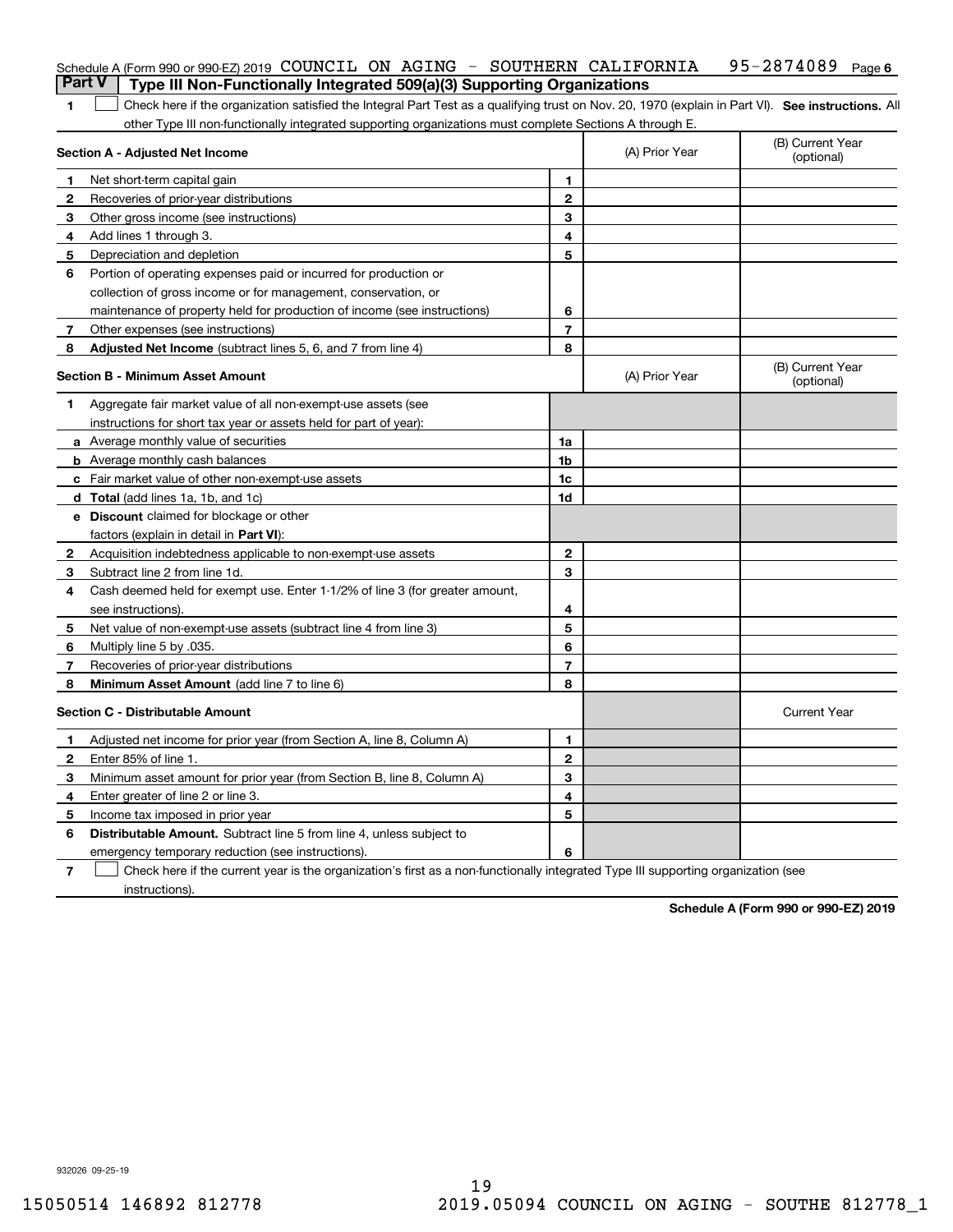Schedule A (Form 990 or 990-EZ) 2019 COUNCIL ON AGING - SOUTHERN CALIFORNIA 95-2874089 Page 6

**Part V | Type III Non-Functionally Integrated 509(a)(3) Supporting Organizations**

1 ☐ Check here if the organization satisfied the Integral Part Test as a qualifying trust on Nov. 20, 1970 (explain in Part VI). **See instructions.** All other Type III non-functionally integrated supporting organizations must complete Sections A through E.

| **Section A - Adjusted Net Income** | | | (A) Prior Year | (B) Current Year (optional) |
|---|---|---|---|---|
| **1** | Net short-term capital gain | **1** | | |
| **2** | Recoveries of prior-year distributions | **2** | | |
| **3** | Other gross income (see instructions) | **3** | | |
| **4** | Add lines 1 through 3. | **4** | | |
| **5** | Depreciation and depletion | **5** | | |
| **6** | Portion of operating expenses paid or incurred for production or collection of gross income or for management, conservation, or maintenance of property held for production of income (see instructions) | **6** | | |
| **7** | Other expenses (see instructions) | **7** | | |
| **8** | **Adjusted Net Income** (subtract lines 5, 6, and 7 from line 4) | **8** | | |

| **Section B - Minimum Asset Amount** | | | (A) Prior Year | (B) Current Year (optional) |
|---|---|---|---|---|
| **1** | Aggregate fair market value of all non-exempt-use assets (see instructions for short tax year or assets held for part of year): | | | |
| **a** | Average monthly value of securities | **1a** | | |
| **b** | Average monthly cash balances | **1b** | | |
| **c** | Fair market value of other non-exempt-use assets | **1c** | | |
| **d** | **Total** (add lines 1a, 1b, and 1c) | **1d** | | |
| **e** | **Discount** claimed for blockage or other factors (explain in detail in **Part VI**): | | | |
| **2** | Acquisition indebtedness applicable to non-exempt-use assets | **2** | | |
| **3** | Subtract line 2 from line 1d. | **3** | | |
| **4** | Cash deemed held for exempt use. Enter 1-1/2% of line 3 (for greater amount, see instructions). | **4** | | |
| **5** | Net value of non-exempt-use assets (subtract line 4 from line 3) | **5** | | |
| **6** | Multiply line 5 by .035. | **6** | | |
| **7** | Recoveries of prior-year distributions | **7** | | |
| **8** | **Minimum Asset Amount** (add line 7 to line 6) | **8** | | |

| **Section C - Distributable Amount** | | | | Current Year |
|---|---|---|---|---|
| **1** | Adjusted net income for prior year (from Section A, line 8, Column A) | **1** | | |
| **2** | Enter 85% of line 1. | **2** | | |
| **3** | Minimum asset amount for prior year (from Section B, line 8, Column A) | **3** | | |
| **4** | Enter greater of line 2 or line 3. | **4** | | |
| **5** | Income tax imposed in prior year | **5** | | |
| **6** | **Distributable Amount.** Subtract line 5 from line 4, unless subject to emergency temporary reduction (see instructions). | **6** | | |

**7** ☐ Check here if the current year is the organization's first as a non-functionally integrated Type III supporting organization (see instructions).

**Schedule A (Form 990 or 990-EZ) 2019**

932026 09-25-19

15050514 146892 812778 2019.05094 COUNCIL ON AGING - SOUTHE 812778_1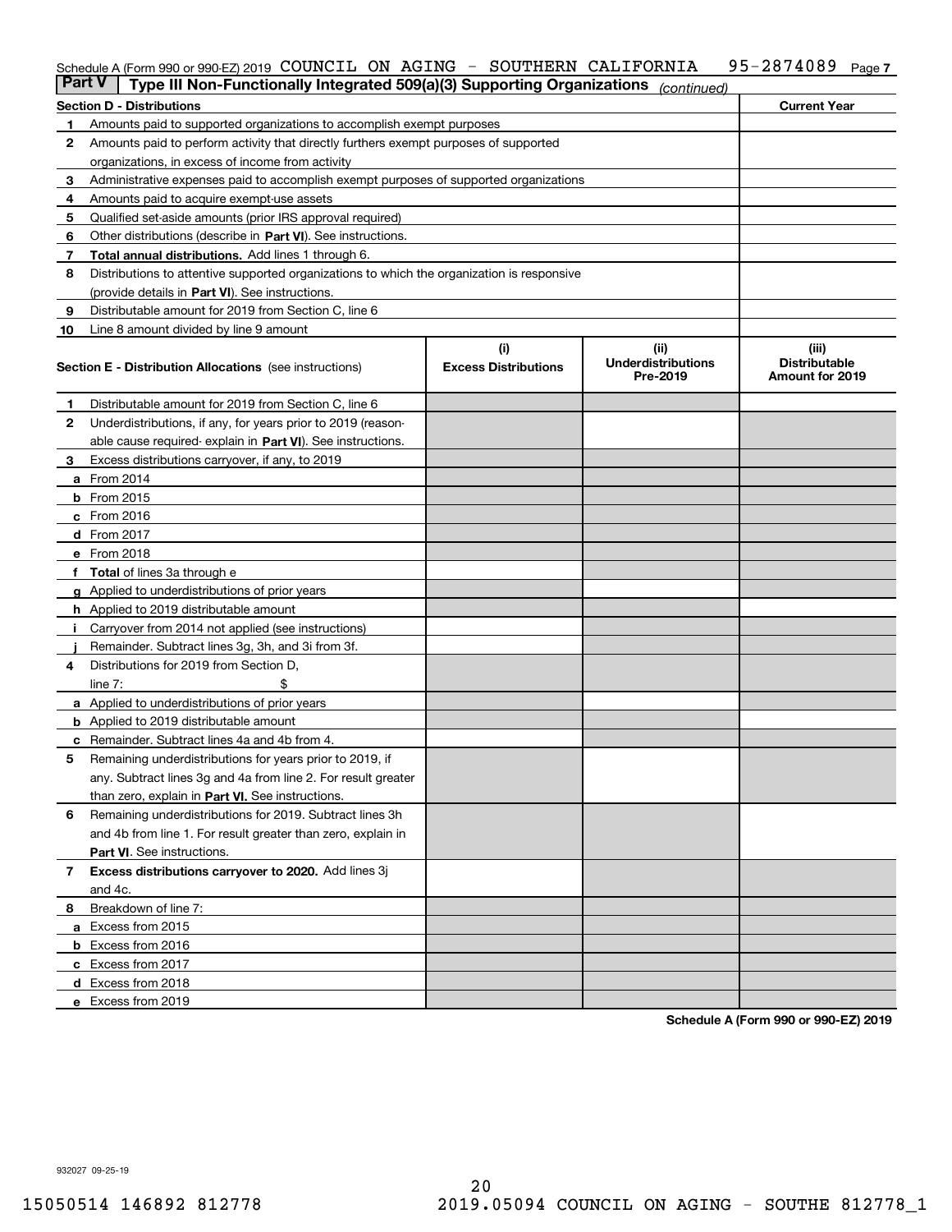Schedule A (Form 990 or 990-EZ) 2019 COUNCIL ON AGING - SOUTHERN CALIFORNIA 95-2874089 Page 7

## Part V | Type III Non-Functionally Integrated 509(a)(3) Supporting Organizations *(continued)*

| Section D - Distributions | | Current Year |
|---|---|---|
| 1 | Amounts paid to supported organizations to accomplish exempt purposes | |
| 2 | Amounts paid to perform activity that directly furthers exempt purposes of supported organizations, in excess of income from activity | |
| 3 | Administrative expenses paid to accomplish exempt purposes of supported organizations | |
| 4 | Amounts paid to acquire exempt-use assets | |
| 5 | Qualified set-aside amounts (prior IRS approval required) | |
| 6 | Other distributions (describe in **Part VI**). See instructions. | |
| 7 | **Total annual distributions.** Add lines 1 through 6. | |
| 8 | Distributions to attentive supported organizations to which the organization is responsive (provide details in **Part VI**). See instructions. | |
| 9 | Distributable amount for 2019 from Section C, line 6 | |
| 10 | Line 8 amount divided by line 9 amount | |

| Section E - Distribution Allocations (see instructions) | (i) Excess Distributions | (ii) Underdistributions Pre-2019 | (iii) Distributable Amount for 2019 |
|---|---|---|---|
| **1** Distributable amount for 2019 from Section C, line 6 | | | |
| **2** Underdistributions, if any, for years prior to 2019 (reasonable cause required- explain in **Part VI**). See instructions. | | | |
| **3** Excess distributions carryover, if any, to 2019 | | | |
| **a** From 2014 | | | |
| **b** From 2015 | | | |
| **c** From 2016 | | | |
| **d** From 2017 | | | |
| **e** From 2018 | | | |
| **f Total** of lines 3a through e | | | |
| **g** Applied to underdistributions of prior years | | | |
| **h** Applied to 2019 distributable amount | | | |
| **i** Carryover from 2014 not applied (see instructions) | | | |
| **j** Remainder. Subtract lines 3g, 3h, and 3i from 3f. | | | |
| **4** Distributions for 2019 from Section D, line 7: $ | | | |
| **a** Applied to underdistributions of prior years | | | |
| **b** Applied to 2019 distributable amount | | | |
| **c** Remainder. Subtract lines 4a and 4b from 4. | | | |
| **5** Remaining underdistributions for years prior to 2019, if any. Subtract lines 3g and 4a from line 2. For result greater than zero, explain in **Part VI.** See instructions. | | | |
| **6** Remaining underdistributions for 2019. Subtract lines 3h and 4b from line 1. For result greater than zero, explain in **Part VI**. See instructions. | | | |
| **7 Excess distributions carryover to 2020.** Add lines 3j and 4c. | | | |
| **8** Breakdown of line 7: | | | |
| **a** Excess from 2015 | | | |
| **b** Excess from 2016 | | | |
| **c** Excess from 2017 | | | |
| **d** Excess from 2018 | | | |
| **e** Excess from 2019 | | | |

**Schedule A (Form 990 or 990-EZ) 2019**

932027 09-25-19

15050514 146892 812778 2019.05094 COUNCIL ON AGING - SOUTHE 812778_1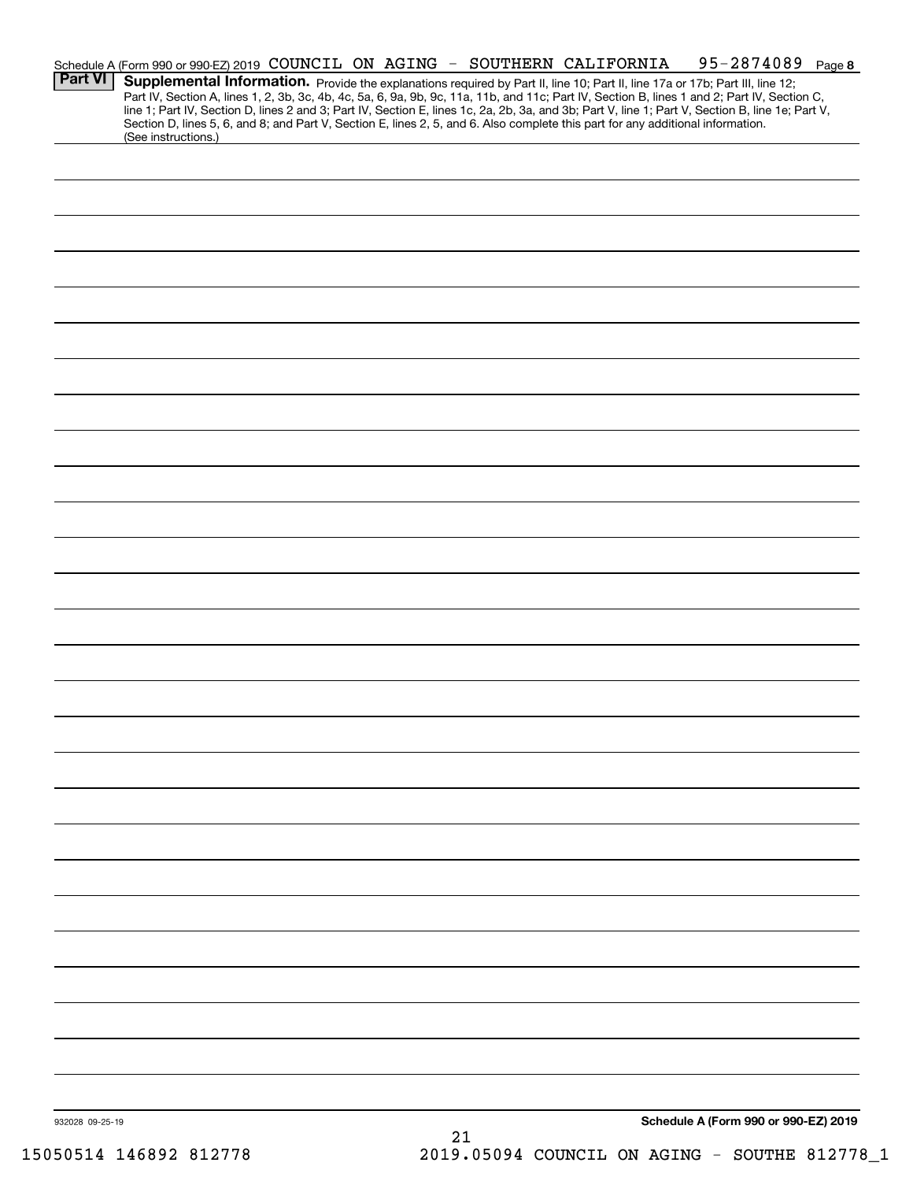Schedule A (Form 990 or 990-EZ) 2019 COUNCIL ON AGING - SOUTHERN CALIFORNIA 95-2874089 Page 8

**Part VI** **Supplemental Information.** Provide the explanations required by Part II, line 10; Part II, line 17a or 17b; Part III, line 12; Part IV, Section A, lines 1, 2, 3b, 3c, 4b, 4c, 5a, 6, 9a, 9b, 9c, 11a, 11b, and 11c; Part IV, Section B, lines 1 and 2; Part IV, Section C, line 1; Part IV, Section D, lines 2 and 3; Part IV, Section E, lines 1c, 2a, 2b, 3a, and 3b; Part V, line 1; Part V, Section B, line 1e; Part V, Section D, lines 5, 6, and 8; and Part V, Section E, lines 2, 5, and 6. Also complete this part for any additional information. (See instructions.)

932028 09-25-19 **Schedule A (Form 990 or 990-EZ) 2019**

15050514 146892 812778 2019.05094 COUNCIL ON AGING - SOUTHE 812778_1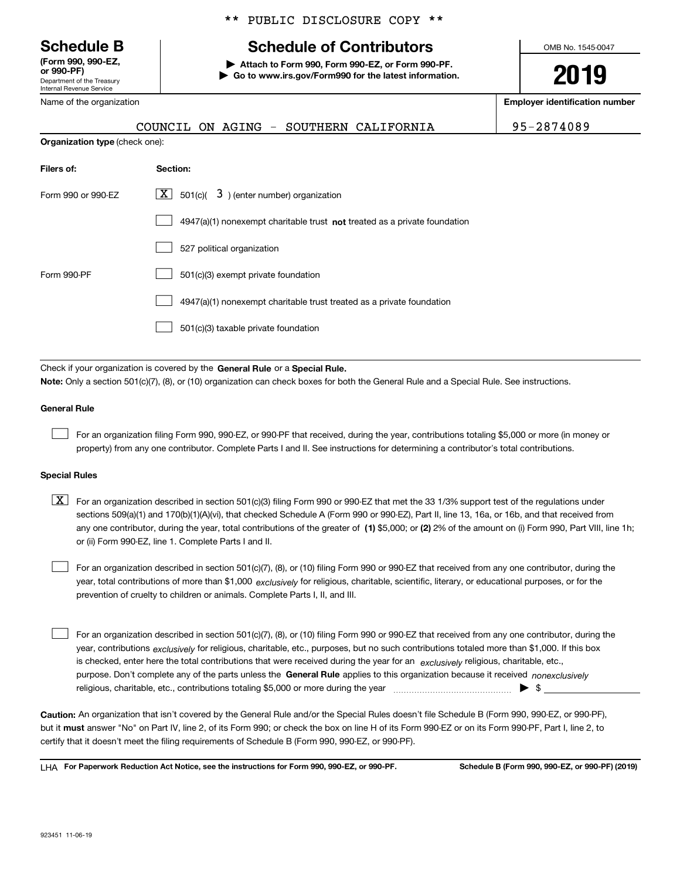\*\* PUBLIC DISCLOSURE COPY \*\*

# Schedule B

**(Form 990, 990-EZ, or 990-PF)**
Department of the Treasury
Internal Revenue Service

## Schedule of Contributors

▶ **Attach to Form 990, Form 990-EZ, or Form 990-PF.**
▶ **Go to www.irs.gov/Form990 for the latest information.**

OMB No. 1545-0047

**2019**

Name of the organization: COUNCIL ON AGING - SOUTHERN CALIFORNIA

**Employer identification number:** 95-2874089

**Organization type** (check one):

| Filers of: | Section: |
|---|---|
| Form 990 or 990-EZ | [X] 501(c)( 3 ) (enter number) organization |
| | [ ] 4947(a)(1) nonexempt charitable trust **not** treated as a private foundation |
| | [ ] 527 political organization |
| Form 990-PF | [ ] 501(c)(3) exempt private foundation |
| | [ ] 4947(a)(1) nonexempt charitable trust treated as a private foundation |
| | [ ] 501(c)(3) taxable private foundation |

Check if your organization is covered by the **General Rule** or a **Special Rule.**

**Note:** Only a section 501(c)(7), (8), or (10) organization can check boxes for both the General Rule and a Special Rule. See instructions.

**General Rule**

[ ] For an organization filing Form 990, 990-EZ, or 990-PF that received, during the year, contributions totaling $5,000 or more (in money or property) from any one contributor. Complete Parts I and II. See instructions for determining a contributor's total contributions.

**Special Rules**

[X] For an organization described in section 501(c)(3) filing Form 990 or 990-EZ that met the 33 1/3% support test of the regulations under sections 509(a)(1) and 170(b)(1)(A)(vi), that checked Schedule A (Form 990 or 990-EZ), Part II, line 13, 16a, or 16b, and that received from any one contributor, during the year, total contributions of the greater of **(1)** $5,000; or **(2)** 2% of the amount on (i) Form 990, Part VIII, line 1h; or (ii) Form 990-EZ, line 1. Complete Parts I and II.

[ ] For an organization described in section 501(c)(7), (8), or (10) filing Form 990 or 990-EZ that received from any one contributor, during the year, total contributions of more than $1,000 *exclusively* for religious, charitable, scientific, literary, or educational purposes, or for the prevention of cruelty to children or animals. Complete Parts I, II, and III.

[ ] For an organization described in section 501(c)(7), (8), or (10) filing Form 990 or 990-EZ that received from any one contributor, during the year, contributions *exclusively* for religious, charitable, etc., purposes, but no such contributions totaled more than $1,000. If this box is checked, enter here the total contributions that were received during the year for an *exclusively* religious, charitable, etc., purpose. Don't complete any of the parts unless the **General Rule** applies to this organization because it received *nonexclusively* religious, charitable, etc., contributions totaling $5,000 or more during the year ▶ $ ____________

**Caution:** An organization that isn't covered by the General Rule and/or the Special Rules doesn't file Schedule B (Form 990, 990-EZ, or 990-PF), but it **must** answer "No" on Part IV, line 2, of its Form 990; or check the box on line H of its Form 990-EZ or on its Form 990-PF, Part I, line 2, to certify that it doesn't meet the filing requirements of Schedule B (Form 990, 990-EZ, or 990-PF).

LHA **For Paperwork Reduction Act Notice, see the instructions for Form 990, 990-EZ, or 990-PF.** **Schedule B (Form 990, 990-EZ, or 990-PF) (2019)**

923451 11-06-19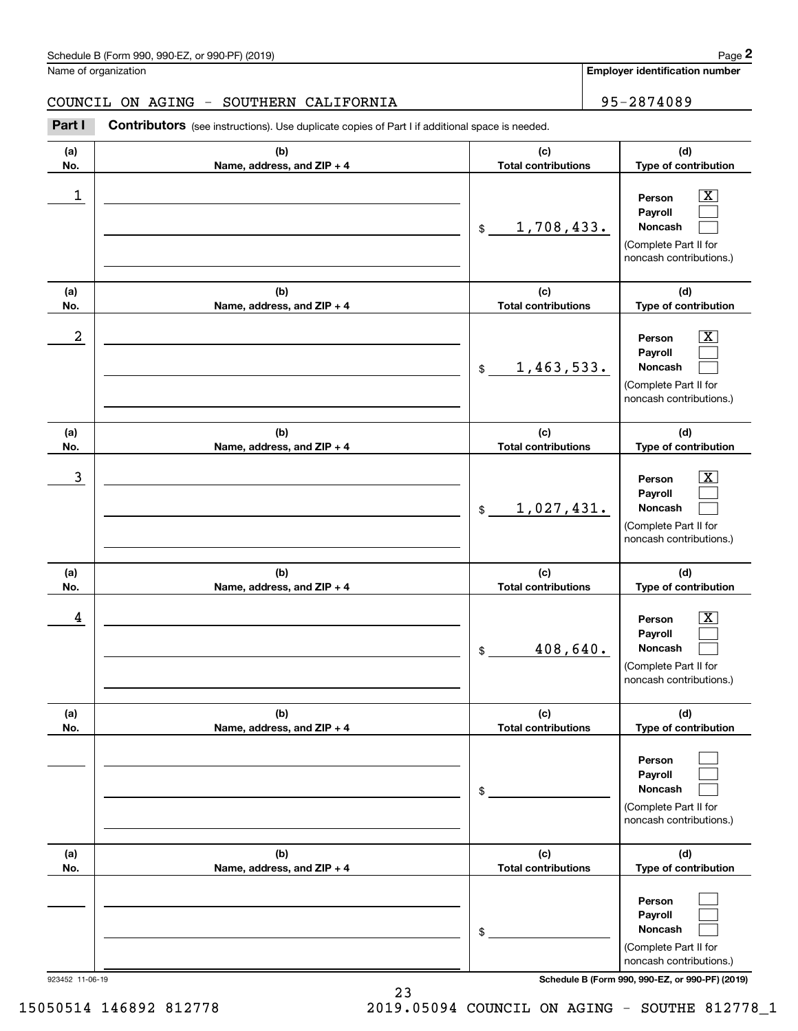Schedule B (Form 990, 990-EZ, or 990-PF) (2019)

Name of organization: COUNCIL ON AGING - SOUTHERN CALIFORNIA

Employer identification number: 95-2874089

**Part I** **Contributors** (see instructions). Use duplicate copies of Part I if additional space is needed.

| (a) No. | (b) Name, address, and ZIP + 4 | (c) Total contributions | (d) Type of contribution |
|---|---|---|---|
| 1 | | $ 1,708,433. | Person [X] Payroll [ ] Noncash [ ] (Complete Part II for noncash contributions.) |
| 2 | | $ 1,463,533. | Person [X] Payroll [ ] Noncash [ ] (Complete Part II for noncash contributions.) |
| 3 | | $ 1,027,431. | Person [X] Payroll [ ] Noncash [ ] (Complete Part II for noncash contributions.) |
| 4 | | $ 408,640. | Person [X] Payroll [ ] Noncash [ ] (Complete Part II for noncash contributions.) |
| | | $ | Person [ ] Payroll [ ] Noncash [ ] (Complete Part II for noncash contributions.) |
| | | $ | Person [ ] Payroll [ ] Noncash [ ] (Complete Part II for noncash contributions.) |

923452 11-06-19

Schedule B (Form 990, 990-EZ, or 990-PF) (2019)

15050514 146892 812778 2019.05094 COUNCIL ON AGING - SOUTHE 812778_1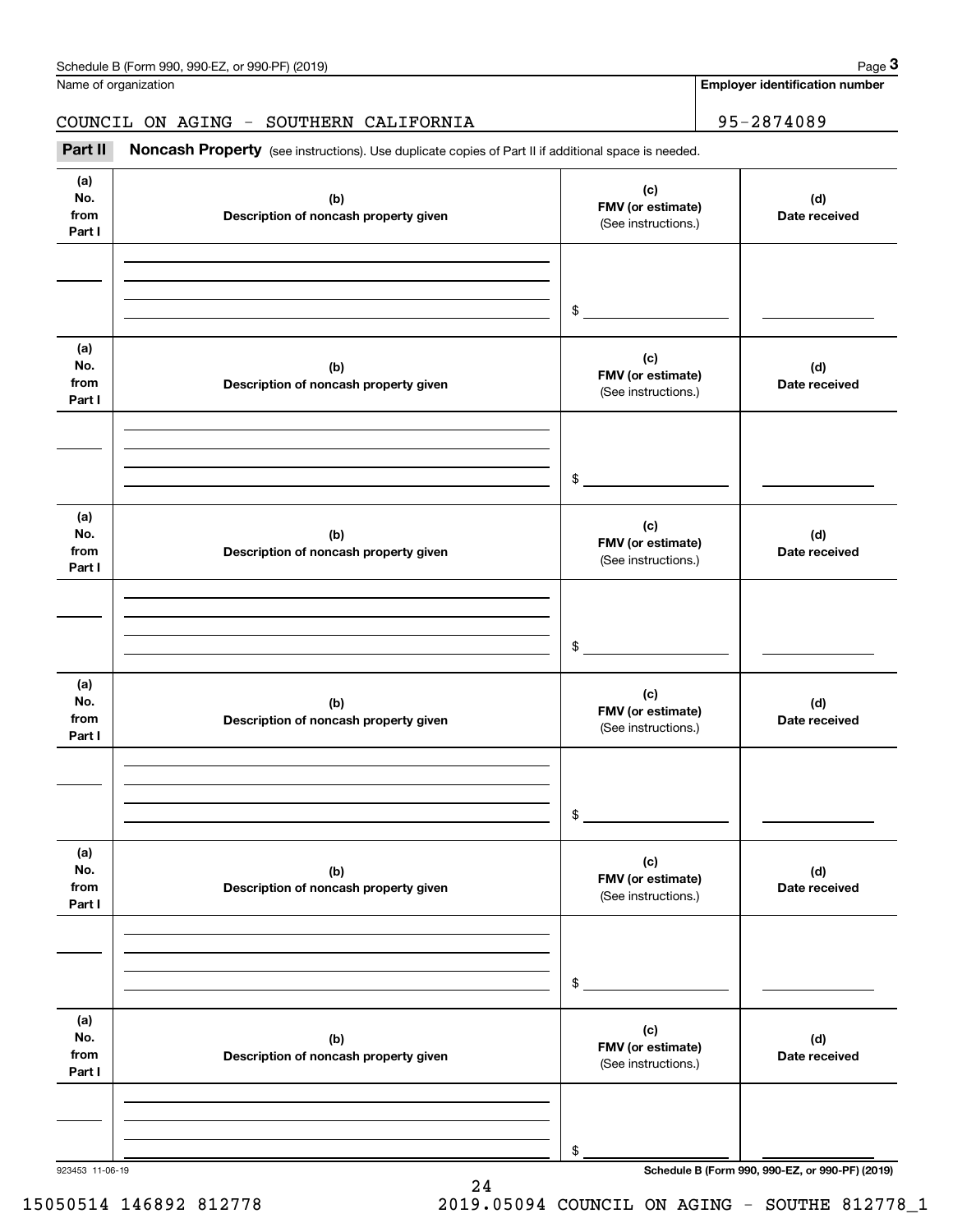Schedule B (Form 990, 990-EZ, or 990-PF) (2019)

Name of organization: COUNCIL ON AGING - SOUTHERN CALIFORNIA

Employer identification number: 95-2874089

**Part II** **Noncash Property** (see instructions). Use duplicate copies of Part II if additional space is needed.

| (a) No. from Part I | (b) Description of noncash property given | (c) FMV (or estimate) (See instructions.) | (d) Date received |
|---|---|---|---|
| | | $ | |

| (a) No. from Part I | (b) Description of noncash property given | (c) FMV (or estimate) (See instructions.) | (d) Date received |
|---|---|---|---|
| | | $ | |

| (a) No. from Part I | (b) Description of noncash property given | (c) FMV (or estimate) (See instructions.) | (d) Date received |
|---|---|---|---|
| | | $ | |

| (a) No. from Part I | (b) Description of noncash property given | (c) FMV (or estimate) (See instructions.) | (d) Date received |
|---|---|---|---|
| | | $ | |

| (a) No. from Part I | (b) Description of noncash property given | (c) FMV (or estimate) (See instructions.) | (d) Date received |
|---|---|---|---|
| | | $ | |

| (a) No. from Part I | (b) Description of noncash property given | (c) FMV (or estimate) (See instructions.) | (d) Date received |
|---|---|---|---|
| | | $ | |

923453 11-06-19

Schedule B (Form 990, 990-EZ, or 990-PF) (2019)

15050514 146892 812778 2019.05094 COUNCIL ON AGING - SOUTHE 812778_1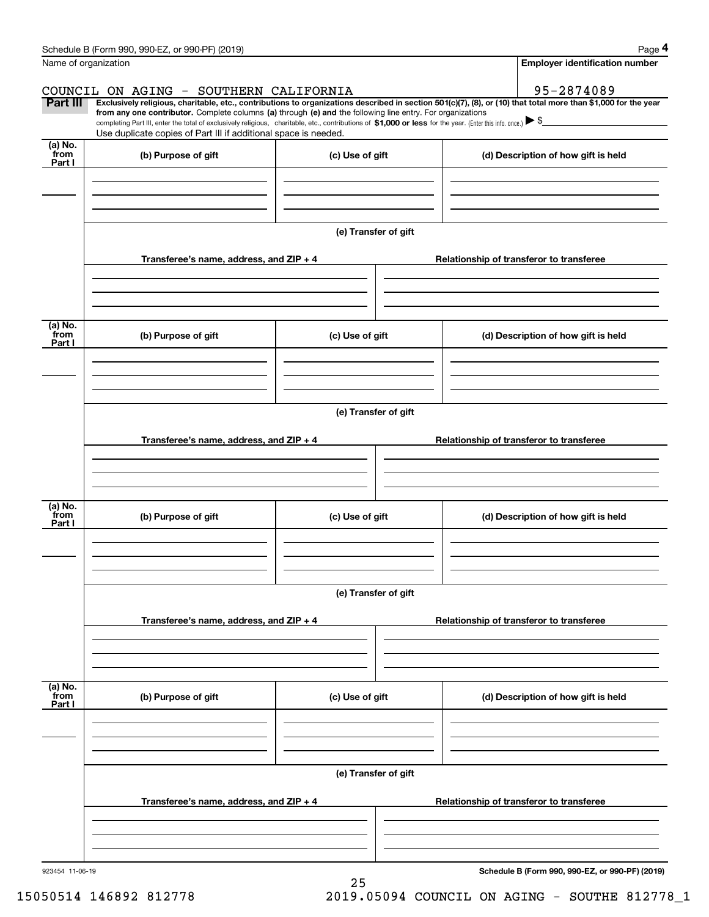Name of organization

**Employer identification number**

COUNCIL ON AGING - SOUTHERN CALIFORNIA | 95-2874089

**Part III** **Exclusively religious, charitable, etc., contributions to organizations described in section 501(c)(7), (8), or (10) that total more than $1,000 for the year from any one contributor.** Complete columns **(a)** through **(e) and** the following line entry. For organizations completing Part III, enter the total of exclusively religious, charitable, etc., contributions of **$1,000 or less** for the year. (Enter this info. once.) ▶ $

Use duplicate copies of Part III if additional space is needed.

| (a) No. from Part I | (b) Purpose of gift | (c) Use of gift | (d) Description of how gift is held |
|---|---|---|---|
| | | | |

**(e) Transfer of gift**

| Transferee's name, address, and ZIP + 4 | Relationship of transferor to transferee |
|---|---|
| | |

| (a) No. from Part I | (b) Purpose of gift | (c) Use of gift | (d) Description of how gift is held |
|---|---|---|---|
| | | | |

**(e) Transfer of gift**

| Transferee's name, address, and ZIP + 4 | Relationship of transferor to transferee |
|---|---|
| | |

| (a) No. from Part I | (b) Purpose of gift | (c) Use of gift | (d) Description of how gift is held |
|---|---|---|---|
| | | | |

**(e) Transfer of gift**

| Transferee's name, address, and ZIP + 4 | Relationship of transferor to transferee |
|---|---|
| | |

| (a) No. from Part I | (b) Purpose of gift | (c) Use of gift | (d) Description of how gift is held |
|---|---|---|---|
| | | | |

**(e) Transfer of gift**

| Transferee's name, address, and ZIP + 4 | Relationship of transferor to transferee |
|---|---|
| | |

923454 11-06-19

**Schedule B (Form 990, 990-EZ, or 990-PF) (2019)**

15050514 146892 812778 2019.05094 COUNCIL ON AGING - SOUTHE 812778_1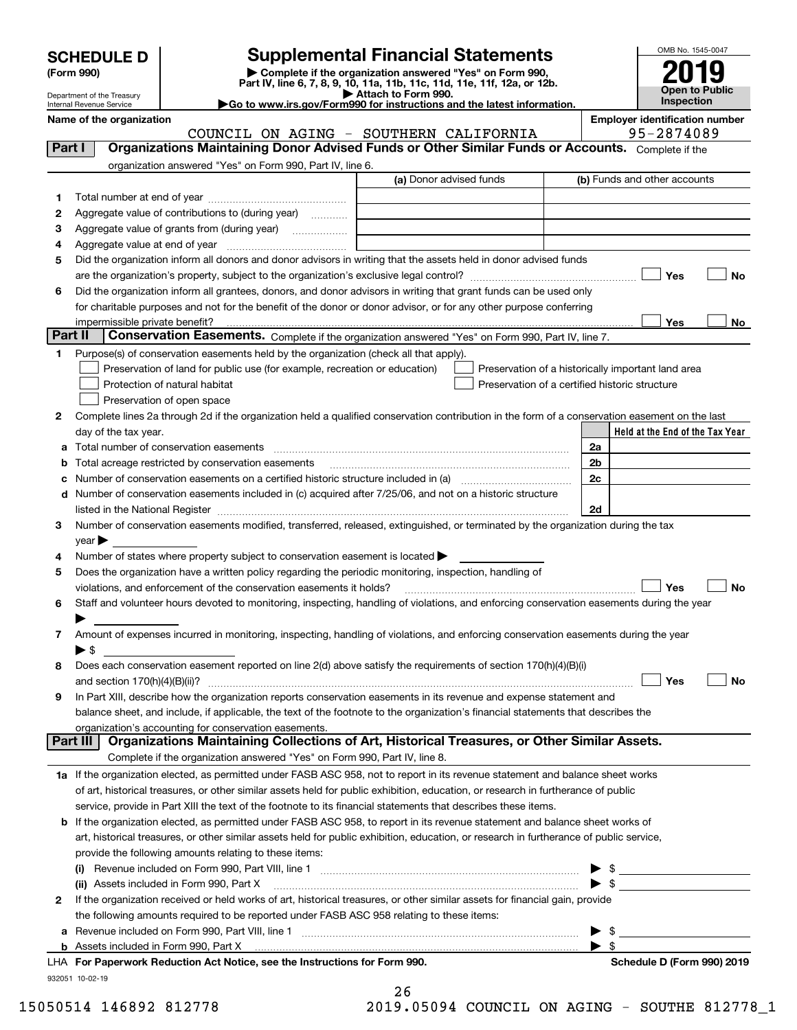# SCHEDULE D (Form 990)

Department of the Treasury
Internal Revenue Service

## Supplemental Financial Statements

▶ Complete if the organization answered "Yes" on Form 990, Part IV, line 6, 7, 8, 9, 10, 11a, 11b, 11c, 11d, 11e, 11f, 12a, or 12b.
▶ Attach to Form 990.
▶ Go to www.irs.gov/Form990 for instructions and the latest information.

OMB No. 1545-0047

**2019**

**Open to Public Inspection**

**Name of the organization:** COUNCIL ON AGING - SOUTHERN CALIFORNIA

**Employer identification number:** 95-2874089

### Part I — Organizations Maintaining Donor Advised Funds or Other Similar Funds or Accounts.
Complete if the organization answered "Yes" on Form 990, Part IV, line 6.

| | | (a) Donor advised funds | (b) Funds and other accounts |
|---|---|---|---|
| 1 | Total number at end of year | | |
| 2 | Aggregate value of contributions to (during year) | | |
| 3 | Aggregate value of grants from (during year) | | |
| 4 | Aggregate value at end of year | | |

5 Did the organization inform all donors and donor advisors in writing that the assets held in donor advised funds are the organization's property, subject to the organization's exclusive legal control? ☐ Yes ☐ No

6 Did the organization inform all grantees, donors, and donor advisors in writing that grant funds can be used only for charitable purposes and not for the benefit of the donor or donor advisor, or for any other purpose conferring impermissible private benefit? ☐ Yes ☐ No

### Part II — Conservation Easements.
Complete if the organization answered "Yes" on Form 990, Part IV, line 7.

1 Purpose(s) of conservation easements held by the organization (check all that apply).

- ☐ Preservation of land for public use (for example, recreation or education)
- ☐ Preservation of a historically important land area
- ☐ Protection of natural habitat
- ☐ Preservation of a certified historic structure
- ☐ Preservation of open space

2 Complete lines 2a through 2d if the organization held a qualified conservation contribution in the form of a conservation easement on the last day of the tax year.

| | | | Held at the End of the Tax Year |
|---|---|---|---|
| a | Total number of conservation easements | 2a | |
| b | Total acreage restricted by conservation easements | 2b | |
| c | Number of conservation easements on a certified historic structure included in (a) | 2c | |
| d | Number of conservation easements included in (c) acquired after 7/25/06, and not on a historic structure listed in the National Register | 2d | |

3 Number of conservation easements modified, transferred, released, extinguished, or terminated by the organization during the tax year ▶

4 Number of states where property subject to conservation easement is located ▶

5 Does the organization have a written policy regarding the periodic monitoring, inspection, handling of violations, and enforcement of the conservation easements it holds? ☐ Yes ☐ No

6 Staff and volunteer hours devoted to monitoring, inspecting, handling of violations, and enforcing conservation easements during the year ▶

7 Amount of expenses incurred in monitoring, inspecting, handling of violations, and enforcing conservation easements during the year ▶ $

8 Does each conservation easement reported on line 2(d) above satisfy the requirements of section 170(h)(4)(B)(i) and section 170(h)(4)(B)(ii)? ☐ Yes ☐ No

9 In Part XIII, describe how the organization reports conservation easements in its revenue and expense statement and balance sheet, and include, if applicable, the text of the footnote to the organization's financial statements that describes the organization's accounting for conservation easements.

### Part III — Organizations Maintaining Collections of Art, Historical Treasures, or Other Similar Assets.
Complete if the organization answered "Yes" on Form 990, Part IV, line 8.

1a If the organization elected, as permitted under FASB ASC 958, not to report in its revenue statement and balance sheet works of art, historical treasures, or other similar assets held for public exhibition, education, or research in furtherance of public service, provide in Part XIII the text of the footnote to its financial statements that describes these items.

b If the organization elected, as permitted under FASB ASC 958, to report in its revenue statement and balance sheet works of art, historical treasures, or other similar assets held for public exhibition, education, or research in furtherance of public service, provide the following amounts relating to these items:

(i) Revenue included on Form 990, Part VIII, line 1 ▶ $

(ii) Assets included in Form 990, Part X ▶ $

2 If the organization received or held works of art, historical treasures, or other similar assets for financial gain, provide the following amounts required to be reported under FASB ASC 958 relating to these items:

a Revenue included on Form 990, Part VIII, line 1 ▶ $

b Assets included in Form 990, Part X ▶ $

**LHA For Paperwork Reduction Act Notice, see the Instructions for Form 990.** **Schedule D (Form 990) 2019**

932051 10-02-19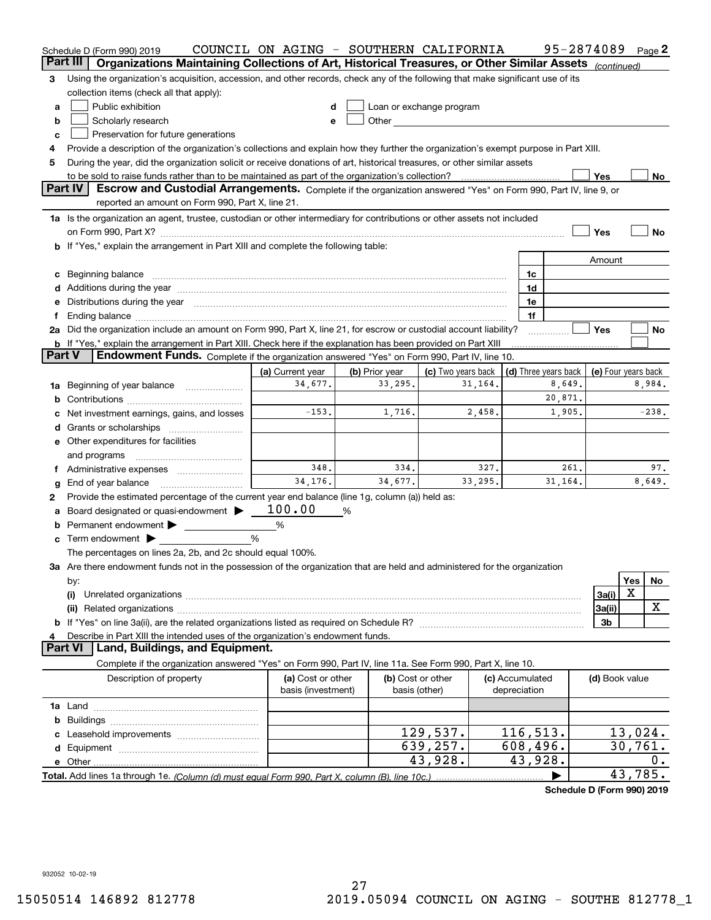Schedule D (Form 990) 2019 COUNCIL ON AGING - SOUTHERN CALIFORNIA 95-2874089 Page 2

## Part III Organizations Maintaining Collections of Art, Historical Treasures, or Other Similar Assets *(continued)*

3 Using the organization's acquisition, accession, and other records, check any of the following that make significant use of its collection items (check all that apply):

a ☐ Public exhibition
b ☐ Scholarly research
c ☐ Preservation for future generations
d ☐ Loan or exchange program
e ☐ Other

4 Provide a description of the organization's collections and explain how they further the organization's exempt purpose in Part XIII.

5 During the year, did the organization solicit or receive donations of art, historical treasures, or other similar assets to be sold to raise funds rather than to be maintained as part of the organization's collection? ☐ Yes ☐ No

## Part IV Escrow and Custodial Arrangements.

Complete if the organization answered "Yes" on Form 990, Part IV, line 9, or reported an amount on Form 990, Part X, line 21.

1a Is the organization an agent, trustee, custodian or other intermediary for contributions or other assets not included on Form 990, Part X? ☐ Yes ☐ No

b If "Yes," explain the arrangement in Part XIII and complete the following table:

| | | Amount |
|---|---|---|
| c Beginning balance | 1c | |
| d Additions during the year | 1d | |
| e Distributions during the year | 1e | |
| f Ending balance | 1f | |

2a Did the organization include an amount on Form 990, Part X, line 21, for escrow or custodial account liability? ☐ Yes ☐ No

b If "Yes," explain the arrangement in Part XIII. Check here if the explanation has been provided on Part XIII ☐

## Part V Endowment Funds.

Complete if the organization answered "Yes" on Form 990, Part IV, line 10.

| | (a) Current year | (b) Prior year | (c) Two years back | (d) Three years back | (e) Four years back |
|---|---|---|---|---|---|
| 1a Beginning of year balance | 34,677. | 33,295. | 31,164. | 8,649. | 8,984. |
| b Contributions | | | | 20,871. | |
| c Net investment earnings, gains, and losses | -153. | 1,716. | 2,458. | 1,905. | -238. |
| d Grants or scholarships | | | | | |
| e Other expenditures for facilities and programs | | | | | |
| f Administrative expenses | 348. | 334. | 327. | 261. | 97. |
| g End of year balance | 34,176. | 34,677. | 33,295. | 31,164. | 8,649. |

2 Provide the estimated percentage of the current year end balance (line 1g, column (a)) held as:

a Board designated or quasi-endowment ▶ 100.00 %
b Permanent endowment ▶ %
c Term endowment ▶ %

The percentages on lines 2a, 2b, and 2c should equal 100%.

3a Are there endowment funds not in the possession of the organization that are held and administered for the organization by:

| | | Yes | No |
|---|---|---|---|
| (i) Unrelated organizations | 3a(i) | X | |
| (ii) Related organizations | 3a(ii) | | X |
| b If "Yes" on line 3a(ii), are the related organizations listed as required on Schedule R? | 3b | | |

4 Describe in Part XIII the intended uses of the organization's endowment funds.

## Part VI Land, Buildings, and Equipment.

Complete if the organization answered "Yes" on Form 990, Part IV, line 11a. See Form 990, Part X, line 10.

| Description of property | (a) Cost or other basis (investment) | (b) Cost or other basis (other) | (c) Accumulated depreciation | (d) Book value |
|---|---|---|---|---|
| 1a Land | | | | |
| b Buildings | | | | |
| c Leasehold improvements | | 129,537. | 116,513. | 13,024. |
| d Equipment | | 639,257. | 608,496. | 30,761. |
| e Other | | 43,928. | 43,928. | 0. |
| Total. Add lines 1a through 1e. *(Column (d) must equal Form 990, Part X, column (B), line 10c.)* | | | ▶ | 43,785. |

Schedule D (Form 990) 2019

932052 10-02-19

15050514 146892 812778 2019.05094 COUNCIL ON AGING - SOUTHE 812778_1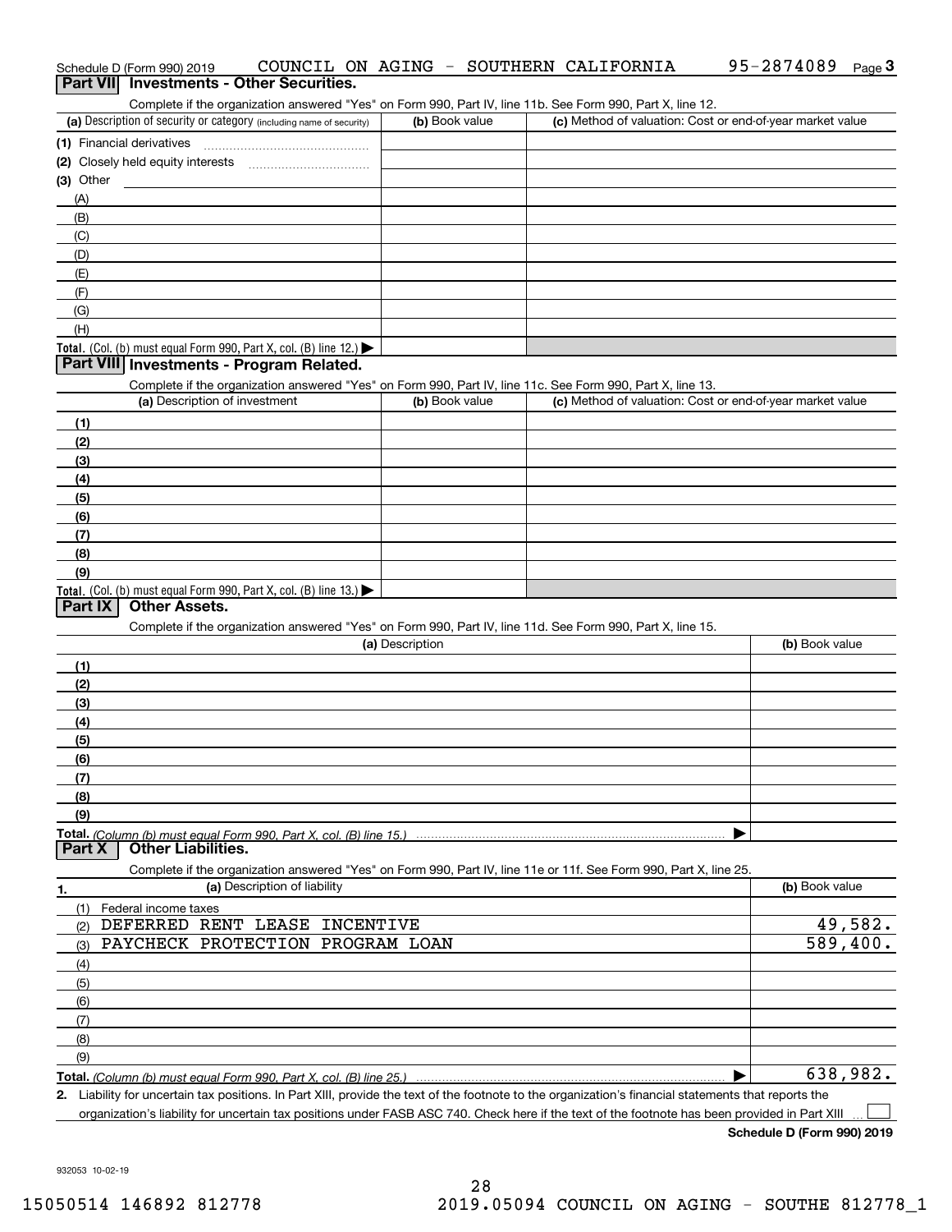Schedule D (Form 990) 2019 COUNCIL ON AGING - SOUTHERN CALIFORNIA 95-2874089 Page **3**

## Part VII Investments - Other Securities.

Complete if the organization answered "Yes" on Form 990, Part IV, line 11b. See Form 990, Part X, line 12.

| (a) Description of security or category (including name of security) | (b) Book value | (c) Method of valuation: Cost or end-of-year market value |
|---|---|---|
| (1) Financial derivatives | | |
| (2) Closely held equity interests | | |
| (3) Other | | |
| (A) | | |
| (B) | | |
| (C) | | |
| (D) | | |
| (E) | | |
| (F) | | |
| (G) | | |
| (H) | | |
| **Total.** (Col. (b) must equal Form 990, Part X, col. (B) line 12.) ▶ | | |

## Part VIII Investments - Program Related.

Complete if the organization answered "Yes" on Form 990, Part IV, line 11c. See Form 990, Part X, line 13.

| (a) Description of investment | (b) Book value | (c) Method of valuation: Cost or end-of-year market value |
|---|---|---|
| (1) | | |
| (2) | | |
| (3) | | |
| (4) | | |
| (5) | | |
| (6) | | |
| (7) | | |
| (8) | | |
| (9) | | |
| **Total.** (Col. (b) must equal Form 990, Part X, col. (B) line 13.) ▶ | | |

## Part IX Other Assets.

Complete if the organization answered "Yes" on Form 990, Part IV, line 11d. See Form 990, Part X, line 15.

| (a) Description | (b) Book value |
|---|---|
| (1) | |
| (2) | |
| (3) | |
| (4) | |
| (5) | |
| (6) | |
| (7) | |
| (8) | |
| (9) | |
| **Total.** *(Column (b) must equal Form 990, Part X, col. (B) line 15.)* ▶ | |

## Part X Other Liabilities.

Complete if the organization answered "Yes" on Form 990, Part IV, line 11e or 11f. See Form 990, Part X, line 25.

| 1. (a) Description of liability | (b) Book value |
|---|---|
| (1) Federal income taxes | |
| (2) DEFERRED RENT LEASE INCENTIVE | 49,582. |
| (3) PAYCHECK PROTECTION PROGRAM LOAN | 589,400. |
| (4) | |
| (5) | |
| (6) | |
| (7) | |
| (8) | |
| (9) | |
| **Total.** *(Column (b) must equal Form 990, Part X, col. (B) line 25.)* ▶ | 638,982. |

**2.** Liability for uncertain tax positions. In Part XIII, provide the text of the footnote to the organization's financial statements that reports the organization's liability for uncertain tax positions under FASB ASC 740. Check here if the text of the footnote has been provided in Part XIII ☐

**Schedule D (Form 990) 2019**

932053 10-02-19

15050514 146892 812778 2019.05094 COUNCIL ON AGING - SOUTHE 812778_1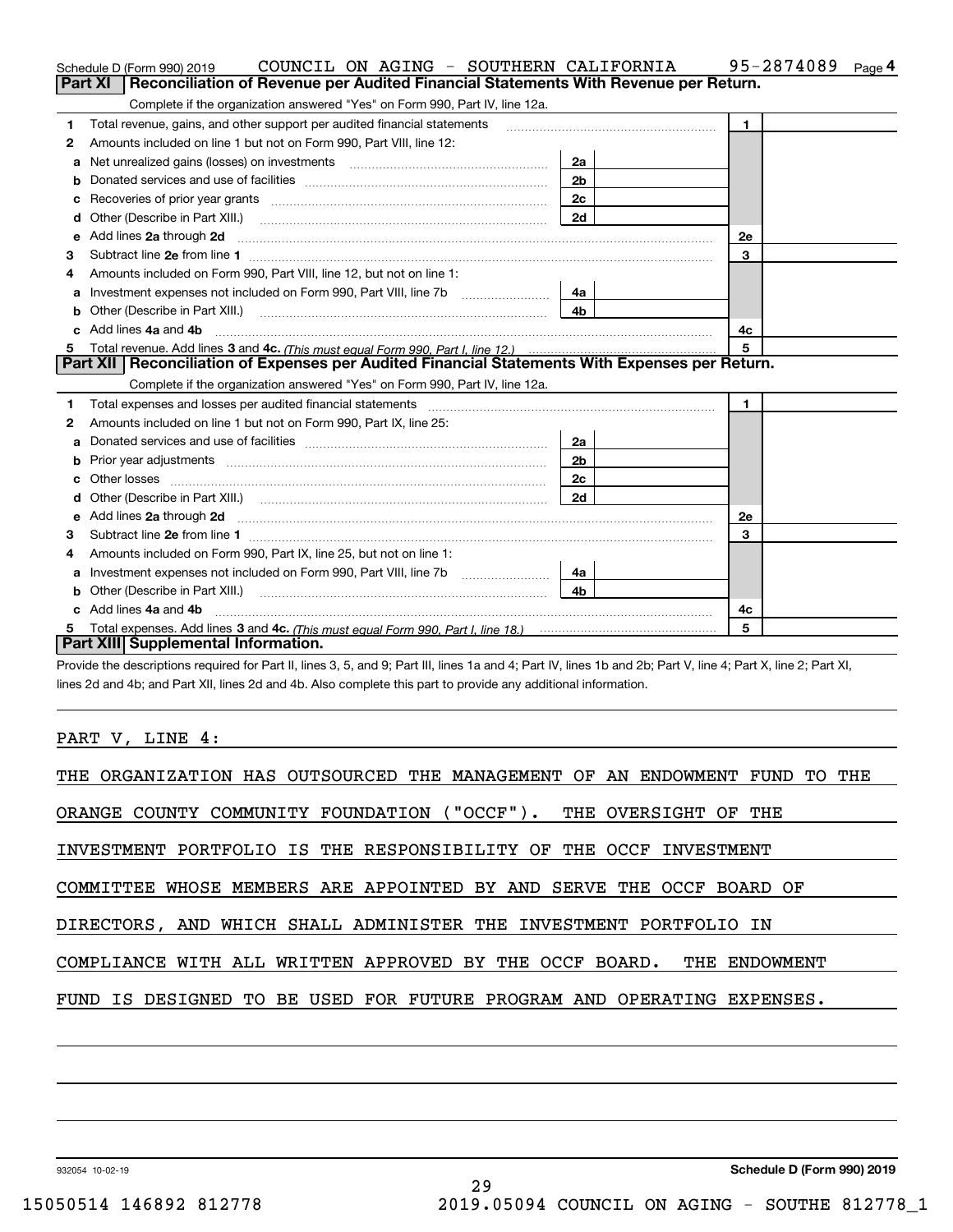Schedule D (Form 990) 2019 COUNCIL ON AGING - SOUTHERN CALIFORNIA 95-2874089 Page 4

**Part XI Reconciliation of Revenue per Audited Financial Statements With Revenue per Return.**

Complete if the organization answered "Yes" on Form 990, Part IV, line 12a.

| | | | | | |
|---|---|---|---|---|---|
| 1 | Total revenue, gains, and other support per audited financial statements | | | 1 | |
| 2 | Amounts included on line 1 but not on Form 990, Part VIII, line 12: | | | | |
| a | Net unrealized gains (losses) on investments | 2a | | | |
| b | Donated services and use of facilities | 2b | | | |
| c | Recoveries of prior year grants | 2c | | | |
| d | Other (Describe in Part XIII.) | 2d | | | |
| e | Add lines 2a through 2d | | | 2e | |
| 3 | Subtract line 2e from line 1 | | | 3 | |
| 4 | Amounts included on Form 990, Part VIII, line 12, but not on line 1: | | | | |
| a | Investment expenses not included on Form 990, Part VIII, line 7b | 4a | | | |
| b | Other (Describe in Part XIII.) | 4b | | | |
| c | Add lines 4a and 4b | | | 4c | |
| 5 | Total revenue. Add lines 3 and 4c. *(This must equal Form 990, Part I, line 12.)* | | | 5 | |

**Part XII Reconciliation of Expenses per Audited Financial Statements With Expenses per Return.**

Complete if the organization answered "Yes" on Form 990, Part IV, line 12a.

| | | | | | |
|---|---|---|---|---|---|
| 1 | Total expenses and losses per audited financial statements | | | 1 | |
| 2 | Amounts included on line 1 but not on Form 990, Part IX, line 25: | | | | |
| a | Donated services and use of facilities | 2a | | | |
| b | Prior year adjustments | 2b | | | |
| c | Other losses | 2c | | | |
| d | Other (Describe in Part XIII.) | 2d | | | |
| e | Add lines 2a through 2d | | | 2e | |
| 3 | Subtract line 2e from line 1 | | | 3 | |
| 4 | Amounts included on Form 990, Part IX, line 25, but not on line 1: | | | | |
| a | Investment expenses not included on Form 990, Part VIII, line 7b | 4a | | | |
| b | Other (Describe in Part XIII.) | 4b | | | |
| c | Add lines 4a and 4b | | | 4c | |
| 5 | Total expenses. Add lines 3 and 4c. *(This must equal Form 990, Part I, line 18.)* | | | 5 | |

**Part XIII Supplemental Information.**

Provide the descriptions required for Part II, lines 3, 5, and 9; Part III, lines 1a and 4; Part IV, lines 1b and 2b; Part V, line 4; Part X, line 2; Part XI, lines 2d and 4b; and Part XII, lines 2d and 4b. Also complete this part to provide any additional information.

PART V, LINE 4:

THE ORGANIZATION HAS OUTSOURCED THE MANAGEMENT OF AN ENDOWMENT FUND TO THE ORANGE COUNTY COMMUNITY FOUNDATION ("OCCF"). THE OVERSIGHT OF THE INVESTMENT PORTFOLIO IS THE RESPONSIBILITY OF THE OCCF INVESTMENT COMMITTEE WHOSE MEMBERS ARE APPOINTED BY AND SERVE THE OCCF BOARD OF DIRECTORS, AND WHICH SHALL ADMINISTER THE INVESTMENT PORTFOLIO IN COMPLIANCE WITH ALL WRITTEN APPROVED BY THE OCCF BOARD. THE ENDOWMENT FUND IS DESIGNED TO BE USED FOR FUTURE PROGRAM AND OPERATING EXPENSES.

932054 10-02-19 **Schedule D (Form 990) 2019**

15050514 146892 812778 2019.05094 COUNCIL ON AGING - SOUTHE 812778_1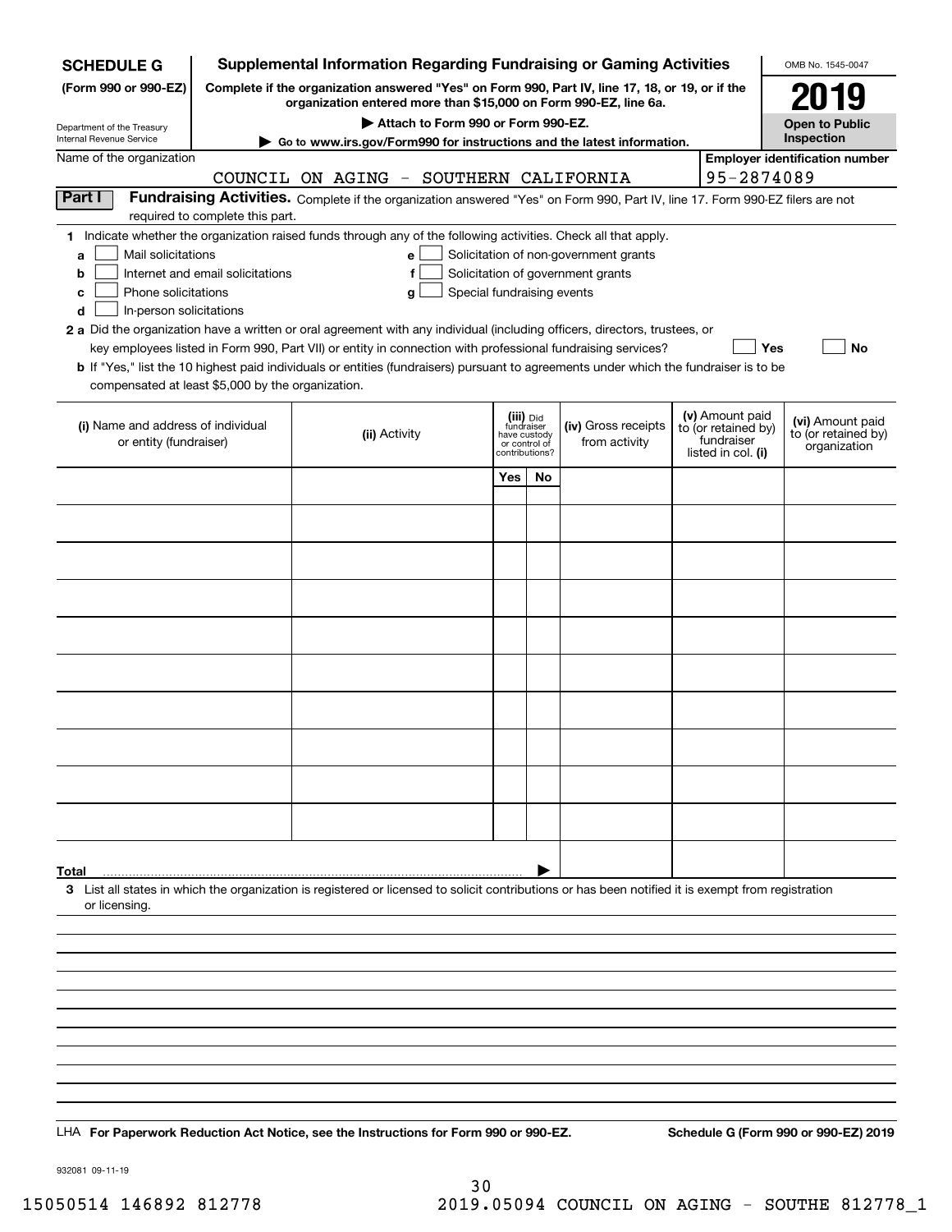**SCHEDULE G**
**(Form 990 or 990-EZ)**

Department of the Treasury
Internal Revenue Service

# Supplemental Information Regarding Fundraising or Gaming Activities

**Complete if the organization answered "Yes" on Form 990, Part IV, line 17, 18, or 19, or if the organization entered more than $15,000 on Form 990-EZ, line 6a.**

**▶ Attach to Form 990 or Form 990-EZ.**

**▶ Go to www.irs.gov/Form990 for instructions and the latest information.**

OMB No. 1545-0047

**2019**

**Open to Public Inspection**

Name of the organization: COUNCIL ON AGING - SOUTHERN CALIFORNIA

**Employer identification number:** 95-2874089

## Part I Fundraising Activities.

Complete if the organization answered "Yes" on Form 990, Part IV, line 17. Form 990-EZ filers are not required to complete this part.

**1** Indicate whether the organization raised funds through any of the following activities. Check all that apply.

- **a** ☐ Mail solicitations
- **b** ☐ Internet and email solicitations
- **c** ☐ Phone solicitations
- **d** ☐ In-person solicitations
- **e** ☐ Solicitation of non-government grants
- **f** ☐ Solicitation of government grants
- **g** ☐ Special fundraising events

**2 a** Did the organization have a written or oral agreement with any individual (including officers, directors, trustees, or key employees listed in Form 990, Part VII) or entity in connection with professional fundraising services? ☐ **Yes** ☐ **No**

**b** If "Yes," list the 10 highest paid individuals or entities (fundraisers) pursuant to agreements under which the fundraiser is to be compensated at least $5,000 by the organization.

| (i) Name and address of individual or entity (fundraiser) | (ii) Activity | (iii) Did fundraiser have custody or control of contributions? | | (iv) Gross receipts from activity | (v) Amount paid to (or retained by) fundraiser listed in col. (i) | (vi) Amount paid to (or retained by) organization |
|---|---|---|---|---|---|---|
| | | Yes | No | | | |
| | | | | | | |
| | | | | | | |
| | | | | | | |
| | | | | | | |
| | | | | | | |
| | | | | | | |
| | | | | | | |
| | | | | | | |
| | | | | | | |
| | | | | | | |
| **Total** ▶ | | | | | | |

**3** List all states in which the organization is registered or licensed to solicit contributions or has been notified it is exempt from registration or licensing.

LHA **For Paperwork Reduction Act Notice, see the Instructions for Form 990 or 990-EZ.** **Schedule G (Form 990 or 990-EZ) 2019**

932081 09-11-19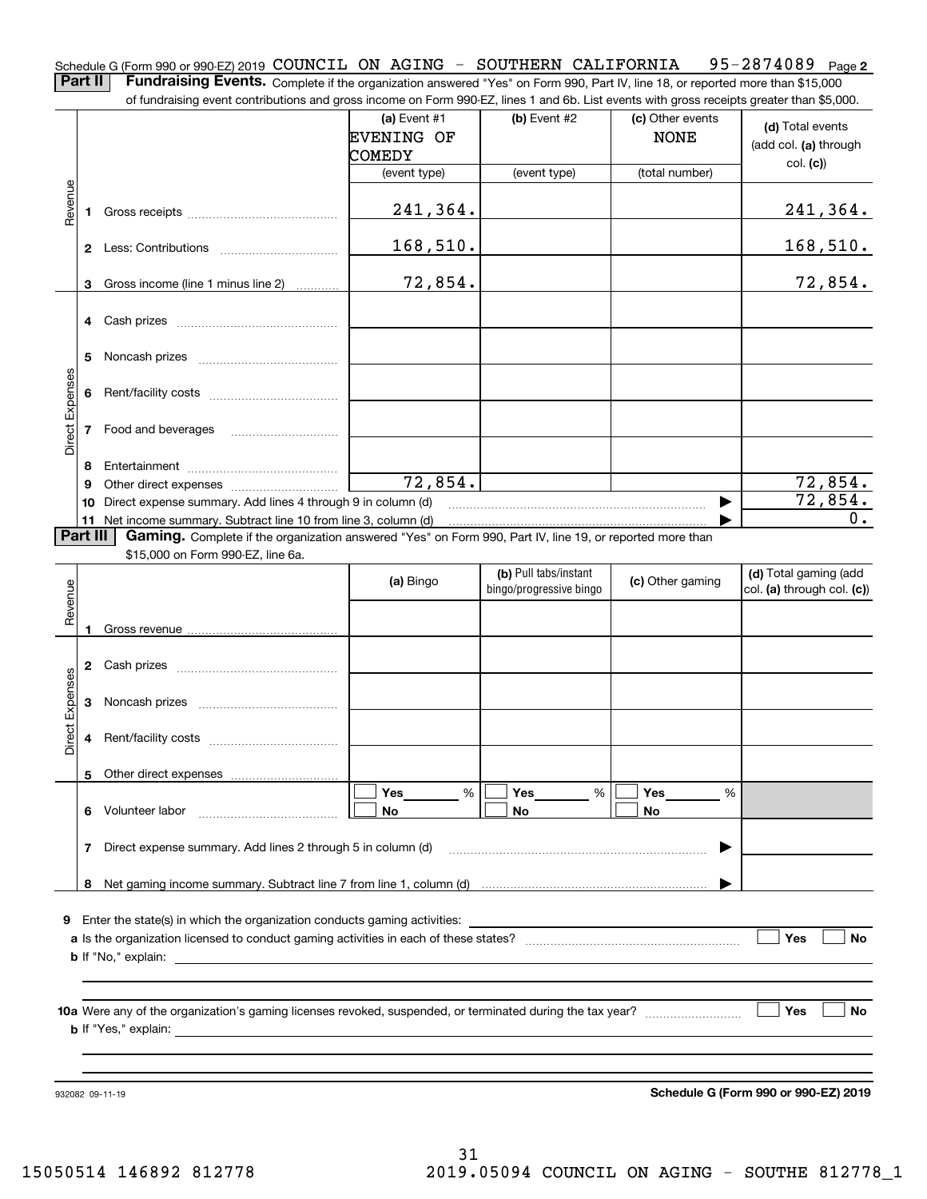Schedule G (Form 990 or 990-EZ) 2019 COUNCIL ON AGING - SOUTHERN CALIFORNIA 95-2874089 Page 2

**Part II** **Fundraising Events.** Complete if the organization answered "Yes" on Form 990, Part IV, line 18, or reported more than $15,000 of fundraising event contributions and gross income on Form 990-EZ, lines 1 and 6b. List events with gross receipts greater than $5,000.

| | | (a) Event #1 EVENING OF COMEDY (event type) | (b) Event #2 (event type) | (c) Other events NONE (total number) | (d) Total events (add col. (a) through col. (c)) |
|---|---|---|---|---|---|
| Revenue | 1 Gross receipts | 241,364. | | | 241,364. |
| | 2 Less: Contributions | 168,510. | | | 168,510. |
| | 3 Gross income (line 1 minus line 2) | 72,854. | | | 72,854. |
| Direct Expenses | 4 Cash prizes | | | | |
| | 5 Noncash prizes | | | | |
| | 6 Rent/facility costs | | | | |
| | 7 Food and beverages | | | | |
| | 8 Entertainment | | | | |
| | 9 Other direct expenses | 72,854. | | | 72,854. |
| | 10 Direct expense summary. Add lines 4 through 9 in column (d) | | | ▶ | 72,854. |
| | 11 Net income summary. Subtract line 10 from line 3, column (d) | | | ▶ | 0. |

**Part III** **Gaming.** Complete if the organization answered "Yes" on Form 990, Part IV, line 19, or reported more than $15,000 on Form 990-EZ, line 6a.

| | | (a) Bingo | (b) Pull tabs/instant bingo/progressive bingo | (c) Other gaming | (d) Total gaming (add col. (a) through col. (c)) |
|---|---|---|---|---|---|
| Revenue | 1 Gross revenue | | | | |
| Direct Expenses | 2 Cash prizes | | | | |
| | 3 Noncash prizes | | | | |
| | 4 Rent/facility costs | | | | |
| | 5 Other direct expenses | | | | |
| | 6 Volunteer labor | ☐ Yes ___ % ☐ No | ☐ Yes ___ % ☐ No | ☐ Yes ___ % ☐ No | |
| | 7 Direct expense summary. Add lines 2 through 5 in column (d) | | | ▶ | |
| | 8 Net gaming income summary. Subtract line 7 from line 1, column (d) | | | ▶ | |

**9** Enter the state(s) in which the organization conducts gaming activities: ______________________

**a** Is the organization licensed to conduct gaming activities in each of these states? ☐ Yes ☐ No

**b** If "No," explain: ______________________

**10a** Were any of the organization's gaming licenses revoked, suspended, or terminated during the tax year? ☐ Yes ☐ No

**b** If "Yes," explain: ______________________

932082 09-11-19

**Schedule G (Form 990 or 990-EZ) 2019**

15050514 146892 812778 2019.05094 COUNCIL ON AGING - SOUTHE 812778_1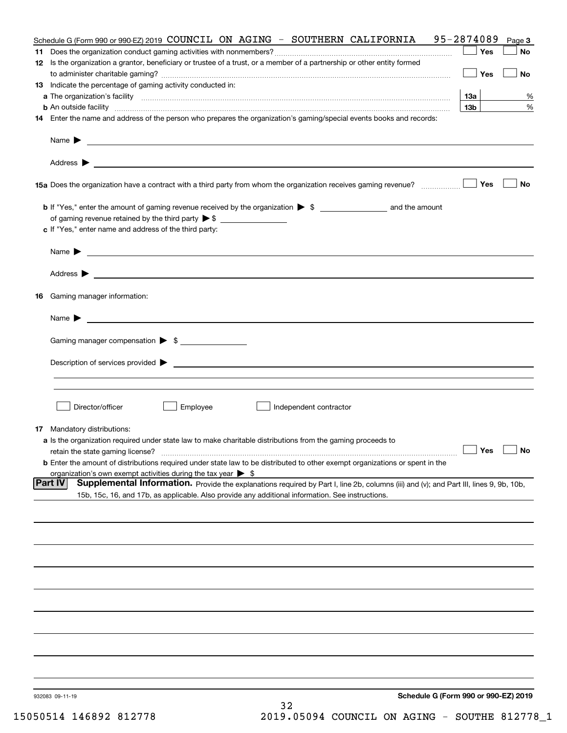Schedule G (Form 990 or 990-EZ) 2019 COUNCIL ON AGING - SOUTHERN CALIFORNIA 95-2874089 Page **3**

**11** Does the organization conduct gaming activities with nonmembers? ☐ Yes ☐ No

**12** Is the organization a grantor, beneficiary or trustee of a trust, or a member of a partnership or other entity formed to administer charitable gaming? ☐ Yes ☐ No

**13** Indicate the percentage of gaming activity conducted in:

**a** The organization's facility **13a** %

**b** An outside facility **13b** %

**14** Enter the name and address of the person who prepares the organization's gaming/special events books and records:

Name ▶

Address ▶

**15a** Does the organization have a contract with a third party from whom the organization receives gaming revenue? ☐ Yes ☐ No

**b** If "Yes," enter the amount of gaming revenue received by the organization ▶ $ ______ and the amount of gaming revenue retained by the third party ▶ $ ______

**c** If "Yes," enter name and address of the third party:

Name ▶

Address ▶

**16** Gaming manager information:

Name ▶

Gaming manager compensation ▶ $

Description of services provided ▶

☐ Director/officer ☐ Employee ☐ Independent contractor

**17** Mandatory distributions:

**a** Is the organization required under state law to make charitable distributions from the gaming proceeds to retain the state gaming license? ☐ Yes ☐ No

**b** Enter the amount of distributions required under state law to be distributed to other exempt organizations or spent in the organization's own exempt activities during the tax year ▶ $

**Part IV** **Supplemental Information.** Provide the explanations required by Part I, line 2b, columns (iii) and (v); and Part III, lines 9, 9b, 10b, 15b, 15c, 16, and 17b, as applicable. Also provide any additional information. See instructions.

932083 09-11-19 **Schedule G (Form 990 or 990-EZ) 2019**

15050514 146892 812778 2019.05094 COUNCIL ON AGING - SOUTHE 812778_1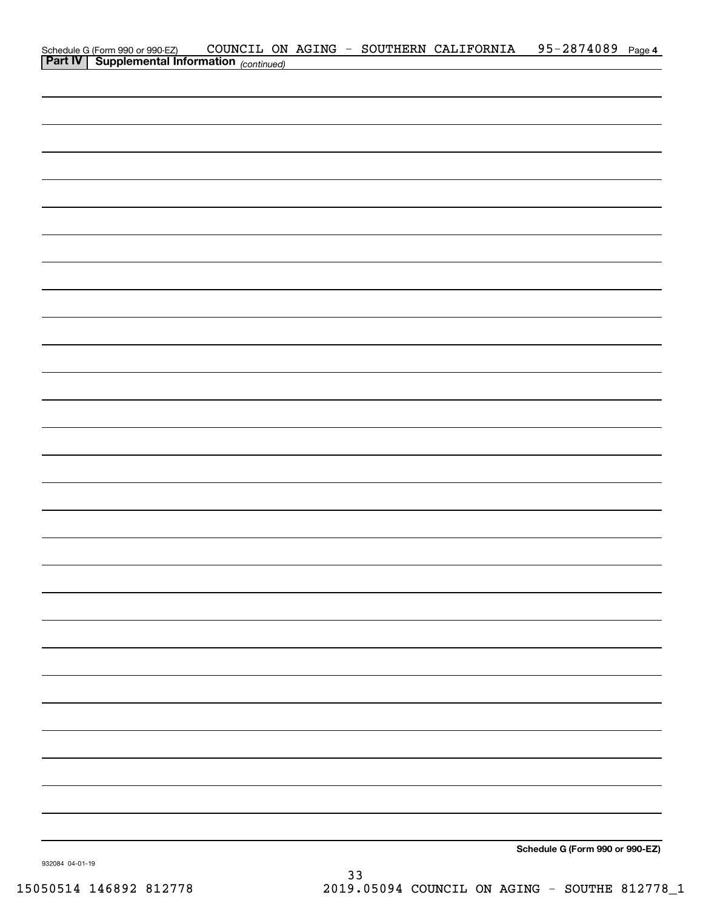Schedule G (Form 990 or 990-EZ) COUNCIL ON AGING - SOUTHERN CALIFORNIA 95-2874089 Page **4**

**Part IV | Supplemental Information** *(continued)*

**Schedule G (Form 990 or 990-EZ)**

932084 04-01-19

15050514 146892 812778 2019.05094 COUNCIL ON AGING - SOUTHE 812778_1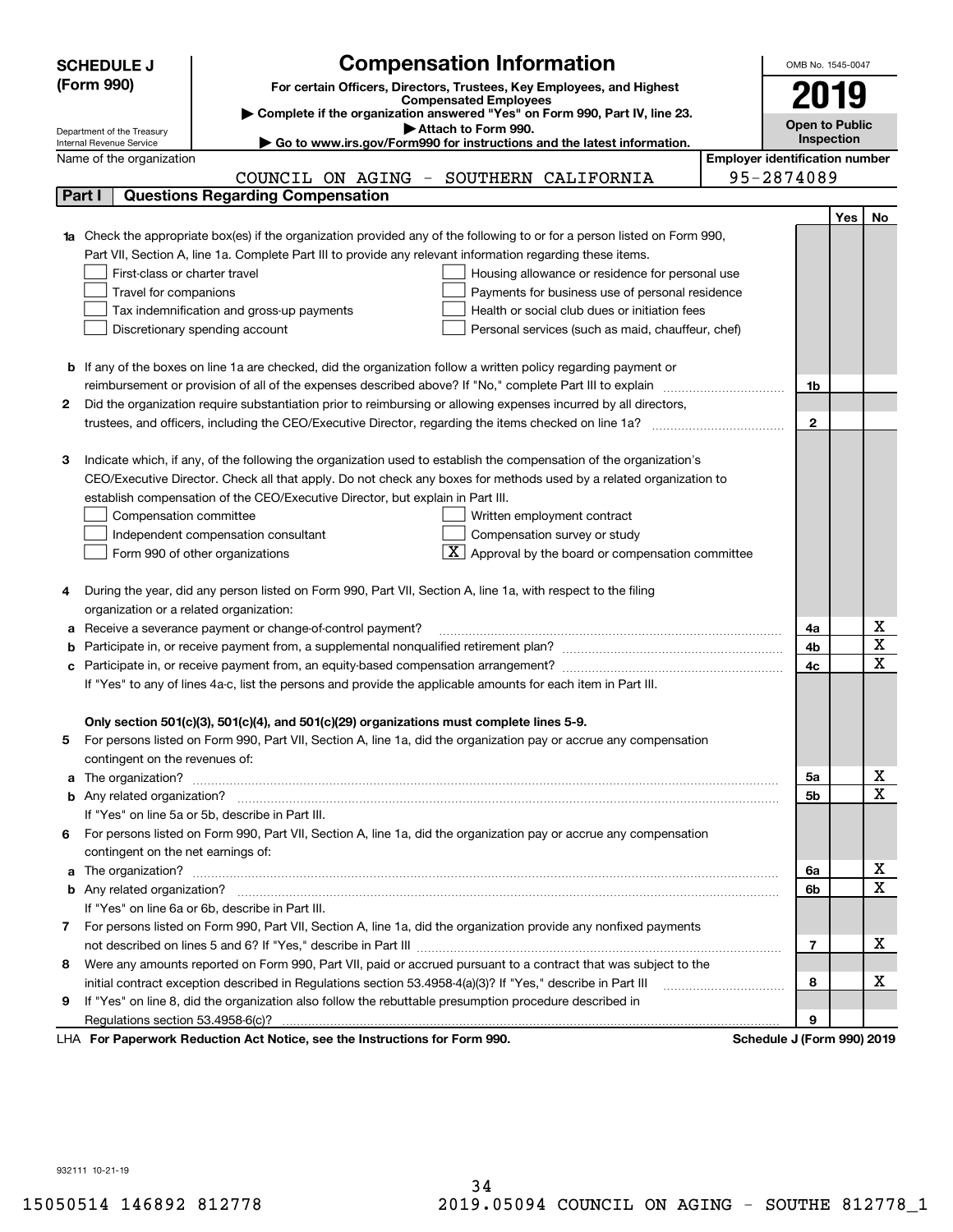**SCHEDULE J**
**(Form 990)**

Department of the Treasury
Internal Revenue Service

# Compensation Information

**For certain Officers, Directors, Trustees, Key Employees, and Highest Compensated Employees**

▶ **Complete if the organization answered "Yes" on Form 990, Part IV, line 23.**
▶ **Attach to Form 990.**
▶ **Go to www.irs.gov/Form990 for instructions and the latest information.**

OMB No. 1545-0047

**2019**

**Open to Public Inspection**

Name of the organization: COUNCIL ON AGING - SOUTHERN CALIFORNIA

Employer identification number: 95-2874089

## Part I | Questions Regarding Compensation

| | | | Yes | No |
|---|---|---|---|---|
| **1a** | Check the appropriate box(es) if the organization provided any of the following to or for a person listed on Form 990, Part VII, Section A, line 1a. Complete Part III to provide any relevant information regarding these items.<br>☐ First-class or charter travel ☐ Housing allowance or residence for personal use<br>☐ Travel for companions ☐ Payments for business use of personal residence<br>☐ Tax indemnification and gross-up payments ☐ Health or social club dues or initiation fees<br>☐ Discretionary spending account ☐ Personal services (such as maid, chauffeur, chef) | | | |
| **b** | If any of the boxes on line 1a are checked, did the organization follow a written policy regarding payment or reimbursement or provision of all of the expenses described above? If "No," complete Part III to explain | 1b | | |
| **2** | Did the organization require substantiation prior to reimbursing or allowing expenses incurred by all directors, trustees, and officers, including the CEO/Executive Director, regarding the items checked on line 1a? | 2 | | |
| **3** | Indicate which, if any, of the following the organization used to establish the compensation of the organization's CEO/Executive Director. Check all that apply. Do not check any boxes for methods used by a related organization to establish compensation of the CEO/Executive Director, but explain in Part III.<br>☐ Compensation committee ☐ Written employment contract<br>☐ Independent compensation consultant ☐ Compensation survey or study<br>☐ Form 990 of other organizations ☒ Approval by the board or compensation committee | | | |
| **4** | During the year, did any person listed on Form 990, Part VII, Section A, line 1a, with respect to the filing organization or a related organization: | | | |
| **a** | Receive a severance payment or change-of-control payment? | 4a | | X |
| **b** | Participate in, or receive payment from, a supplemental nonqualified retirement plan? | 4b | | X |
| **c** | Participate in, or receive payment from, an equity-based compensation arrangement? | 4c | | X |
| | If "Yes" to any of lines 4a-c, list the persons and provide the applicable amounts for each item in Part III. | | | |
| | **Only section 501(c)(3), 501(c)(4), and 501(c)(29) organizations must complete lines 5-9.** | | | |
| **5** | For persons listed on Form 990, Part VII, Section A, line 1a, did the organization pay or accrue any compensation contingent on the revenues of: | | | |
| **a** | The organization? | 5a | | X |
| **b** | Any related organization? | 5b | | X |
| | If "Yes" on line 5a or 5b, describe in Part III. | | | |
| **6** | For persons listed on Form 990, Part VII, Section A, line 1a, did the organization pay or accrue any compensation contingent on the net earnings of: | | | |
| **a** | The organization? | 6a | | X |
| **b** | Any related organization? | 6b | | X |
| | If "Yes" on line 6a or 6b, describe in Part III. | | | |
| **7** | For persons listed on Form 990, Part VII, Section A, line 1a, did the organization provide any nonfixed payments not described on lines 5 and 6? If "Yes," describe in Part III | 7 | | X |
| **8** | Were any amounts reported on Form 990, Part VII, paid or accrued pursuant to a contract that was subject to the initial contract exception described in Regulations section 53.4958-4(a)(3)? If "Yes," describe in Part III | 8 | | X |
| **9** | If "Yes" on line 8, did the organization also follow the rebuttable presumption procedure described in Regulations section 53.4958-6(c)? | 9 | | |

LHA **For Paperwork Reduction Act Notice, see the Instructions for Form 990.** **Schedule J (Form 990) 2019**

932111 10-21-19

15050514 146892 812778 2019.05094 COUNCIL ON AGING - SOUTHE 812778_1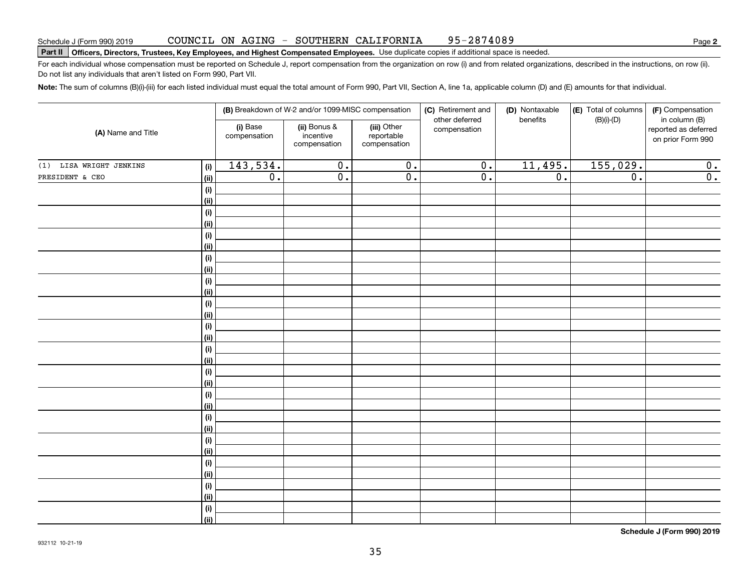Schedule J (Form 990) 2019 COUNCIL ON AGING - SOUTHERN CALIFORNIA 95-2874089 Page **2**

**Part II** **Officers, Directors, Trustees, Key Employees, and Highest Compensated Employees.** Use duplicate copies if additional space is needed.

For each individual whose compensation must be reported on Schedule J, report compensation from the organization on row (i) and from related organizations, described in the instructions, on row (ii). Do not list any individuals that aren't listed on Form 990, Part VII.

**Note:** The sum of columns (B)(i)-(iii) for each listed individual must equal the total amount of Form 990, Part VII, Section A, line 1a, applicable column (D) and (E) amounts for that individual.

| (A) Name and Title | | (B) Breakdown of W-2 and/or 1099-MISC compensation | | | (C) Retirement and other deferred compensation | (D) Nontaxable benefits | (E) Total of columns (B)(i)-(D) | (F) Compensation in column (B) reported as deferred on prior Form 990 |
|---|---|---|---|---|---|---|---|---|
| | | (i) Base compensation | (ii) Bonus & incentive compensation | (iii) Other reportable compensation | | | | |
| (1) LISA WRIGHT JENKINS | (i) | 143,534. | 0. | 0. | 0. | 11,495. | 155,029. | 0. |
| PRESIDENT & CEO | (ii) | 0. | 0. | 0. | 0. | 0. | 0. | 0. |
| | (i) | | | | | | | |
| | (ii) | | | | | | | |
| | (i) | | | | | | | |
| | (ii) | | | | | | | |
| | (i) | | | | | | | |
| | (ii) | | | | | | | |
| | (i) | | | | | | | |
| | (ii) | | | | | | | |
| | (i) | | | | | | | |
| | (ii) | | | | | | | |
| | (i) | | | | | | | |
| | (ii) | | | | | | | |
| | (i) | | | | | | | |
| | (ii) | | | | | | | |
| | (i) | | | | | | | |
| | (ii) | | | | | | | |
| | (i) | | | | | | | |
| | (ii) | | | | | | | |
| | (i) | | | | | | | |
| | (ii) | | | | | | | |
| | (i) | | | | | | | |
| | (ii) | | | | | | | |
| | (i) | | | | | | | |
| | (ii) | | | | | | | |
| | (i) | | | | | | | |
| | (ii) | | | | | | | |
| | (i) | | | | | | | |
| | (ii) | | | | | | | |
| | (i) | | | | | | | |
| | (ii) | | | | | | | |

**Schedule J (Form 990) 2019**

932112 10-21-19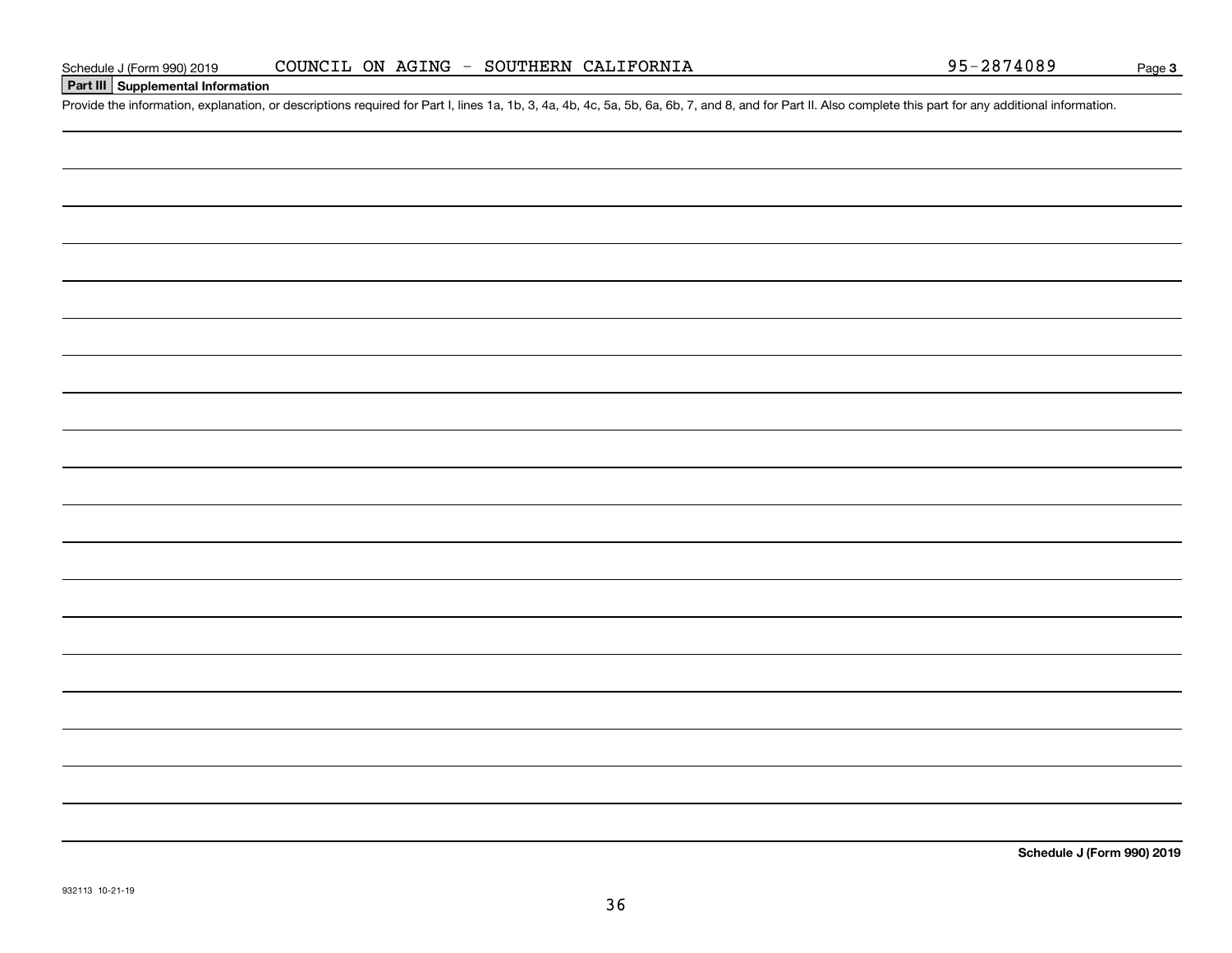Schedule J (Form 990) 2019 COUNCIL ON AGING - SOUTHERN CALIFORNIA 95-2874089 Page **3**

## Part III Supplemental Information

Provide the information, explanation, or descriptions required for Part I, lines 1a, 1b, 3, 4a, 4b, 4c, 5a, 5b, 6a, 6b, 7, and 8, and for Part II. Also complete this part for any additional information.

**Schedule J (Form 990) 2019**

932113 10-21-19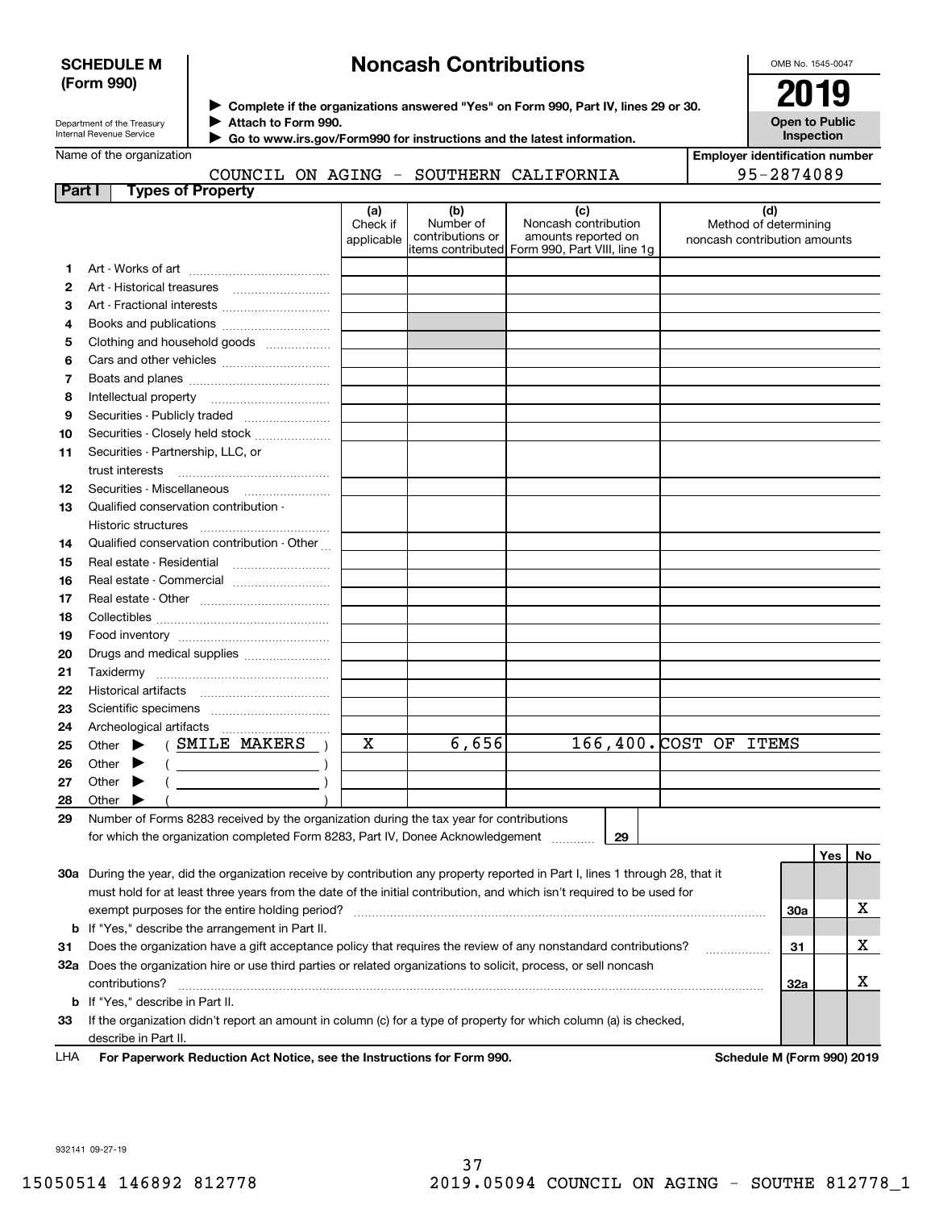**SCHEDULE M (Form 990)**

Department of the Treasury
Internal Revenue Service

# Noncash Contributions

▶ Complete if the organizations answered "Yes" on Form 990, Part IV, lines 29 or 30.
▶ Attach to Form 990.
▶ Go to www.irs.gov/Form990 for instructions and the latest information.

OMB No. 1545-0047

**2019**

**Open to Public Inspection**

Name of the organization: COUNCIL ON AGING - SOUTHERN CALIFORNIA

Employer identification number: 95-2874089

## Part I Types of Property

| | | (a) Check if applicable | (b) Number of contributions or items contributed | (c) Noncash contribution amounts reported on Form 990, Part VIII, line 1g | (d) Method of determining noncash contribution amounts |
|---|---|---|---|---|---|
| 1 | Art - Works of art | | | | |
| 2 | Art - Historical treasures | | | | |
| 3 | Art - Fractional interests | | | | |
| 4 | Books and publications | | | | |
| 5 | Clothing and household goods | | | | |
| 6 | Cars and other vehicles | | | | |
| 7 | Boats and planes | | | | |
| 8 | Intellectual property | | | | |
| 9 | Securities - Publicly traded | | | | |
| 10 | Securities - Closely held stock | | | | |
| 11 | Securities - Partnership, LLC, or trust interests | | | | |
| 12 | Securities - Miscellaneous | | | | |
| 13 | Qualified conservation contribution - Historic structures | | | | |
| 14 | Qualified conservation contribution - Other | | | | |
| 15 | Real estate - Residential | | | | |
| 16 | Real estate - Commercial | | | | |
| 17 | Real estate - Other | | | | |
| 18 | Collectibles | | | | |
| 19 | Food inventory | | | | |
| 20 | Drugs and medical supplies | | | | |
| 21 | Taxidermy | | | | |
| 22 | Historical artifacts | | | | |
| 23 | Scientific specimens | | | | |
| 24 | Archeological artifacts | | | | |
| 25 | Other ▶ ( SMILE MAKERS ) | X | 6,656 | 166,400. | COST OF ITEMS |
| 26 | Other ▶ ( ) | | | | |
| 27 | Other ▶ ( ) | | | | |
| 28 | Other ▶ ( ) | | | | |

**29** Number of Forms 8283 received by the organization during the tax year for contributions for which the organization completed Form 8283, Part IV, Donee Acknowledgement ..... **29**

| | | | Yes | No |
|---|---|---|---|---|
| **30a** | During the year, did the organization receive by contribution any property reported in Part I, lines 1 through 28, that it must hold for at least three years from the date of the initial contribution, and which isn't required to be used for exempt purposes for the entire holding period? | 30a | | X |
| **b** | If "Yes," describe the arrangement in Part II. | | | |
| **31** | Does the organization have a gift acceptance policy that requires the review of any nonstandard contributions? | 31 | | X |
| **32a** | Does the organization hire or use third parties or related organizations to solicit, process, or sell noncash contributions? | 32a | | X |
| **b** | If "Yes," describe in Part II. | | | |
| **33** | If the organization didn't report an amount in column (c) for a type of property for which column (a) is checked, describe in Part II. | | | |

LHA **For Paperwork Reduction Act Notice, see the Instructions for Form 990.** **Schedule M (Form 990) 2019**

932141 09-27-19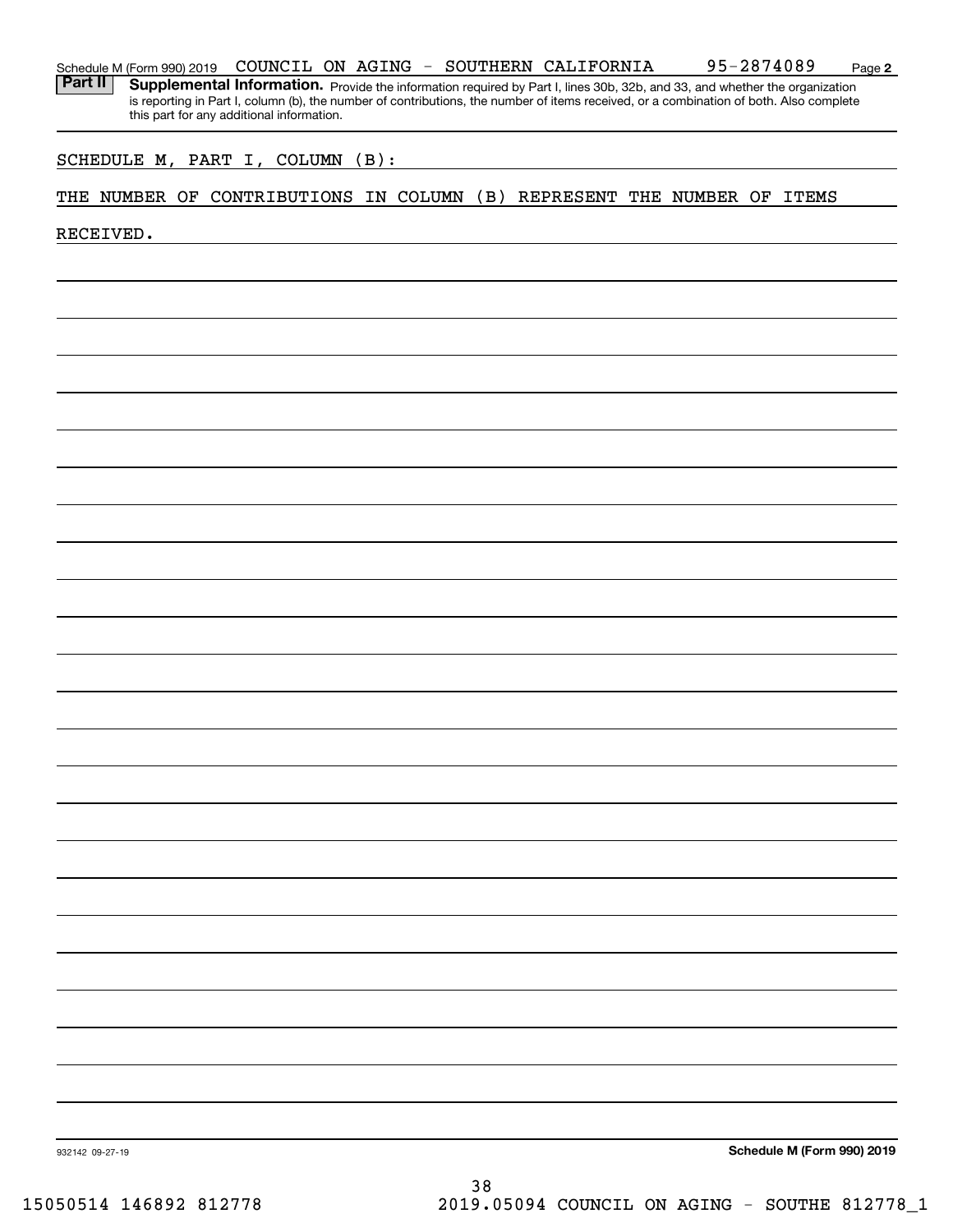Schedule M (Form 990) 2019 COUNCIL ON AGING - SOUTHERN CALIFORNIA 95-2874089 Page **2**

**Part II** **Supplemental Information.** Provide the information required by Part I, lines 30b, 32b, and 33, and whether the organization is reporting in Part I, column (b), the number of contributions, the number of items received, or a combination of both. Also complete this part for any additional information.

SCHEDULE M, PART I, COLUMN (B):

THE NUMBER OF CONTRIBUTIONS IN COLUMN (B) REPRESENT THE NUMBER OF ITEMS RECEIVED.

932142 09-27-19 **Schedule M (Form 990) 2019**

15050514 146892 812778 2019.05094 COUNCIL ON AGING - SOUTHE 812778_1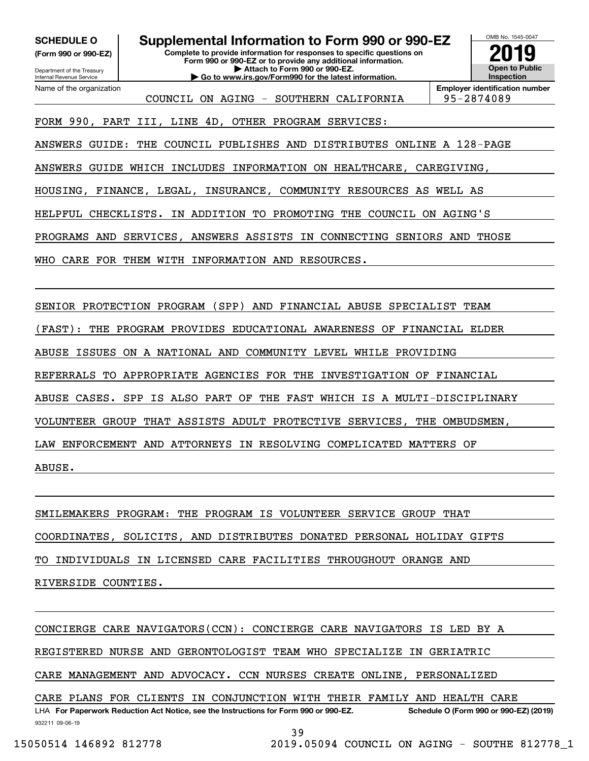**SCHEDULE O** **(Form 990 or 990-EZ)**

Department of the Treasury
Internal Revenue Service

# Supplemental Information to Form 990 or 990-EZ

**Complete to provide information for responses to specific questions on Form 990 or 990-EZ or to provide any additional information.**
**▶ Attach to Form 990 or 990-EZ.**
**▶ Go to www.irs.gov/Form990 for the latest information.**

OMB No. 1545-0047

**2019**

**Open to Public Inspection**

Name of the organization: COUNCIL ON AGING - SOUTHERN CALIFORNIA

**Employer identification number**: 95-2874089

FORM 990, PART III, LINE 4D, OTHER PROGRAM SERVICES:

ANSWERS GUIDE: THE COUNCIL PUBLISHES AND DISTRIBUTES ONLINE A 128-PAGE ANSWERS GUIDE WHICH INCLUDES INFORMATION ON HEALTHCARE, CAREGIVING, HOUSING, FINANCE, LEGAL, INSURANCE, COMMUNITY RESOURCES AS WELL AS HELPFUL CHECKLISTS. IN ADDITION TO PROMOTING THE COUNCIL ON AGING'S PROGRAMS AND SERVICES, ANSWERS ASSISTS IN CONNECTING SENIORS AND THOSE WHO CARE FOR THEM WITH INFORMATION AND RESOURCES.

SENIOR PROTECTION PROGRAM (SPP) AND FINANCIAL ABUSE SPECIALIST TEAM (FAST): THE PROGRAM PROVIDES EDUCATIONAL AWARENESS OF FINANCIAL ELDER ABUSE ISSUES ON A NATIONAL AND COMMUNITY LEVEL WHILE PROVIDING REFERRALS TO APPROPRIATE AGENCIES FOR THE INVESTIGATION OF FINANCIAL ABUSE CASES. SPP IS ALSO PART OF THE FAST WHICH IS A MULTI-DISCIPLINARY VOLUNTEER GROUP THAT ASSISTS ADULT PROTECTIVE SERVICES, THE OMBUDSMEN, LAW ENFORCEMENT AND ATTORNEYS IN RESOLVING COMPLICATED MATTERS OF ABUSE.

SMILEMAKERS PROGRAM: THE PROGRAM IS VOLUNTEER SERVICE GROUP THAT COORDINATES, SOLICITS, AND DISTRIBUTES DONATED PERSONAL HOLIDAY GIFTS TO INDIVIDUALS IN LICENSED CARE FACILITIES THROUGHOUT ORANGE AND RIVERSIDE COUNTIES.

CONCIERGE CARE NAVIGATORS(CCN): CONCIERGE CARE NAVIGATORS IS LED BY A REGISTERED NURSE AND GERONTOLOGIST TEAM WHO SPECIALIZE IN GERIATRIC CARE MANAGEMENT AND ADVOCACY. CCN NURSES CREATE ONLINE, PERSONALIZED CARE PLANS FOR CLIENTS IN CONJUNCTION WITH THEIR FAMILY AND HEALTH CARE

LHA **For Paperwork Reduction Act Notice, see the Instructions for Form 990 or 990-EZ.** **Schedule O (Form 990 or 990-EZ) (2019)**

932211 09-06-19

15050514 146892 812778 2019.05094 COUNCIL ON AGING - SOUTHE 812778_1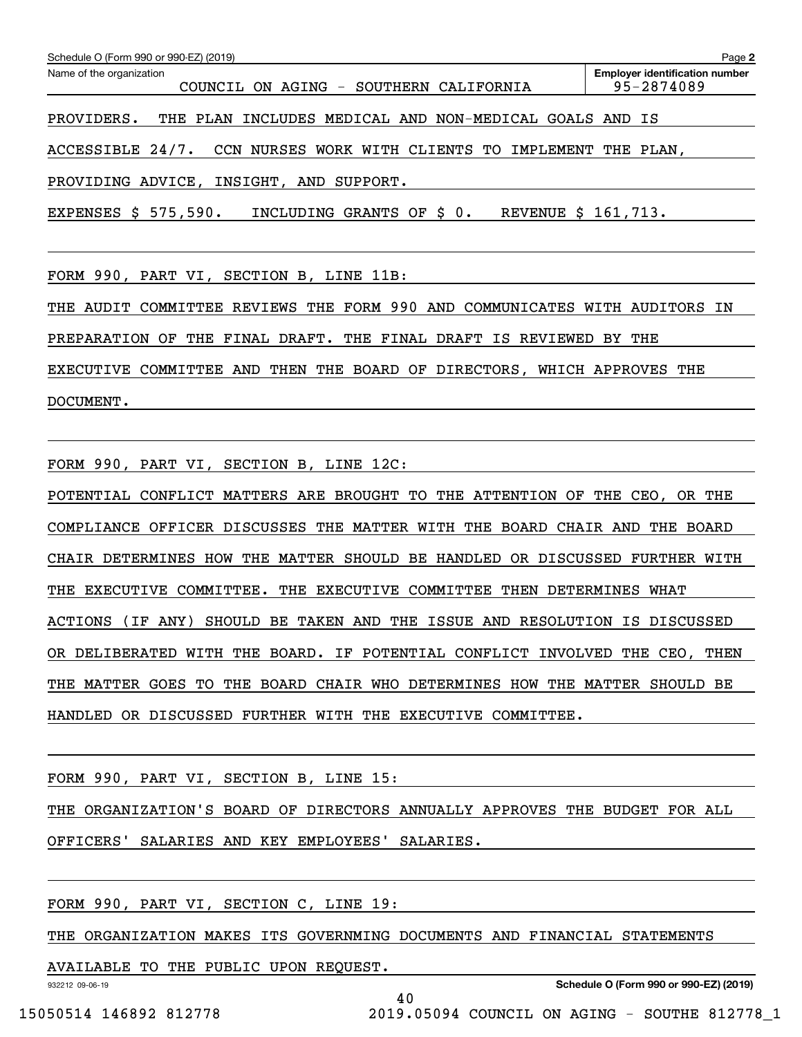Name of the organization: COUNCIL ON AGING - SOUTHERN CALIFORNIA

Employer identification number: 95-2874089

PROVIDERS. THE PLAN INCLUDES MEDICAL AND NON-MEDICAL GOALS AND IS ACCESSIBLE 24/7. CCN NURSES WORK WITH CLIENTS TO IMPLEMENT THE PLAN, PROVIDING ADVICE, INSIGHT, AND SUPPORT.

EXPENSES $ 575,590. INCLUDING GRANTS OF $ 0. REVENUE $ 161,713.

FORM 990, PART VI, SECTION B, LINE 11B:

THE AUDIT COMMITTEE REVIEWS THE FORM 990 AND COMMUNICATES WITH AUDITORS IN PREPARATION OF THE FINAL DRAFT. THE FINAL DRAFT IS REVIEWED BY THE EXECUTIVE COMMITTEE AND THEN THE BOARD OF DIRECTORS, WHICH APPROVES THE DOCUMENT.

FORM 990, PART VI, SECTION B, LINE 12C:

POTENTIAL CONFLICT MATTERS ARE BROUGHT TO THE ATTENTION OF THE CEO, OR THE COMPLIANCE OFFICER DISCUSSES THE MATTER WITH THE BOARD CHAIR AND THE BOARD CHAIR DETERMINES HOW THE MATTER SHOULD BE HANDLED OR DISCUSSED FURTHER WITH THE EXECUTIVE COMMITTEE. THE EXECUTIVE COMMITTEE THEN DETERMINES WHAT ACTIONS (IF ANY) SHOULD BE TAKEN AND THE ISSUE AND RESOLUTION IS DISCUSSED OR DELIBERATED WITH THE BOARD. IF POTENTIAL CONFLICT INVOLVED THE CEO, THEN THE MATTER GOES TO THE BOARD CHAIR WHO DETERMINES HOW THE MATTER SHOULD BE HANDLED OR DISCUSSED FURTHER WITH THE EXECUTIVE COMMITTEE.

FORM 990, PART VI, SECTION B, LINE 15:

THE ORGANIZATION'S BOARD OF DIRECTORS ANNUALLY APPROVES THE BUDGET FOR ALL OFFICERS' SALARIES AND KEY EMPLOYEES' SALARIES.

FORM 990, PART VI, SECTION C, LINE 19:

THE ORGANIZATION MAKES ITS GOVERNMING DOCUMENTS AND FINANCIAL STATEMENTS AVAILABLE TO THE PUBLIC UPON REQUEST.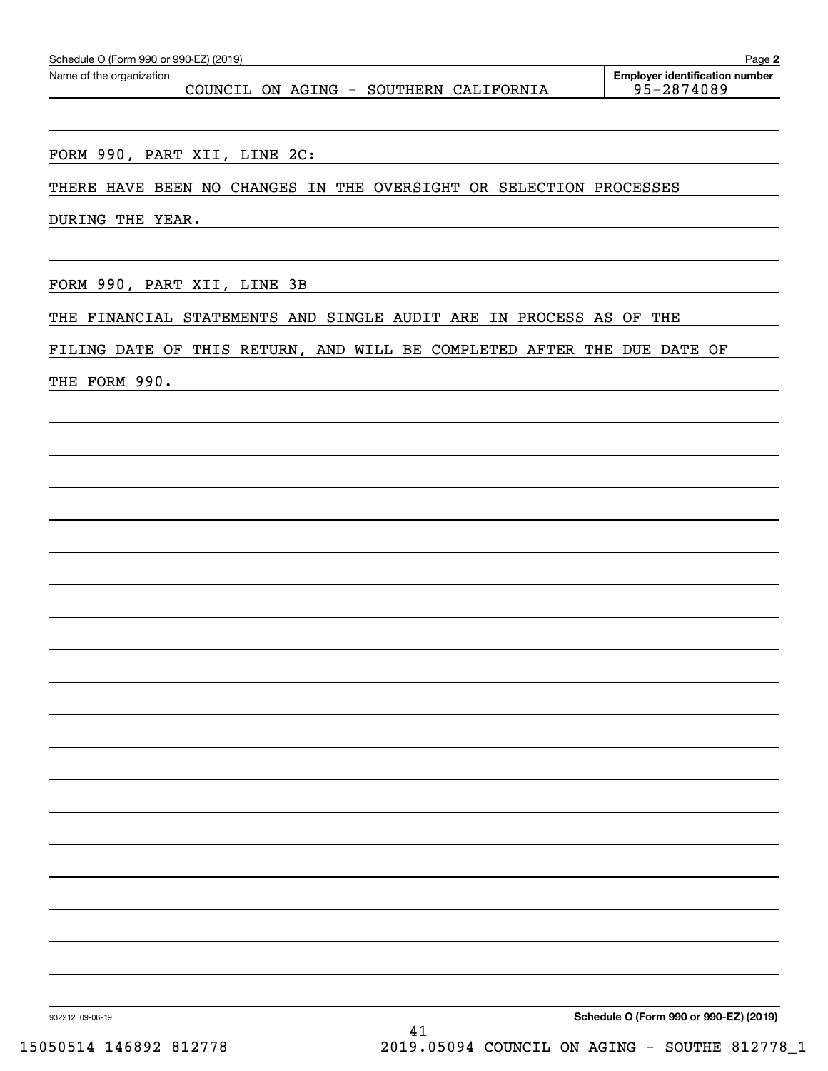Schedule O (Form 990 or 990-EZ) (2019) Page **2**

Name of the organization: COUNCIL ON AGING - SOUTHERN CALIFORNIA

**Employer identification number**: 95-2874089

FORM 990, PART XII, LINE 2C:

THERE HAVE BEEN NO CHANGES IN THE OVERSIGHT OR SELECTION PROCESSES DURING THE YEAR.

FORM 990, PART XII, LINE 3B

THE FINANCIAL STATEMENTS AND SINGLE AUDIT ARE IN PROCESS AS OF THE FILING DATE OF THIS RETURN, AND WILL BE COMPLETED AFTER THE DUE DATE OF THE FORM 990.

932212 09-06-19 **Schedule O (Form 990 or 990-EZ) (2019)**

15050514 146892 812778 2019.05094 COUNCIL ON AGING - SOUTHE 812778_1